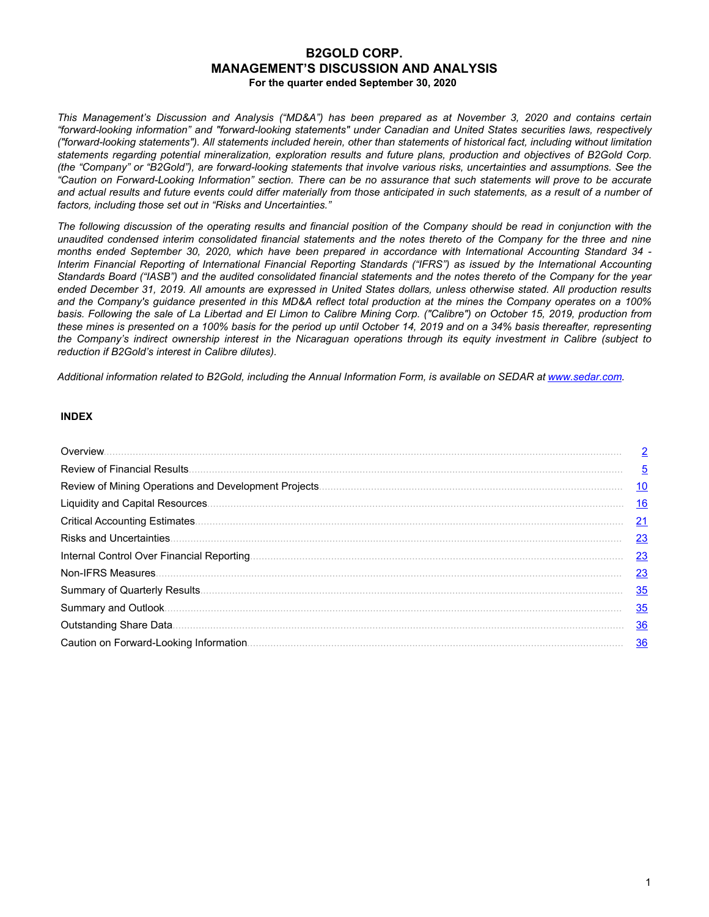# B2GOLD CORP.
# MANAGEMENT'S DISCUSSION AND ANALYSIS
**For the quarter ended September 30, 2020**

*This Management's Discussion and Analysis ("MD&A") has been prepared as at November 3, 2020 and contains certain "forward-looking information" and "forward-looking statements" under Canadian and United States securities laws, respectively ("forward-looking statements"). All statements included herein, other than statements of historical fact, including without limitation statements regarding potential mineralization, exploration results and future plans, production and objectives of B2Gold Corp. (the "Company" or "B2Gold"), are forward-looking statements that involve various risks, uncertainties and assumptions. See the "Caution on Forward-Looking Information" section. There can be no assurance that such statements will prove to be accurate and actual results and future events could differ materially from those anticipated in such statements, as a result of a number of factors, including those set out in "Risks and Uncertainties."*

*The following discussion of the operating results and financial position of the Company should be read in conjunction with the unaudited condensed interim consolidated financial statements and the notes thereto of the Company for the three and nine months ended September 30, 2020, which have been prepared in accordance with International Accounting Standard 34 - Interim Financial Reporting of International Financial Reporting Standards ("IFRS") as issued by the International Accounting Standards Board ("IASB") and the audited consolidated financial statements and the notes thereto of the Company for the year ended December 31, 2019. All amounts are expressed in United States dollars, unless otherwise stated. All production results and the Company's guidance presented in this MD&A reflect total production at the mines the Company operates on a 100% basis. Following the sale of La Libertad and El Limon to Calibre Mining Corp. ("Calibre") on October 15, 2019, production from these mines is presented on a 100% basis for the period up until October 14, 2019 and on a 34% basis thereafter, representing the Company's indirect ownership interest in the Nicaraguan operations through its equity investment in Calibre (subject to reduction if B2Gold's interest in Calibre dilutes).*

*Additional information related to B2Gold, including the Annual Information Form, is available on SEDAR at www.sedar.com.*

**INDEX**

| | |
|---|---|
| Overview | 2 |
| Review of Financial Results | 5 |
| Review of Mining Operations and Development Projects | 10 |
| Liquidity and Capital Resources | 16 |
| Critical Accounting Estimates | 21 |
| Risks and Uncertainties | 23 |
| Internal Control Over Financial Reporting | 23 |
| Non-IFRS Measures | 23 |
| Summary of Quarterly Results | 35 |
| Summary and Outlook | 35 |
| Outstanding Share Data | 36 |
| Caution on Forward-Looking Information | 36 |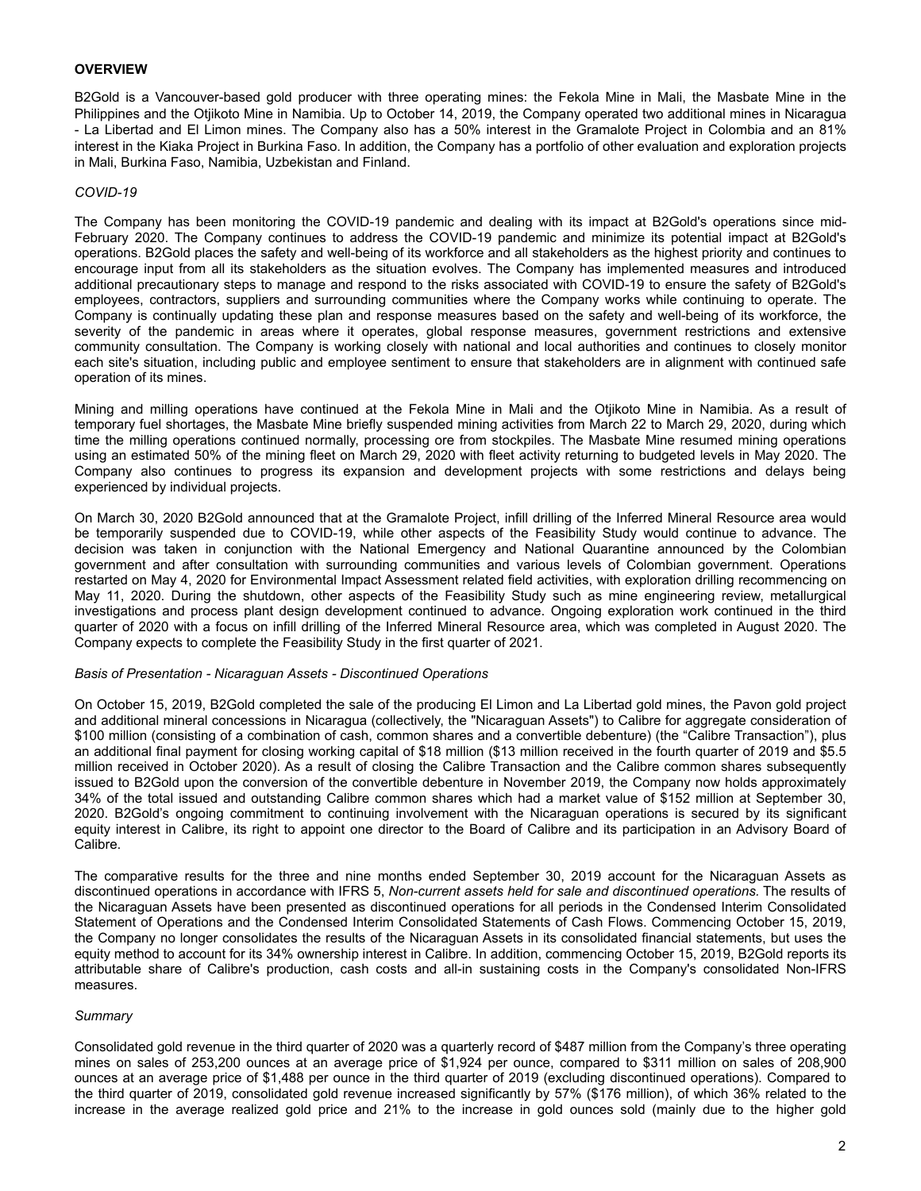## OVERVIEW

B2Gold is a Vancouver-based gold producer with three operating mines: the Fekola Mine in Mali, the Masbate Mine in the Philippines and the Otjikoto Mine in Namibia. Up to October 14, 2019, the Company operated two additional mines in Nicaragua - La Libertad and El Limon mines. The Company also has a 50% interest in the Gramalote Project in Colombia and an 81% interest in the Kiaka Project in Burkina Faso. In addition, the Company has a portfolio of other evaluation and exploration projects in Mali, Burkina Faso, Namibia, Uzbekistan and Finland.

*COVID-19*

The Company has been monitoring the COVID-19 pandemic and dealing with its impact at B2Gold's operations since mid-February 2020. The Company continues to address the COVID-19 pandemic and minimize its potential impact at B2Gold's operations. B2Gold places the safety and well-being of its workforce and all stakeholders as the highest priority and continues to encourage input from all its stakeholders as the situation evolves. The Company has implemented measures and introduced additional precautionary steps to manage and respond to the risks associated with COVID-19 to ensure the safety of B2Gold's employees, contractors, suppliers and surrounding communities where the Company works while continuing to operate. The Company is continually updating these plan and response measures based on the safety and well-being of its workforce, the severity of the pandemic in areas where it operates, global response measures, government restrictions and extensive community consultation. The Company is working closely with national and local authorities and continues to closely monitor each site's situation, including public and employee sentiment to ensure that stakeholders are in alignment with continued safe operation of its mines.

Mining and milling operations have continued at the Fekola Mine in Mali and the Otjikoto Mine in Namibia. As a result of temporary fuel shortages, the Masbate Mine briefly suspended mining activities from March 22 to March 29, 2020, during which time the milling operations continued normally, processing ore from stockpiles. The Masbate Mine resumed mining operations using an estimated 50% of the mining fleet on March 29, 2020 with fleet activity returning to budgeted levels in May 2020. The Company also continues to progress its expansion and development projects with some restrictions and delays being experienced by individual projects.

On March 30, 2020 B2Gold announced that at the Gramalote Project, infill drilling of the Inferred Mineral Resource area would be temporarily suspended due to COVID-19, while other aspects of the Feasibility Study would continue to advance. The decision was taken in conjunction with the National Emergency and National Quarantine announced by the Colombian government and after consultation with surrounding communities and various levels of Colombian government. Operations restarted on May 4, 2020 for Environmental Impact Assessment related field activities, with exploration drilling recommencing on May 11, 2020. During the shutdown, other aspects of the Feasibility Study such as mine engineering review, metallurgical investigations and process plant design development continued to advance. Ongoing exploration work continued in the third quarter of 2020 with a focus on infill drilling of the Inferred Mineral Resource area, which was completed in August 2020. The Company expects to complete the Feasibility Study in the first quarter of 2021.

*Basis of Presentation - Nicaraguan Assets - Discontinued Operations*

On October 15, 2019, B2Gold completed the sale of the producing El Limon and La Libertad gold mines, the Pavon gold project and additional mineral concessions in Nicaragua (collectively, the "Nicaraguan Assets") to Calibre for aggregate consideration of $100 million (consisting of a combination of cash, common shares and a convertible debenture) (the "Calibre Transaction"), plus an additional final payment for closing working capital of $18 million ($13 million received in the fourth quarter of 2019 and $5.5 million received in October 2020). As a result of closing the Calibre Transaction and the Calibre common shares subsequently issued to B2Gold upon the conversion of the convertible debenture in November 2019, the Company now holds approximately 34% of the total issued and outstanding Calibre common shares which had a market value of $152 million at September 30, 2020. B2Gold's ongoing commitment to continuing involvement with the Nicaraguan operations is secured by its significant equity interest in Calibre, its right to appoint one director to the Board of Calibre and its participation in an Advisory Board of Calibre.

The comparative results for the three and nine months ended September 30, 2019 account for the Nicaraguan Assets as discontinued operations in accordance with IFRS 5, *Non-current assets held for sale and discontinued operations.* The results of the Nicaraguan Assets have been presented as discontinued operations for all periods in the Condensed Interim Consolidated Statement of Operations and the Condensed Interim Consolidated Statements of Cash Flows. Commencing October 15, 2019, the Company no longer consolidates the results of the Nicaraguan Assets in its consolidated financial statements, but uses the equity method to account for its 34% ownership interest in Calibre. In addition, commencing October 15, 2019, B2Gold reports its attributable share of Calibre's production, cash costs and all-in sustaining costs in the Company's consolidated Non-IFRS measures.

*Summary*

Consolidated gold revenue in the third quarter of 2020 was a quarterly record of $487 million from the Company's three operating mines on sales of 253,200 ounces at an average price of $1,924 per ounce, compared to $311 million on sales of 208,900 ounces at an average price of $1,488 per ounce in the third quarter of 2019 (excluding discontinued operations). Compared to the third quarter of 2019, consolidated gold revenue increased significantly by 57% ($176 million), of which 36% related to the increase in the average realized gold price and 21% to the increase in gold ounces sold (mainly due to the higher gold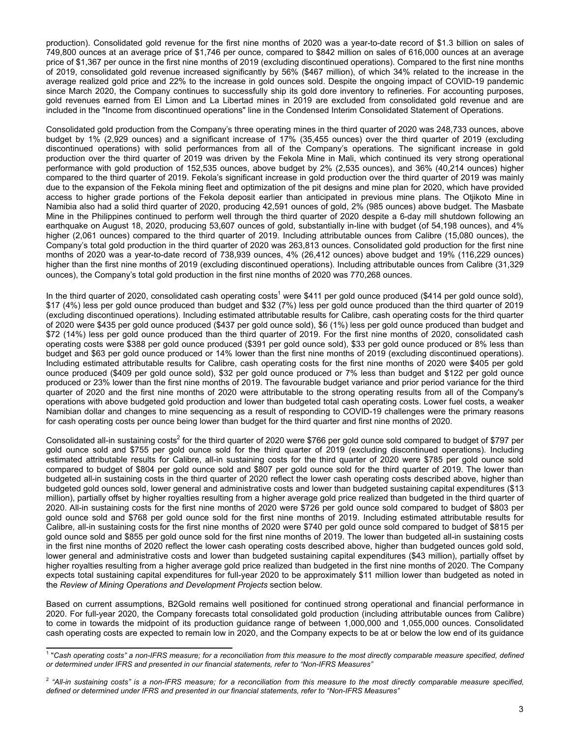production). Consolidated gold revenue for the first nine months of 2020 was a year-to-date record of $1.3 billion on sales of 749,800 ounces at an average price of $1,746 per ounce, compared to $842 million on sales of 616,000 ounces at an average price of $1,367 per ounce in the first nine months of 2019 (excluding discontinued operations). Compared to the first nine months of 2019, consolidated gold revenue increased significantly by 56% ($467 million), of which 34% related to the increase in the average realized gold price and 22% to the increase in gold ounces sold. Despite the ongoing impact of COVID-19 pandemic since March 2020, the Company continues to successfully ship its gold dore inventory to refineries. For accounting purposes, gold revenues earned from El Limon and La Libertad mines in 2019 are excluded from consolidated gold revenue and are included in the "Income from discontinued operations" line in the Condensed Interim Consolidated Statement of Operations.

Consolidated gold production from the Company's three operating mines in the third quarter of 2020 was 248,733 ounces, above budget by 1% (2,929 ounces) and a significant increase of 17% (35,455 ounces) over the third quarter of 2019 (excluding discontinued operations) with solid performances from all of the Company's operations. The significant increase in gold production over the third quarter of 2019 was driven by the Fekola Mine in Mali, which continued its very strong operational performance with gold production of 152,535 ounces, above budget by 2% (2,535 ounces), and 36% (40,214 ounces) higher compared to the third quarter of 2019. Fekola's significant increase in gold production over the third quarter of 2019 was mainly due to the expansion of the Fekola mining fleet and optimization of the pit designs and mine plan for 2020, which have provided access to higher grade portions of the Fekola deposit earlier than anticipated in previous mine plans. The Otjikoto Mine in Namibia also had a solid third quarter of 2020, producing 42,591 ounces of gold, 2% (985 ounces) above budget. The Masbate Mine in the Philippines continued to perform well through the third quarter of 2020 despite a 6-day mill shutdown following an earthquake on August 18, 2020, producing 53,607 ounces of gold, substantially in-line with budget (of 54,198 ounces), and 4% higher (2,061 ounces) compared to the third quarter of 2019. Including attributable ounces from Calibre (15,080 ounces), the Company's total gold production in the third quarter of 2020 was 263,813 ounces. Consolidated gold production for the first nine months of 2020 was a year-to-date record of 738,939 ounces, 4% (26,412 ounces) above budget and 19% (116,229 ounces) higher than the first nine months of 2019 (excluding discontinued operations). Including attributable ounces from Calibre (31,329 ounces), the Company's total gold production in the first nine months of 2020 was 770,268 ounces.

In the third quarter of 2020, consolidated cash operating costs[1] were $411 per gold ounce produced ($414 per gold ounce sold), $17 (4%) less per gold ounce produced than budget and $32 (7%) less per gold ounce produced than the third quarter of 2019 (excluding discontinued operations). Including estimated attributable results for Calibre, cash operating costs for the third quarter of 2020 were $435 per gold ounce produced ($437 per gold ounce sold), $6 (1%) less per gold ounce produced than budget and $72 (14%) less per gold ounce produced than the third quarter of 2019. For the first nine months of 2020, consolidated cash operating costs were $388 per gold ounce produced ($391 per gold ounce sold), $33 per gold ounce produced or 8% less than budget and $63 per gold ounce produced or 14% lower than the first nine months of 2019 (excluding discontinued operations). Including estimated attributable results for Calibre, cash operating costs for the first nine months of 2020 were $405 per gold ounce produced ($409 per gold ounce sold), $32 per gold ounce produced or 7% less than budget and $122 per gold ounce produced or 23% lower than the first nine months of 2019. The favourable budget variance and prior period variance for the third quarter of 2020 and the first nine months of 2020 were attributable to the strong operating results from all of the Company's operations with above budgeted gold production and lower than budgeted total cash operating costs. Lower fuel costs, a weaker Namibian dollar and changes to mine sequencing as a result of responding to COVID-19 challenges were the primary reasons for cash operating costs per ounce being lower than budget for the third quarter and first nine months of 2020.

Consolidated all-in sustaining costs[2] for the third quarter of 2020 were $766 per gold ounce sold compared to budget of $797 per gold ounce sold and $755 per gold ounce sold for the third quarter of 2019 (excluding discontinued operations). Including estimated attributable results for Calibre, all-in sustaining costs for the third quarter of 2020 were $785 per gold ounce sold compared to budget of $804 per gold ounce sold and $807 per gold ounce sold for the third quarter of 2019. The lower than budgeted all-in sustaining costs in the third quarter of 2020 reflect the lower cash operating costs described above, higher than budgeted gold ounces sold, lower general and administrative costs and lower than budgeted sustaining capital expenditures ($13 million), partially offset by higher royalties resulting from a higher average gold price realized than budgeted in the third quarter of 2020. All-in sustaining costs for the first nine months of 2020 were $726 per gold ounce sold compared to budget of $803 per gold ounce sold and $768 per gold ounce sold for the first nine months of 2019. Including estimated attributable results for Calibre, all-in sustaining costs for the first nine months of 2020 were $740 per gold ounce sold compared to budget of $815 per gold ounce sold and $855 per gold ounce sold for the first nine months of 2019. The lower than budgeted all-in sustaining costs in the first nine months of 2020 reflect the lower cash operating costs described above, higher than budgeted ounces gold sold, lower general and administrative costs and lower than budgeted sustaining capital expenditures ($43 million), partially offset by higher royalties resulting from a higher average gold price realized than budgeted in the first nine months of 2020. The Company expects total sustaining capital expenditures for full-year 2020 to be approximately $11 million lower than budgeted as noted in the *Review of Mining Operations and Development Projects* section below.

Based on current assumptions, B2Gold remains well positioned for continued strong operational and financial performance in 2020. For full-year 2020, the Company forecasts total consolidated gold production (including attributable ounces from Calibre) to come in towards the midpoint of its production guidance range of between 1,000,000 and 1,055,000 ounces. Consolidated cash operating costs are expected to remain low in 2020, and the Company expects to be at or below the low end of its guidance

---

[1] *"Cash operating costs" a non-IFRS measure; for a reconciliation from this measure to the most directly comparable measure specified, defined or determined under IFRS and presented in our financial statements, refer to "Non-IFRS Measures"*

[2] *"All-in sustaining costs" is a non-IFRS measure; for a reconciliation from this measure to the most directly comparable measure specified, defined or determined under IFRS and presented in our financial statements, refer to "Non-IFRS Measures"*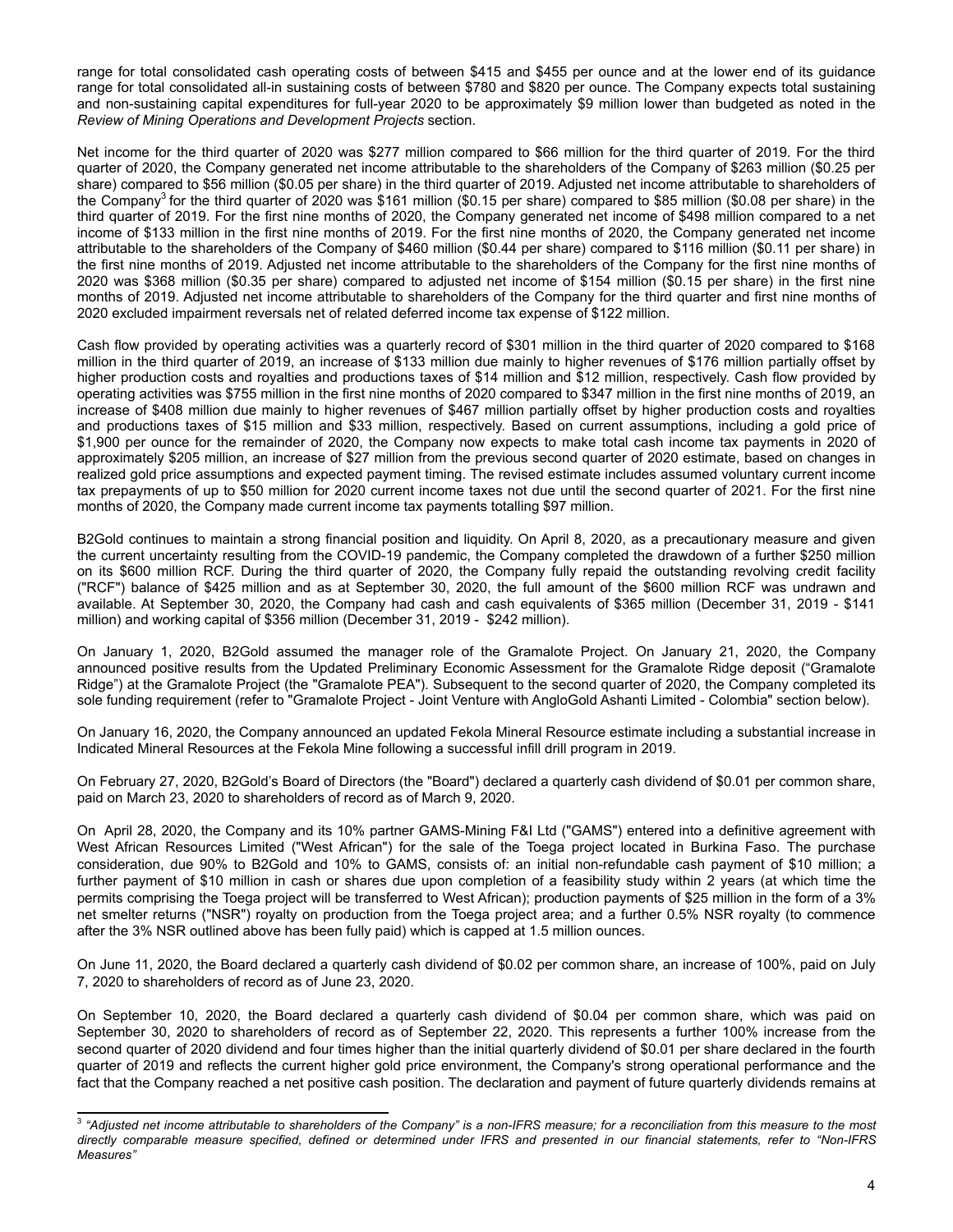range for total consolidated cash operating costs of between $415 and $455 per ounce and at the lower end of its guidance range for total consolidated all-in sustaining costs of between $780 and $820 per ounce. The Company expects total sustaining and non-sustaining capital expenditures for full-year 2020 to be approximately $9 million lower than budgeted as noted in the *Review of Mining Operations and Development Projects* section.

Net income for the third quarter of 2020 was $277 million compared to $66 million for the third quarter of 2019. For the third quarter of 2020, the Company generated net income attributable to the shareholders of the Company of $263 million ($0.25 per share) compared to $56 million ($0.05 per share) in the third quarter of 2019. Adjusted net income attributable to shareholders of the Company[3] for the third quarter of 2020 was $161 million ($0.15 per share) compared to $85 million ($0.08 per share) in the third quarter of 2019. For the first nine months of 2020, the Company generated net income of $498 million compared to a net income of $133 million in the first nine months of 2019. For the first nine months of 2020, the Company generated net income attributable to the shareholders of the Company of $460 million ($0.44 per share) compared to $116 million ($0.11 per share) in the first nine months of 2019. Adjusted net income attributable to the shareholders of the Company for the first nine months of 2020 was $368 million ($0.35 per share) compared to adjusted net income of $154 million ($0.15 per share) in the first nine months of 2019. Adjusted net income attributable to shareholders of the Company for the third quarter and first nine months of 2020 excluded impairment reversals net of related deferred income tax expense of $122 million.

Cash flow provided by operating activities was a quarterly record of $301 million in the third quarter of 2020 compared to $168 million in the third quarter of 2019, an increase of $133 million due mainly to higher revenues of $176 million partially offset by higher production costs and royalties and productions taxes of $14 million and $12 million, respectively. Cash flow provided by operating activities was $755 million in the first nine months of 2020 compared to $347 million in the first nine months of 2019, an increase of $408 million due mainly to higher revenues of $467 million partially offset by higher production costs and royalties and productions taxes of $15 million and $33 million, respectively. Based on current assumptions, including a gold price of $1,900 per ounce for the remainder of 2020, the Company now expects to make total cash income tax payments in 2020 of approximately $205 million, an increase of $27 million from the previous second quarter of 2020 estimate, based on changes in realized gold price assumptions and expected payment timing. The revised estimate includes assumed voluntary current income tax prepayments of up to $50 million for 2020 current income taxes not due until the second quarter of 2021. For the first nine months of 2020, the Company made current income tax payments totalling $97 million.

B2Gold continues to maintain a strong financial position and liquidity. On April 8, 2020, as a precautionary measure and given the current uncertainty resulting from the COVID-19 pandemic, the Company completed the drawdown of a further $250 million on its $600 million RCF. During the third quarter of 2020, the Company fully repaid the outstanding revolving credit facility ("RCF") balance of $425 million and as at September 30, 2020, the full amount of the $600 million RCF was undrawn and available. At September 30, 2020, the Company had cash and cash equivalents of $365 million (December 31, 2019 - $141 million) and working capital of $356 million (December 31, 2019 - $242 million).

On January 1, 2020, B2Gold assumed the manager role of the Gramalote Project. On January 21, 2020, the Company announced positive results from the Updated Preliminary Economic Assessment for the Gramalote Ridge deposit ("Gramalote Ridge") at the Gramalote Project (the "Gramalote PEA"). Subsequent to the second quarter of 2020, the Company completed its sole funding requirement (refer to "Gramalote Project - Joint Venture with AngloGold Ashanti Limited - Colombia" section below).

On January 16, 2020, the Company announced an updated Fekola Mineral Resource estimate including a substantial increase in Indicated Mineral Resources at the Fekola Mine following a successful infill drill program in 2019.

On February 27, 2020, B2Gold's Board of Directors (the "Board") declared a quarterly cash dividend of $0.01 per common share, paid on March 23, 2020 to shareholders of record as of March 9, 2020.

On April 28, 2020, the Company and its 10% partner GAMS-Mining F&I Ltd ("GAMS") entered into a definitive agreement with West African Resources Limited ("West African") for the sale of the Toega project located in Burkina Faso. The purchase consideration, due 90% to B2Gold and 10% to GAMS, consists of: an initial non-refundable cash payment of $10 million; a further payment of $10 million in cash or shares due upon completion of a feasibility study within 2 years (at which time the permits comprising the Toega project will be transferred to West African); production payments of $25 million in the form of a 3% net smelter returns ("NSR") royalty on production from the Toega project area; and a further 0.5% NSR royalty (to commence after the 3% NSR outlined above has been fully paid) which is capped at 1.5 million ounces.

On June 11, 2020, the Board declared a quarterly cash dividend of $0.02 per common share, an increase of 100%, paid on July 7, 2020 to shareholders of record as of June 23, 2020.

On September 10, 2020, the Board declared a quarterly cash dividend of $0.04 per common share, which was paid on September 30, 2020 to shareholders of record as of September 22, 2020. This represents a further 100% increase from the second quarter of 2020 dividend and four times higher than the initial quarterly dividend of $0.01 per share declared in the fourth quarter of 2019 and reflects the current higher gold price environment, the Company's strong operational performance and the fact that the Company reached a net positive cash position. The declaration and payment of future quarterly dividends remains at

---

[3] *"Adjusted net income attributable to shareholders of the Company" is a non-IFRS measure; for a reconciliation from this measure to the most directly comparable measure specified, defined or determined under IFRS and presented in our financial statements, refer to "Non-IFRS Measures"*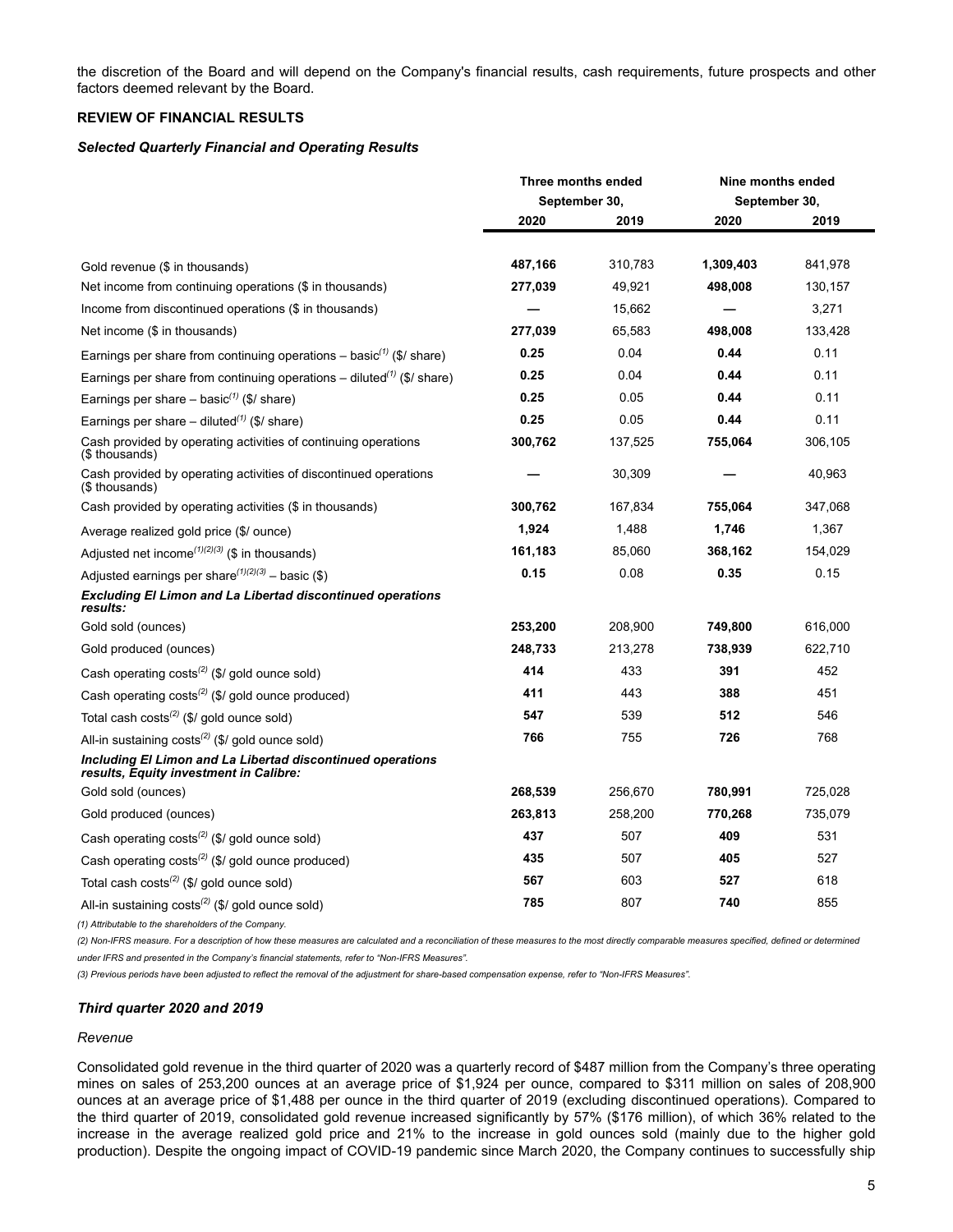the discretion of the Board and will depend on the Company's financial results, cash requirements, future prospects and other factors deemed relevant by the Board.

## REVIEW OF FINANCIAL RESULTS

### *Selected Quarterly Financial and Operating Results*

| | Three months ended September 30, | | Nine months ended September 30, | |
|---|---|---|---|---|
| | **2020** | **2019** | **2020** | **2019** |
| Gold revenue ($ in thousands) | **487,166** | 310,783 | **1,309,403** | 841,978 |
| Net income from continuing operations ($ in thousands) | **277,039** | 49,921 | **498,008** | 130,157 |
| Income from discontinued operations ($ in thousands) | **—** | 15,662 | **—** | 3,271 |
| Net income ($ in thousands) | **277,039** | 65,583 | **498,008** | 133,428 |
| Earnings per share from continuing operations – basic[(1)] ($/ share) | **0.25** | 0.04 | **0.44** | 0.11 |
| Earnings per share from continuing operations – diluted[(1)] ($/ share) | **0.25** | 0.04 | **0.44** | 0.11 |
| Earnings per share – basic[(1)] ($/ share) | **0.25** | 0.05 | **0.44** | 0.11 |
| Earnings per share – diluted[(1)] ($/ share) | **0.25** | 0.05 | **0.44** | 0.11 |
| Cash provided by operating activities of continuing operations ($ thousands) | **300,762** | 137,525 | **755,064** | 306,105 |
| Cash provided by operating activities of discontinued operations ($ thousands) | **—** | 30,309 | **—** | 40,963 |
| Cash provided by operating activities ($ in thousands) | **300,762** | 167,834 | **755,064** | 347,068 |
| Average realized gold price ($/ ounce) | **1,924** | 1,488 | **1,746** | 1,367 |
| Adjusted net income[(1)(2)(3)] ($ in thousands) | **161,183** | 85,060 | **368,162** | 154,029 |
| Adjusted earnings per share[(1)(2)(3)] – basic ($) | **0.15** | 0.08 | **0.35** | 0.15 |
| ***Excluding El Limon and La Libertad discontinued operations results:*** | | | | |
| Gold sold (ounces) | **253,200** | 208,900 | **749,800** | 616,000 |
| Gold produced (ounces) | **248,733** | 213,278 | **738,939** | 622,710 |
| Cash operating costs[(2)] ($/ gold ounce sold) | **414** | 433 | **391** | 452 |
| Cash operating costs[(2)] ($/ gold ounce produced) | **411** | 443 | **388** | 451 |
| Total cash costs[(2)] ($/ gold ounce sold) | **547** | 539 | **512** | 546 |
| All-in sustaining costs[(2)] ($/ gold ounce sold) | **766** | 755 | **726** | 768 |
| ***Including El Limon and La Libertad discontinued operations results, Equity investment in Calibre:*** | | | | |
| Gold sold (ounces) | **268,539** | 256,670 | **780,991** | 725,028 |
| Gold produced (ounces) | **263,813** | 258,200 | **770,268** | 735,079 |
| Cash operating costs[(2)] ($/ gold ounce sold) | **437** | 507 | **409** | 531 |
| Cash operating costs[(2)] ($/ gold ounce produced) | **435** | 507 | **405** | 527 |
| Total cash costs[(2)] ($/ gold ounce sold) | **567** | 603 | **527** | 618 |
| All-in sustaining costs[(2)] ($/ gold ounce sold) | **785** | 807 | **740** | 855 |

*(1) Attributable to the shareholders of the Company.*

*(2) Non-IFRS measure. For a description of how these measures are calculated and a reconciliation of these measures to the most directly comparable measures specified, defined or determined under IFRS and presented in the Company's financial statements, refer to "Non-IFRS Measures".*

*(3) Previous periods have been adjusted to reflect the removal of the adjustment for share-based compensation expense, refer to "Non-IFRS Measures".*

### *Third quarter 2020 and 2019*

*Revenue*

Consolidated gold revenue in the third quarter of 2020 was a quarterly record of $487 million from the Company's three operating mines on sales of 253,200 ounces at an average price of $1,924 per ounce, compared to $311 million on sales of 208,900 ounces at an average price of $1,488 per ounce in the third quarter of 2019 (excluding discontinued operations). Compared to the third quarter of 2019, consolidated gold revenue increased significantly by 57% ($176 million), of which 36% related to the increase in the average realized gold price and 21% to the increase in gold ounces sold (mainly due to the higher gold production). Despite the ongoing impact of COVID-19 pandemic since March 2020, the Company continues to successfully ship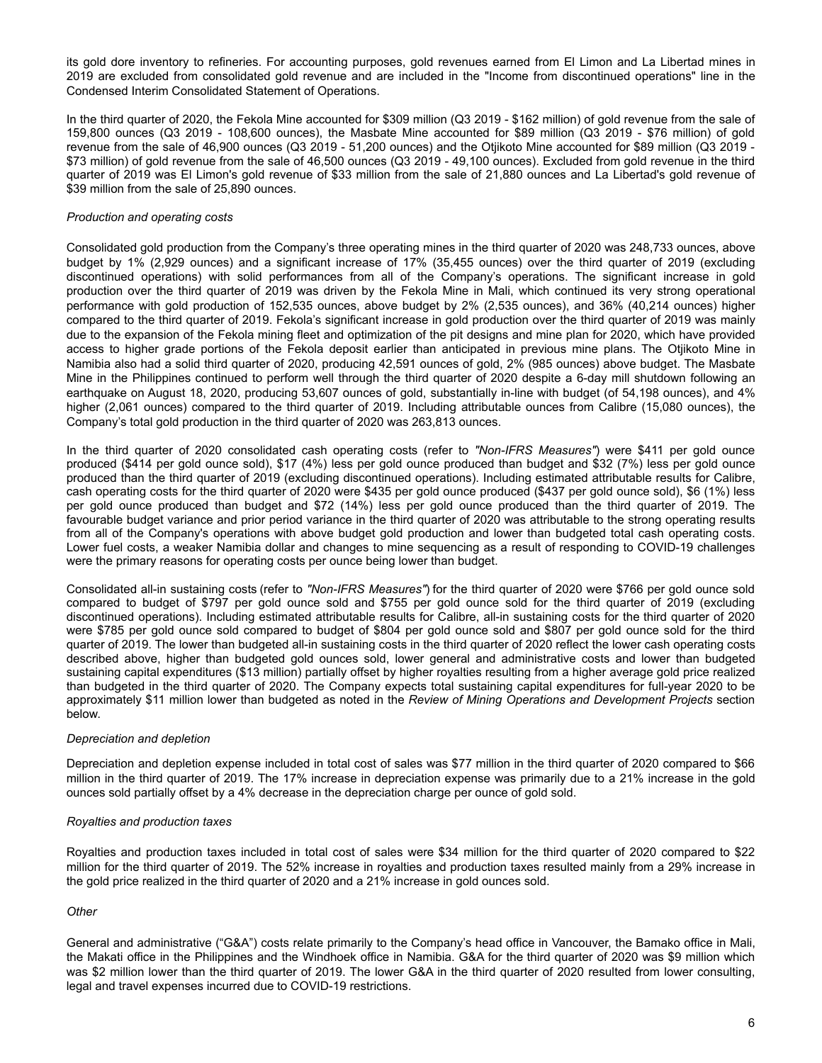its gold dore inventory to refineries. For accounting purposes, gold revenues earned from El Limon and La Libertad mines in 2019 are excluded from consolidated gold revenue and are included in the "Income from discontinued operations" line in the Condensed Interim Consolidated Statement of Operations.

In the third quarter of 2020, the Fekola Mine accounted for $309 million (Q3 2019 - $162 million) of gold revenue from the sale of 159,800 ounces (Q3 2019 - 108,600 ounces), the Masbate Mine accounted for $89 million (Q3 2019 - $76 million) of gold revenue from the sale of 46,900 ounces (Q3 2019 - 51,200 ounces) and the Otjikoto Mine accounted for $89 million (Q3 2019 - $73 million) of gold revenue from the sale of 46,500 ounces (Q3 2019 - 49,100 ounces). Excluded from gold revenue in the third quarter of 2019 was El Limon's gold revenue of $33 million from the sale of 21,880 ounces and La Libertad's gold revenue of $39 million from the sale of 25,890 ounces.

*Production and operating costs*

Consolidated gold production from the Company's three operating mines in the third quarter of 2020 was 248,733 ounces, above budget by 1% (2,929 ounces) and a significant increase of 17% (35,455 ounces) over the third quarter of 2019 (excluding discontinued operations) with solid performances from all of the Company's operations. The significant increase in gold production over the third quarter of 2019 was driven by the Fekola Mine in Mali, which continued its very strong operational performance with gold production of 152,535 ounces, above budget by 2% (2,535 ounces), and 36% (40,214 ounces) higher compared to the third quarter of 2019. Fekola's significant increase in gold production over the third quarter of 2019 was mainly due to the expansion of the Fekola mining fleet and optimization of the pit designs and mine plan for 2020, which have provided access to higher grade portions of the Fekola deposit earlier than anticipated in previous mine plans. The Otjikoto Mine in Namibia also had a solid third quarter of 2020, producing 42,591 ounces of gold, 2% (985 ounces) above budget. The Masbate Mine in the Philippines continued to perform well through the third quarter of 2020 despite a 6-day mill shutdown following an earthquake on August 18, 2020, producing 53,607 ounces of gold, substantially in-line with budget (of 54,198 ounces), and 4% higher (2,061 ounces) compared to the third quarter of 2019. Including attributable ounces from Calibre (15,080 ounces), the Company's total gold production in the third quarter of 2020 was 263,813 ounces.

In the third quarter of 2020 consolidated cash operating costs (refer to *"Non-IFRS Measures"*) were $411 per gold ounce produced ($414 per gold ounce sold), $17 (4%) less per gold ounce produced than budget and $32 (7%) less per gold ounce produced than the third quarter of 2019 (excluding discontinued operations). Including estimated attributable results for Calibre, cash operating costs for the third quarter of 2020 were $435 per gold ounce produced ($437 per gold ounce sold), $6 (1%) less per gold ounce produced than budget and $72 (14%) less per gold ounce produced than the third quarter of 2019. The favourable budget variance and prior period variance in the third quarter of 2020 was attributable to the strong operating results from all of the Company's operations with above budget gold production and lower than budgeted total cash operating costs. Lower fuel costs, a weaker Namibia dollar and changes to mine sequencing as a result of responding to COVID-19 challenges were the primary reasons for operating costs per ounce being lower than budget.

Consolidated all-in sustaining costs (refer to *"Non-IFRS Measures"*) for the third quarter of 2020 were $766 per gold ounce sold compared to budget of $797 per gold ounce sold and $755 per gold ounce sold for the third quarter of 2019 (excluding discontinued operations). Including estimated attributable results for Calibre, all-in sustaining costs for the third quarter of 2020 were $785 per gold ounce sold compared to budget of $804 per gold ounce sold and $807 per gold ounce sold for the third quarter of 2019. The lower than budgeted all-in sustaining costs in the third quarter of 2020 reflect the lower cash operating costs described above, higher than budgeted gold ounces sold, lower general and administrative costs and lower than budgeted sustaining capital expenditures ($13 million) partially offset by higher royalties resulting from a higher average gold price realized than budgeted in the third quarter of 2020. The Company expects total sustaining capital expenditures for full-year 2020 to be approximately $11 million lower than budgeted as noted in the *Review of Mining Operations and Development Projects* section below.

*Depreciation and depletion*

Depreciation and depletion expense included in total cost of sales was $77 million in the third quarter of 2020 compared to $66 million in the third quarter of 2019. The 17% increase in depreciation expense was primarily due to a 21% increase in the gold ounces sold partially offset by a 4% decrease in the depreciation charge per ounce of gold sold.

*Royalties and production taxes*

Royalties and production taxes included in total cost of sales were $34 million for the third quarter of 2020 compared to $22 million for the third quarter of 2019. The 52% increase in royalties and production taxes resulted mainly from a 29% increase in the gold price realized in the third quarter of 2020 and a 21% increase in gold ounces sold.

*Other*

General and administrative ("G&A") costs relate primarily to the Company's head office in Vancouver, the Bamako office in Mali, the Makati office in the Philippines and the Windhoek office in Namibia. G&A for the third quarter of 2020 was $9 million which was $2 million lower than the third quarter of 2019. The lower G&A in the third quarter of 2020 resulted from lower consulting, legal and travel expenses incurred due to COVID-19 restrictions.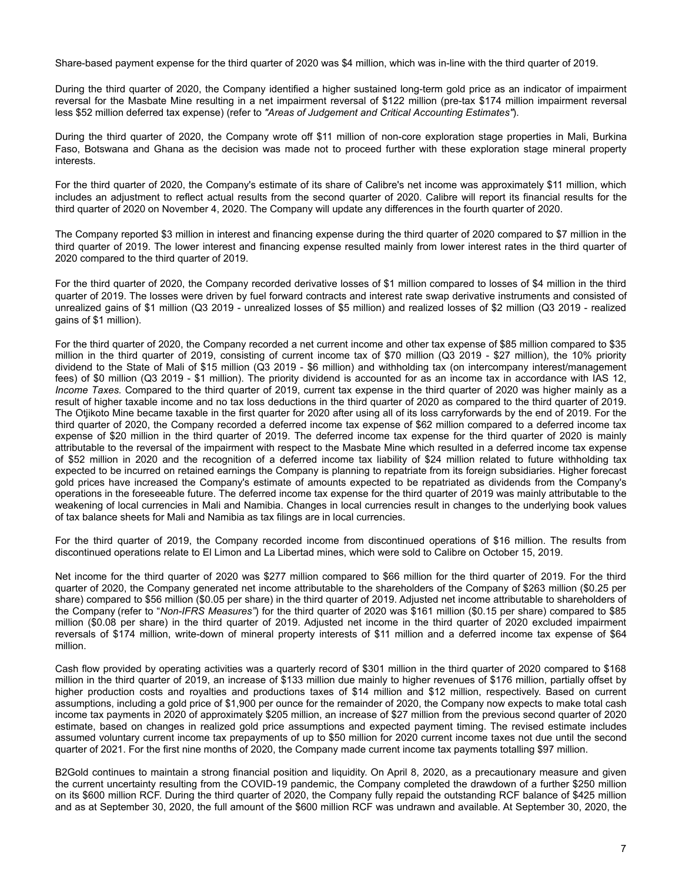Share-based payment expense for the third quarter of 2020 was $4 million, which was in-line with the third quarter of 2019.

During the third quarter of 2020, the Company identified a higher sustained long-term gold price as an indicator of impairment reversal for the Masbate Mine resulting in a net impairment reversal of $122 million (pre-tax $174 million impairment reversal less $52 million deferred tax expense) (refer to *"Areas of Judgement and Critical Accounting Estimates"*).

During the third quarter of 2020, the Company wrote off $11 million of non-core exploration stage properties in Mali, Burkina Faso, Botswana and Ghana as the decision was made not to proceed further with these exploration stage mineral property interests.

For the third quarter of 2020, the Company's estimate of its share of Calibre's net income was approximately $11 million, which includes an adjustment to reflect actual results from the second quarter of 2020. Calibre will report its financial results for the third quarter of 2020 on November 4, 2020. The Company will update any differences in the fourth quarter of 2020.

The Company reported $3 million in interest and financing expense during the third quarter of 2020 compared to $7 million in the third quarter of 2019. The lower interest and financing expense resulted mainly from lower interest rates in the third quarter of 2020 compared to the third quarter of 2019.

For the third quarter of 2020, the Company recorded derivative losses of $1 million compared to losses of $4 million in the third quarter of 2019. The losses were driven by fuel forward contracts and interest rate swap derivative instruments and consisted of unrealized gains of $1 million (Q3 2019 - unrealized losses of $5 million) and realized losses of $2 million (Q3 2019 - realized gains of $1 million).

For the third quarter of 2020, the Company recorded a net current income and other tax expense of $85 million compared to $35 million in the third quarter of 2019, consisting of current income tax of $70 million (Q3 2019 - $27 million), the 10% priority dividend to the State of Mali of $15 million (Q3 2019 - $6 million) and withholding tax (on intercompany interest/management fees) of $0 million (Q3 2019 - $1 million). The priority dividend is accounted for as an income tax in accordance with IAS 12, *Income Taxes.* Compared to the third quarter of 2019, current tax expense in the third quarter of 2020 was higher mainly as a result of higher taxable income and no tax loss deductions in the third quarter of 2020 as compared to the third quarter of 2019. The Otjikoto Mine became taxable in the first quarter for 2020 after using all of its loss carryforwards by the end of 2019. For the third quarter of 2020, the Company recorded a deferred income tax expense of $62 million compared to a deferred income tax expense of $20 million in the third quarter of 2019. The deferred income tax expense for the third quarter of 2020 is mainly attributable to the reversal of the impairment with respect to the Masbate Mine which resulted in a deferred income tax expense of $52 million in 2020 and the recognition of a deferred income tax liability of $24 million related to future withholding tax expected to be incurred on retained earnings the Company is planning to repatriate from its foreign subsidiaries. Higher forecast gold prices have increased the Company's estimate of amounts expected to be repatriated as dividends from the Company's operations in the foreseeable future. The deferred income tax expense for the third quarter of 2019 was mainly attributable to the weakening of local currencies in Mali and Namibia. Changes in local currencies result in changes to the underlying book values of tax balance sheets for Mali and Namibia as tax filings are in local currencies.

For the third quarter of 2019, the Company recorded income from discontinued operations of $16 million. The results from discontinued operations relate to El Limon and La Libertad mines, which were sold to Calibre on October 15, 2019.

Net income for the third quarter of 2020 was $277 million compared to $66 million for the third quarter of 2019. For the third quarter of 2020, the Company generated net income attributable to the shareholders of the Company of $263 million ($0.25 per share) compared to $56 million ($0.05 per share) in the third quarter of 2019. Adjusted net income attributable to shareholders of the Company (refer to "*Non-IFRS Measures"*) for the third quarter of 2020 was $161 million ($0.15 per share) compared to $85 million ($0.08 per share) in the third quarter of 2019. Adjusted net income in the third quarter of 2020 excluded impairment reversals of $174 million, write-down of mineral property interests of $11 million and a deferred income tax expense of $64 million.

Cash flow provided by operating activities was a quarterly record of $301 million in the third quarter of 2020 compared to $168 million in the third quarter of 2019, an increase of $133 million due mainly to higher revenues of $176 million, partially offset by higher production costs and royalties and productions taxes of $14 million and $12 million, respectively. Based on current assumptions, including a gold price of $1,900 per ounce for the remainder of 2020, the Company now expects to make total cash income tax payments in 2020 of approximately $205 million, an increase of $27 million from the previous second quarter of 2020 estimate, based on changes in realized gold price assumptions and expected payment timing. The revised estimate includes assumed voluntary current income tax prepayments of up to $50 million for 2020 current income taxes not due until the second quarter of 2021. For the first nine months of 2020, the Company made current income tax payments totalling $97 million.

B2Gold continues to maintain a strong financial position and liquidity. On April 8, 2020, as a precautionary measure and given the current uncertainty resulting from the COVID-19 pandemic, the Company completed the drawdown of a further $250 million on its $600 million RCF. During the third quarter of 2020, the Company fully repaid the outstanding RCF balance of $425 million and as at September 30, 2020, the full amount of the $600 million RCF was undrawn and available. At September 30, 2020, the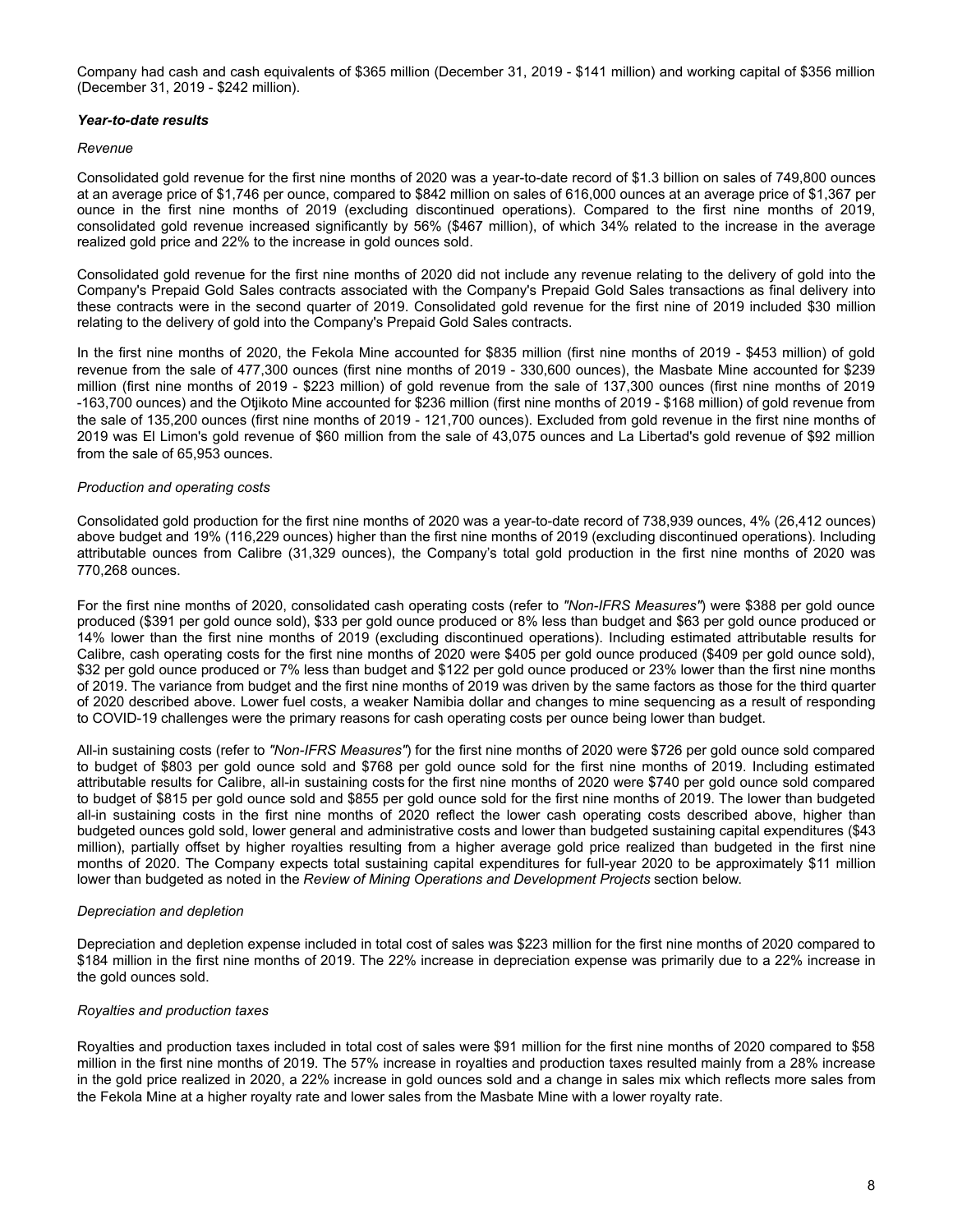Company had cash and cash equivalents of $365 million (December 31, 2019 - $141 million) and working capital of $356 million (December 31, 2019 - $242 million).

***Year-to-date results***

*Revenue*

Consolidated gold revenue for the first nine months of 2020 was a year-to-date record of $1.3 billion on sales of 749,800 ounces at an average price of $1,746 per ounce, compared to $842 million on sales of 616,000 ounces at an average price of $1,367 per ounce in the first nine months of 2019 (excluding discontinued operations). Compared to the first nine months of 2019, consolidated gold revenue increased significantly by 56% ($467 million), of which 34% related to the increase in the average realized gold price and 22% to the increase in gold ounces sold.

Consolidated gold revenue for the first nine months of 2020 did not include any revenue relating to the delivery of gold into the Company's Prepaid Gold Sales contracts associated with the Company's Prepaid Gold Sales transactions as final delivery into these contracts were in the second quarter of 2019. Consolidated gold revenue for the first nine of 2019 included $30 million relating to the delivery of gold into the Company's Prepaid Gold Sales contracts.

In the first nine months of 2020, the Fekola Mine accounted for $835 million (first nine months of 2019 - $453 million) of gold revenue from the sale of 477,300 ounces (first nine months of 2019 - 330,600 ounces), the Masbate Mine accounted for $239 million (first nine months of 2019 - $223 million) of gold revenue from the sale of 137,300 ounces (first nine months of 2019 -163,700 ounces) and the Otjikoto Mine accounted for $236 million (first nine months of 2019 - $168 million) of gold revenue from the sale of 135,200 ounces (first nine months of 2019 - 121,700 ounces). Excluded from gold revenue in the first nine months of 2019 was El Limon's gold revenue of $60 million from the sale of 43,075 ounces and La Libertad's gold revenue of $92 million from the sale of 65,953 ounces.

*Production and operating costs*

Consolidated gold production for the first nine months of 2020 was a year-to-date record of 738,939 ounces, 4% (26,412 ounces) above budget and 19% (116,229 ounces) higher than the first nine months of 2019 (excluding discontinued operations). Including attributable ounces from Calibre (31,329 ounces), the Company's total gold production in the first nine months of 2020 was 770,268 ounces.

For the first nine months of 2020, consolidated cash operating costs (refer to *"Non-IFRS Measures"*) were $388 per gold ounce produced ($391 per gold ounce sold), $33 per gold ounce produced or 8% less than budget and $63 per gold ounce produced or 14% lower than the first nine months of 2019 (excluding discontinued operations). Including estimated attributable results for Calibre, cash operating costs for the first nine months of 2020 were $405 per gold ounce produced ($409 per gold ounce sold), $32 per gold ounce produced or 7% less than budget and $122 per gold ounce produced or 23% lower than the first nine months of 2019. The variance from budget and the first nine months of 2019 was driven by the same factors as those for the third quarter of 2020 described above. Lower fuel costs, a weaker Namibia dollar and changes to mine sequencing as a result of responding to COVID-19 challenges were the primary reasons for cash operating costs per ounce being lower than budget.

All-in sustaining costs (refer to *"Non-IFRS Measures"*) for the first nine months of 2020 were $726 per gold ounce sold compared to budget of $803 per gold ounce sold and $768 per gold ounce sold for the first nine months of 2019. Including estimated attributable results for Calibre, all-in sustaining costs for the first nine months of 2020 were $740 per gold ounce sold compared to budget of $815 per gold ounce sold and $855 per gold ounce sold for the first nine months of 2019. The lower than budgeted all-in sustaining costs in the first nine months of 2020 reflect the lower cash operating costs described above, higher than budgeted ounces gold sold, lower general and administrative costs and lower than budgeted sustaining capital expenditures ($43 million), partially offset by higher royalties resulting from a higher average gold price realized than budgeted in the first nine months of 2020. The Company expects total sustaining capital expenditures for full-year 2020 to be approximately $11 million lower than budgeted as noted in the *Review of Mining Operations and Development Projects* section below.

*Depreciation and depletion*

Depreciation and depletion expense included in total cost of sales was $223 million for the first nine months of 2020 compared to $184 million in the first nine months of 2019. The 22% increase in depreciation expense was primarily due to a 22% increase in the gold ounces sold.

*Royalties and production taxes*

Royalties and production taxes included in total cost of sales were $91 million for the first nine months of 2020 compared to $58 million in the first nine months of 2019. The 57% increase in royalties and production taxes resulted mainly from a 28% increase in the gold price realized in 2020, a 22% increase in gold ounces sold and a change in sales mix which reflects more sales from the Fekola Mine at a higher royalty rate and lower sales from the Masbate Mine with a lower royalty rate.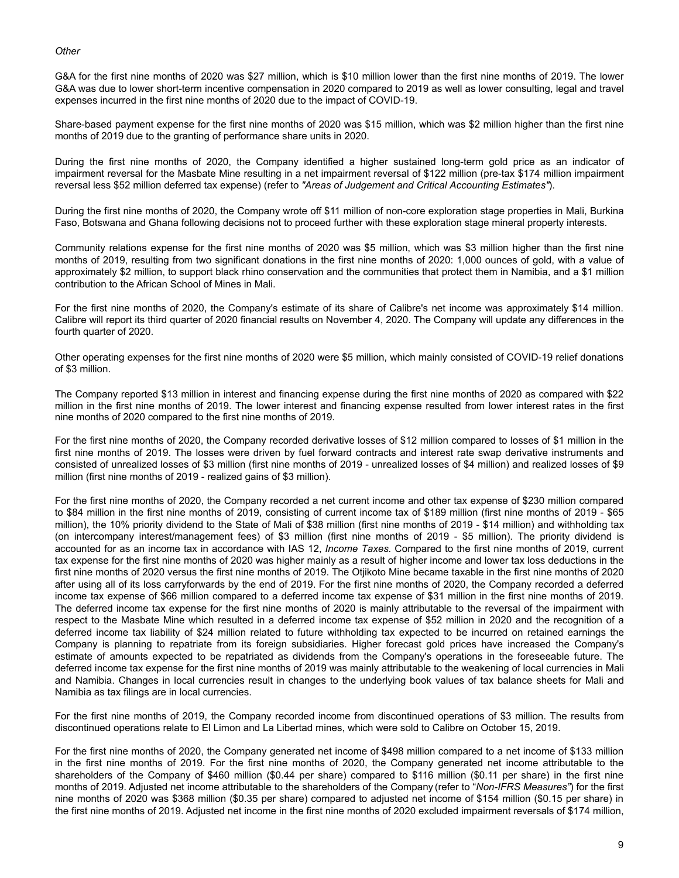*Other*

G&A for the first nine months of 2020 was $27 million, which is $10 million lower than the first nine months of 2019. The lower G&A was due to lower short-term incentive compensation in 2020 compared to 2019 as well as lower consulting, legal and travel expenses incurred in the first nine months of 2020 due to the impact of COVID-19.

Share-based payment expense for the first nine months of 2020 was $15 million, which was $2 million higher than the first nine months of 2019 due to the granting of performance share units in 2020.

During the first nine months of 2020, the Company identified a higher sustained long-term gold price as an indicator of impairment reversal for the Masbate Mine resulting in a net impairment reversal of $122 million (pre-tax $174 million impairment reversal less $52 million deferred tax expense) (refer to *"Areas of Judgement and Critical Accounting Estimates"*).

During the first nine months of 2020, the Company wrote off $11 million of non-core exploration stage properties in Mali, Burkina Faso, Botswana and Ghana following decisions not to proceed further with these exploration stage mineral property interests.

Community relations expense for the first nine months of 2020 was $5 million, which was $3 million higher than the first nine months of 2019, resulting from two significant donations in the first nine months of 2020: 1,000 ounces of gold, with a value of approximately $2 million, to support black rhino conservation and the communities that protect them in Namibia, and a $1 million contribution to the African School of Mines in Mali.

For the first nine months of 2020, the Company's estimate of its share of Calibre's net income was approximately $14 million. Calibre will report its third quarter of 2020 financial results on November 4, 2020. The Company will update any differences in the fourth quarter of 2020.

Other operating expenses for the first nine months of 2020 were $5 million, which mainly consisted of COVID-19 relief donations of $3 million.

The Company reported $13 million in interest and financing expense during the first nine months of 2020 as compared with $22 million in the first nine months of 2019. The lower interest and financing expense resulted from lower interest rates in the first nine months of 2020 compared to the first nine months of 2019.

For the first nine months of 2020, the Company recorded derivative losses of $12 million compared to losses of $1 million in the first nine months of 2019. The losses were driven by fuel forward contracts and interest rate swap derivative instruments and consisted of unrealized losses of $3 million (first nine months of 2019 - unrealized losses of $4 million) and realized losses of $9 million (first nine months of 2019 - realized gains of $3 million).

For the first nine months of 2020, the Company recorded a net current income and other tax expense of $230 million compared to $84 million in the first nine months of 2019, consisting of current income tax of $189 million (first nine months of 2019 - $65 million), the 10% priority dividend to the State of Mali of $38 million (first nine months of 2019 - $14 million) and withholding tax (on intercompany interest/management fees) of $3 million (first nine months of 2019 - $5 million). The priority dividend is accounted for as an income tax in accordance with IAS 12, *Income Taxes.* Compared to the first nine months of 2019, current tax expense for the first nine months of 2020 was higher mainly as a result of higher income and lower tax loss deductions in the first nine months of 2020 versus the first nine months of 2019. The Otjikoto Mine became taxable in the first nine months of 2020 after using all of its loss carryforwards by the end of 2019. For the first nine months of 2020, the Company recorded a deferred income tax expense of $66 million compared to a deferred income tax expense of $31 million in the first nine months of 2019. The deferred income tax expense for the first nine months of 2020 is mainly attributable to the reversal of the impairment with respect to the Masbate Mine which resulted in a deferred income tax expense of $52 million in 2020 and the recognition of a deferred income tax liability of $24 million related to future withholding tax expected to be incurred on retained earnings the Company is planning to repatriate from its foreign subsidiaries. Higher forecast gold prices have increased the Company's estimate of amounts expected to be repatriated as dividends from the Company's operations in the foreseeable future. The deferred income tax expense for the first nine months of 2019 was mainly attributable to the weakening of local currencies in Mali and Namibia. Changes in local currencies result in changes to the underlying book values of tax balance sheets for Mali and Namibia as tax filings are in local currencies.

For the first nine months of 2019, the Company recorded income from discontinued operations of $3 million. The results from discontinued operations relate to El Limon and La Libertad mines, which were sold to Calibre on October 15, 2019.

For the first nine months of 2020, the Company generated net income of $498 million compared to a net income of $133 million in the first nine months of 2019. For the first nine months of 2020, the Company generated net income attributable to the shareholders of the Company of $460 million ($0.44 per share) compared to $116 million ($0.11 per share) in the first nine months of 2019. Adjusted net income attributable to the shareholders of the Company (refer to "*Non-IFRS Measures"*) for the first nine months of 2020 was $368 million ($0.35 per share) compared to adjusted net income of $154 million ($0.15 per share) in the first nine months of 2019. Adjusted net income in the first nine months of 2020 excluded impairment reversals of $174 million,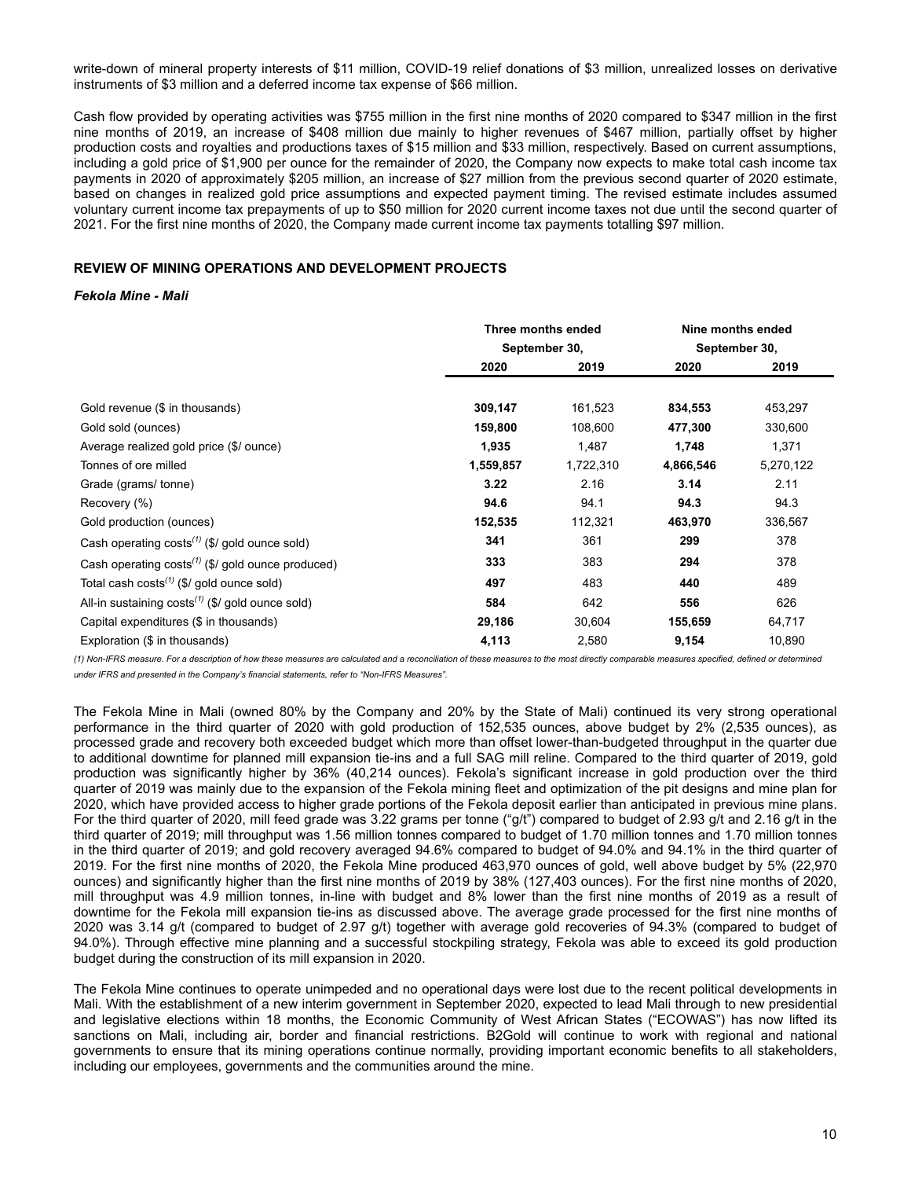write-down of mineral property interests of $11 million, COVID-19 relief donations of $3 million, unrealized losses on derivative instruments of $3 million and a deferred income tax expense of $66 million.

Cash flow provided by operating activities was $755 million in the first nine months of 2020 compared to $347 million in the first nine months of 2019, an increase of $408 million due mainly to higher revenues of $467 million, partially offset by higher production costs and royalties and productions taxes of $15 million and $33 million, respectively. Based on current assumptions, including a gold price of $1,900 per ounce for the remainder of 2020, the Company now expects to make total cash income tax payments in 2020 of approximately $205 million, an increase of $27 million from the previous second quarter of 2020 estimate, based on changes in realized gold price assumptions and expected payment timing. The revised estimate includes assumed voluntary current income tax prepayments of up to $50 million for 2020 current income taxes not due until the second quarter of 2021. For the first nine months of 2020, the Company made current income tax payments totalling $97 million.

## REVIEW OF MINING OPERATIONS AND DEVELOPMENT PROJECTS

### *Fekola Mine - Mali*

| | Three months ended September 30, | | Nine months ended September 30, | |
|---|---|---|---|---|
| | **2020** | 2019 | **2020** | 2019 |
| Gold revenue ($ in thousands) | **309,147** | 161,523 | **834,553** | 453,297 |
| Gold sold (ounces) | **159,800** | 108,600 | **477,300** | 330,600 |
| Average realized gold price ($/ ounce) | **1,935** | 1,487 | **1,748** | 1,371 |
| Tonnes of ore milled | **1,559,857** | 1,722,310 | **4,866,546** | 5,270,122 |
| Grade (grams/ tonne) | **3.22** | 2.16 | **3.14** | 2.11 |
| Recovery (%) | **94.6** | 94.1 | **94.3** | 94.3 |
| Gold production (ounces) | **152,535** | 112,321 | **463,970** | 336,567 |
| Cash operating costs(1) ($/ gold ounce sold) | **341** | 361 | **299** | 378 |
| Cash operating costs(1) ($/ gold ounce produced) | **333** | 383 | **294** | 378 |
| Total cash costs(1) ($/ gold ounce sold) | **497** | 483 | **440** | 489 |
| All-in sustaining costs(1) ($/ gold ounce sold) | **584** | 642 | **556** | 626 |
| Capital expenditures ($ in thousands) | **29,186** | 30,604 | **155,659** | 64,717 |
| Exploration ($ in thousands) | **4,113** | 2,580 | **9,154** | 10,890 |

*(1) Non-IFRS measure. For a description of how these measures are calculated and a reconciliation of these measures to the most directly comparable measures specified, defined or determined under IFRS and presented in the Company's financial statements, refer to "Non-IFRS Measures".*

The Fekola Mine in Mali (owned 80% by the Company and 20% by the State of Mali) continued its very strong operational performance in the third quarter of 2020 with gold production of 152,535 ounces, above budget by 2% (2,535 ounces), as processed grade and recovery both exceeded budget which more than offset lower-than-budgeted throughput in the quarter due to additional downtime for planned mill expansion tie-ins and a full SAG mill reline. Compared to the third quarter of 2019, gold production was significantly higher by 36% (40,214 ounces). Fekola's significant increase in gold production over the third quarter of 2019 was mainly due to the expansion of the Fekola mining fleet and optimization of the pit designs and mine plan for 2020, which have provided access to higher grade portions of the Fekola deposit earlier than anticipated in previous mine plans. For the third quarter of 2020, mill feed grade was 3.22 grams per tonne ("g/t") compared to budget of 2.93 g/t and 2.16 g/t in the third quarter of 2019; mill throughput was 1.56 million tonnes compared to budget of 1.70 million tonnes and 1.70 million tonnes in the third quarter of 2019; and gold recovery averaged 94.6% compared to budget of 94.0% and 94.1% in the third quarter of 2019. For the first nine months of 2020, the Fekola Mine produced 463,970 ounces of gold, well above budget by 5% (22,970 ounces) and significantly higher than the first nine months of 2019 by 38% (127,403 ounces). For the first nine months of 2020, mill throughput was 4.9 million tonnes, in-line with budget and 8% lower than the first nine months of 2019 as a result of downtime for the Fekola mill expansion tie-ins as discussed above. The average grade processed for the first nine months of 2020 was 3.14 g/t (compared to budget of 2.97 g/t) together with average gold recoveries of 94.3% (compared to budget of 94.0%). Through effective mine planning and a successful stockpiling strategy, Fekola was able to exceed its gold production budget during the construction of its mill expansion in 2020.

The Fekola Mine continues to operate unimpeded and no operational days were lost due to the recent political developments in Mali. With the establishment of a new interim government in September 2020, expected to lead Mali through to new presidential and legislative elections within 18 months, the Economic Community of West African States ("ECOWAS") has now lifted its sanctions on Mali, including air, border and financial restrictions. B2Gold will continue to work with regional and national governments to ensure that its mining operations continue normally, providing important economic benefits to all stakeholders, including our employees, governments and the communities around the mine.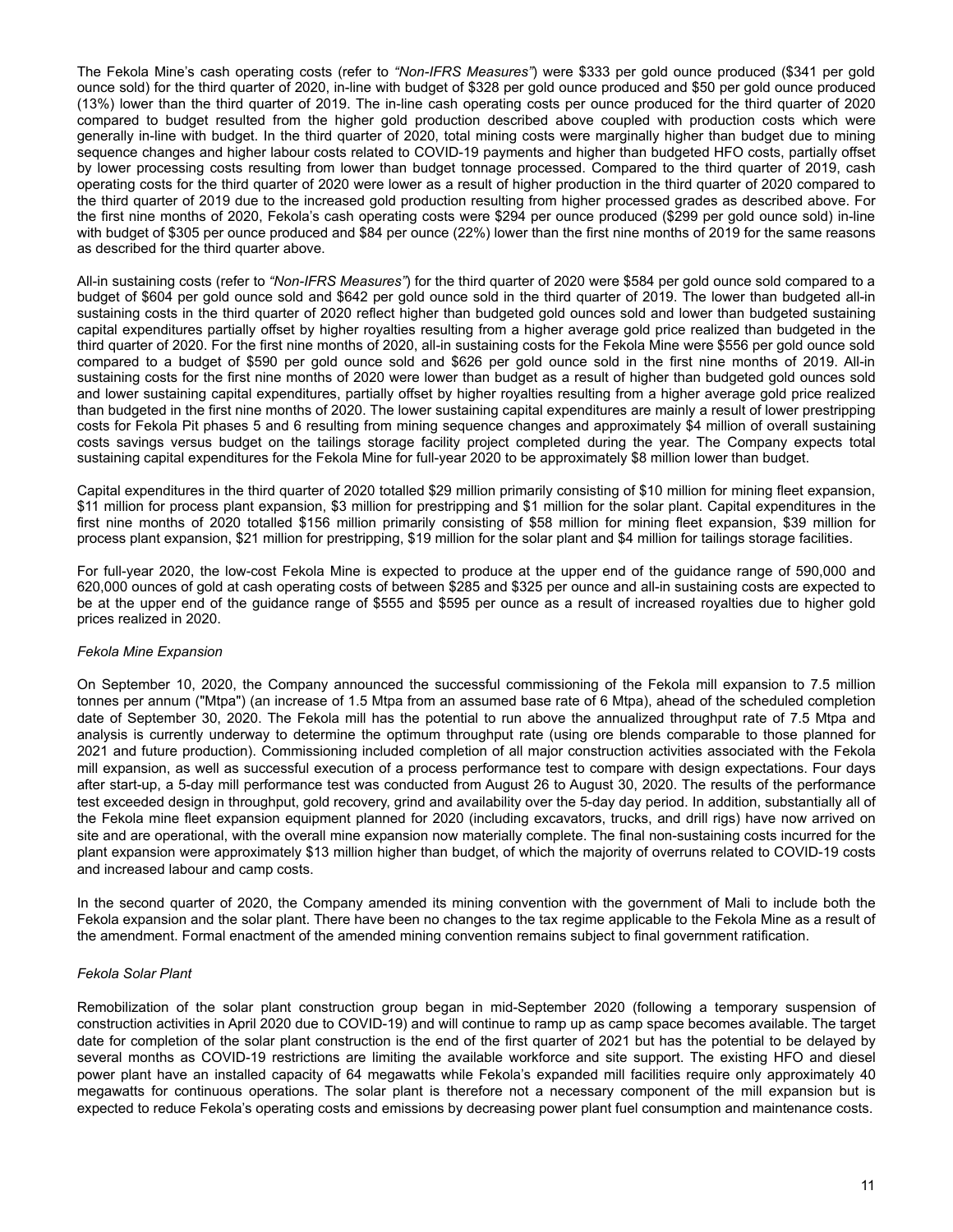The Fekola Mine's cash operating costs (refer to *"Non-IFRS Measures"*) were $333 per gold ounce produced ($341 per gold ounce sold) for the third quarter of 2020, in-line with budget of $328 per gold ounce produced and $50 per gold ounce produced (13%) lower than the third quarter of 2019. The in-line cash operating costs per ounce produced for the third quarter of 2020 compared to budget resulted from the higher gold production described above coupled with production costs which were generally in-line with budget. In the third quarter of 2020, total mining costs were marginally higher than budget due to mining sequence changes and higher labour costs related to COVID-19 payments and higher than budgeted HFO costs, partially offset by lower processing costs resulting from lower than budget tonnage processed. Compared to the third quarter of 2019, cash operating costs for the third quarter of 2020 were lower as a result of higher production in the third quarter of 2020 compared to the third quarter of 2019 due to the increased gold production resulting from higher processed grades as described above. For the first nine months of 2020, Fekola's cash operating costs were $294 per ounce produced ($299 per gold ounce sold) in-line with budget of $305 per ounce produced and $84 per ounce (22%) lower than the first nine months of 2019 for the same reasons as described for the third quarter above.

All-in sustaining costs (refer to *"Non-IFRS Measures"*) for the third quarter of 2020 were $584 per gold ounce sold compared to a budget of $604 per gold ounce sold and $642 per gold ounce sold in the third quarter of 2019. The lower than budgeted all-in sustaining costs in the third quarter of 2020 reflect higher than budgeted gold ounces sold and lower than budgeted sustaining capital expenditures partially offset by higher royalties resulting from a higher average gold price realized than budgeted in the third quarter of 2020. For the first nine months of 2020, all-in sustaining costs for the Fekola Mine were $556 per gold ounce sold compared to a budget of $590 per gold ounce sold and $626 per gold ounce sold in the first nine months of 2019. All-in sustaining costs for the first nine months of 2020 were lower than budget as a result of higher than budgeted gold ounces sold and lower sustaining capital expenditures, partially offset by higher royalties resulting from a higher average gold price realized than budgeted in the first nine months of 2020. The lower sustaining capital expenditures are mainly a result of lower prestripping costs for Fekola Pit phases 5 and 6 resulting from mining sequence changes and approximately $4 million of overall sustaining costs savings versus budget on the tailings storage facility project completed during the year. The Company expects total sustaining capital expenditures for the Fekola Mine for full-year 2020 to be approximately $8 million lower than budget.

Capital expenditures in the third quarter of 2020 totalled $29 million primarily consisting of $10 million for mining fleet expansion, $11 million for process plant expansion, $3 million for prestripping and $1 million for the solar plant. Capital expenditures in the first nine months of 2020 totalled $156 million primarily consisting of $58 million for mining fleet expansion, $39 million for process plant expansion, $21 million for prestripping, $19 million for the solar plant and $4 million for tailings storage facilities.

For full-year 2020, the low-cost Fekola Mine is expected to produce at the upper end of the guidance range of 590,000 and 620,000 ounces of gold at cash operating costs of between $285 and $325 per ounce and all-in sustaining costs are expected to be at the upper end of the guidance range of $555 and $595 per ounce as a result of increased royalties due to higher gold prices realized in 2020.

*Fekola Mine Expansion*

On September 10, 2020, the Company announced the successful commissioning of the Fekola mill expansion to 7.5 million tonnes per annum ("Mtpa") (an increase of 1.5 Mtpa from an assumed base rate of 6 Mtpa), ahead of the scheduled completion date of September 30, 2020. The Fekola mill has the potential to run above the annualized throughput rate of 7.5 Mtpa and analysis is currently underway to determine the optimum throughput rate (using ore blends comparable to those planned for 2021 and future production). Commissioning included completion of all major construction activities associated with the Fekola mill expansion, as well as successful execution of a process performance test to compare with design expectations. Four days after start-up, a 5-day mill performance test was conducted from August 26 to August 30, 2020. The results of the performance test exceeded design in throughput, gold recovery, grind and availability over the 5-day day period. In addition, substantially all of the Fekola mine fleet expansion equipment planned for 2020 (including excavators, trucks, and drill rigs) have now arrived on site and are operational, with the overall mine expansion now materially complete. The final non-sustaining costs incurred for the plant expansion were approximately $13 million higher than budget, of which the majority of overruns related to COVID-19 costs and increased labour and camp costs.

In the second quarter of 2020, the Company amended its mining convention with the government of Mali to include both the Fekola expansion and the solar plant. There have been no changes to the tax regime applicable to the Fekola Mine as a result of the amendment. Formal enactment of the amended mining convention remains subject to final government ratification.

*Fekola Solar Plant*

Remobilization of the solar plant construction group began in mid-September 2020 (following a temporary suspension of construction activities in April 2020 due to COVID-19) and will continue to ramp up as camp space becomes available. The target date for completion of the solar plant construction is the end of the first quarter of 2021 but has the potential to be delayed by several months as COVID-19 restrictions are limiting the available workforce and site support. The existing HFO and diesel power plant have an installed capacity of 64 megawatts while Fekola's expanded mill facilities require only approximately 40 megawatts for continuous operations. The solar plant is therefore not a necessary component of the mill expansion but is expected to reduce Fekola's operating costs and emissions by decreasing power plant fuel consumption and maintenance costs.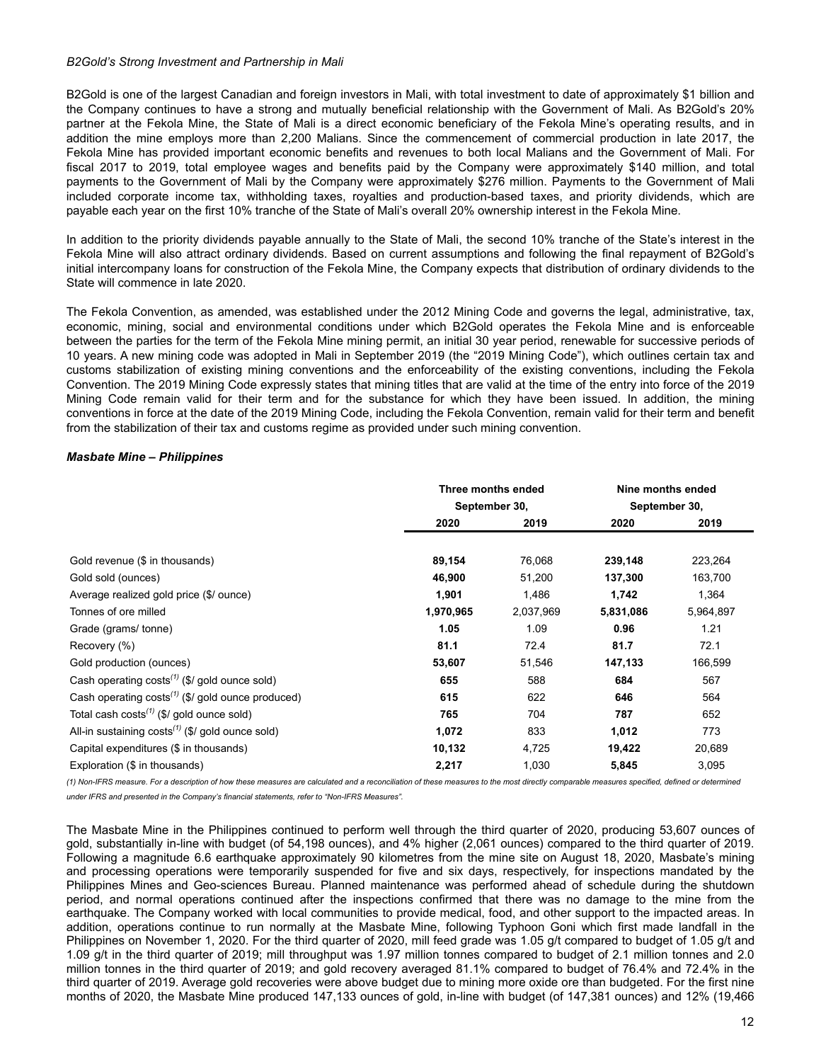*B2Gold's Strong Investment and Partnership in Mali*

B2Gold is one of the largest Canadian and foreign investors in Mali, with total investment to date of approximately $1 billion and the Company continues to have a strong and mutually beneficial relationship with the Government of Mali. As B2Gold's 20% partner at the Fekola Mine, the State of Mali is a direct economic beneficiary of the Fekola Mine's operating results, and in addition the mine employs more than 2,200 Malians. Since the commencement of commercial production in late 2017, the Fekola Mine has provided important economic benefits and revenues to both local Malians and the Government of Mali. For fiscal 2017 to 2019, total employee wages and benefits paid by the Company were approximately $140 million, and total payments to the Government of Mali by the Company were approximately $276 million. Payments to the Government of Mali included corporate income tax, withholding taxes, royalties and production-based taxes, and priority dividends, which are payable each year on the first 10% tranche of the State of Mali's overall 20% ownership interest in the Fekola Mine.

In addition to the priority dividends payable annually to the State of Mali, the second 10% tranche of the State's interest in the Fekola Mine will also attract ordinary dividends. Based on current assumptions and following the final repayment of B2Gold's initial intercompany loans for construction of the Fekola Mine, the Company expects that distribution of ordinary dividends to the State will commence in late 2020.

The Fekola Convention, as amended, was established under the 2012 Mining Code and governs the legal, administrative, tax, economic, mining, social and environmental conditions under which B2Gold operates the Fekola Mine and is enforceable between the parties for the term of the Fekola Mine mining permit, an initial 30 year period, renewable for successive periods of 10 years. A new mining code was adopted in Mali in September 2019 (the "2019 Mining Code"), which outlines certain tax and customs stabilization of existing mining conventions and the enforceability of the existing conventions, including the Fekola Convention. The 2019 Mining Code expressly states that mining titles that are valid at the time of the entry into force of the 2019 Mining Code remain valid for their term and for the substance for which they have been issued. In addition, the mining conventions in force at the date of the 2019 Mining Code, including the Fekola Convention, remain valid for their term and benefit from the stabilization of their tax and customs regime as provided under such mining convention.

***Masbate Mine – Philippines***

| | Three months ended September 30, | | Nine months ended September 30, | |
|---|---|---|---|---|
| | **2020** | **2019** | **2020** | **2019** |
| Gold revenue ($ in thousands) | **89,154** | 76,068 | **239,148** | 223,264 |
| Gold sold (ounces) | **46,900** | 51,200 | **137,300** | 163,700 |
| Average realized gold price ($/ ounce) | **1,901** | 1,486 | **1,742** | 1,364 |
| Tonnes of ore milled | **1,970,965** | 2,037,969 | **5,831,086** | 5,964,897 |
| Grade (grams/ tonne) | **1.05** | 1.09 | **0.96** | 1.21 |
| Recovery (%) | **81.1** | 72.4 | **81.7** | 72.1 |
| Gold production (ounces) | **53,607** | 51,546 | **147,133** | 166,599 |
| Cash operating costs[(1)] ($/ gold ounce sold) | **655** | 588 | **684** | 567 |
| Cash operating costs[(1)] ($/ gold ounce produced) | **615** | 622 | **646** | 564 |
| Total cash costs[(1)] ($/ gold ounce sold) | **765** | 704 | **787** | 652 |
| All-in sustaining costs[(1)] ($/ gold ounce sold) | **1,072** | 833 | **1,012** | 773 |
| Capital expenditures ($ in thousands) | **10,132** | 4,725 | **19,422** | 20,689 |
| Exploration ($ in thousands) | **2,217** | 1,030 | **5,845** | 3,095 |

*(1) Non-IFRS measure. For a description of how these measures are calculated and a reconciliation of these measures to the most directly comparable measures specified, defined or determined under IFRS and presented in the Company's financial statements, refer to "Non-IFRS Measures".*

The Masbate Mine in the Philippines continued to perform well through the third quarter of 2020, producing 53,607 ounces of gold, substantially in-line with budget (of 54,198 ounces), and 4% higher (2,061 ounces) compared to the third quarter of 2019. Following a magnitude 6.6 earthquake approximately 90 kilometres from the mine site on August 18, 2020, Masbate's mining and processing operations were temporarily suspended for five and six days, respectively, for inspections mandated by the Philippines Mines and Geo-sciences Bureau. Planned maintenance was performed ahead of schedule during the shutdown period, and normal operations continued after the inspections confirmed that there was no damage to the mine from the earthquake. The Company worked with local communities to provide medical, food, and other support to the impacted areas. In addition, operations continue to run normally at the Masbate Mine, following Typhoon Goni which first made landfall in the Philippines on November 1, 2020. For the third quarter of 2020, mill feed grade was 1.05 g/t compared to budget of 1.05 g/t and 1.09 g/t in the third quarter of 2019; mill throughput was 1.97 million tonnes compared to budget of 2.1 million tonnes and 2.0 million tonnes in the third quarter of 2019; and gold recovery averaged 81.1% compared to budget of 76.4% and 72.4% in the third quarter of 2019. Average gold recoveries were above budget due to mining more oxide ore than budgeted. For the first nine months of 2020, the Masbate Mine produced 147,133 ounces of gold, in-line with budget (of 147,381 ounces) and 12% (19,466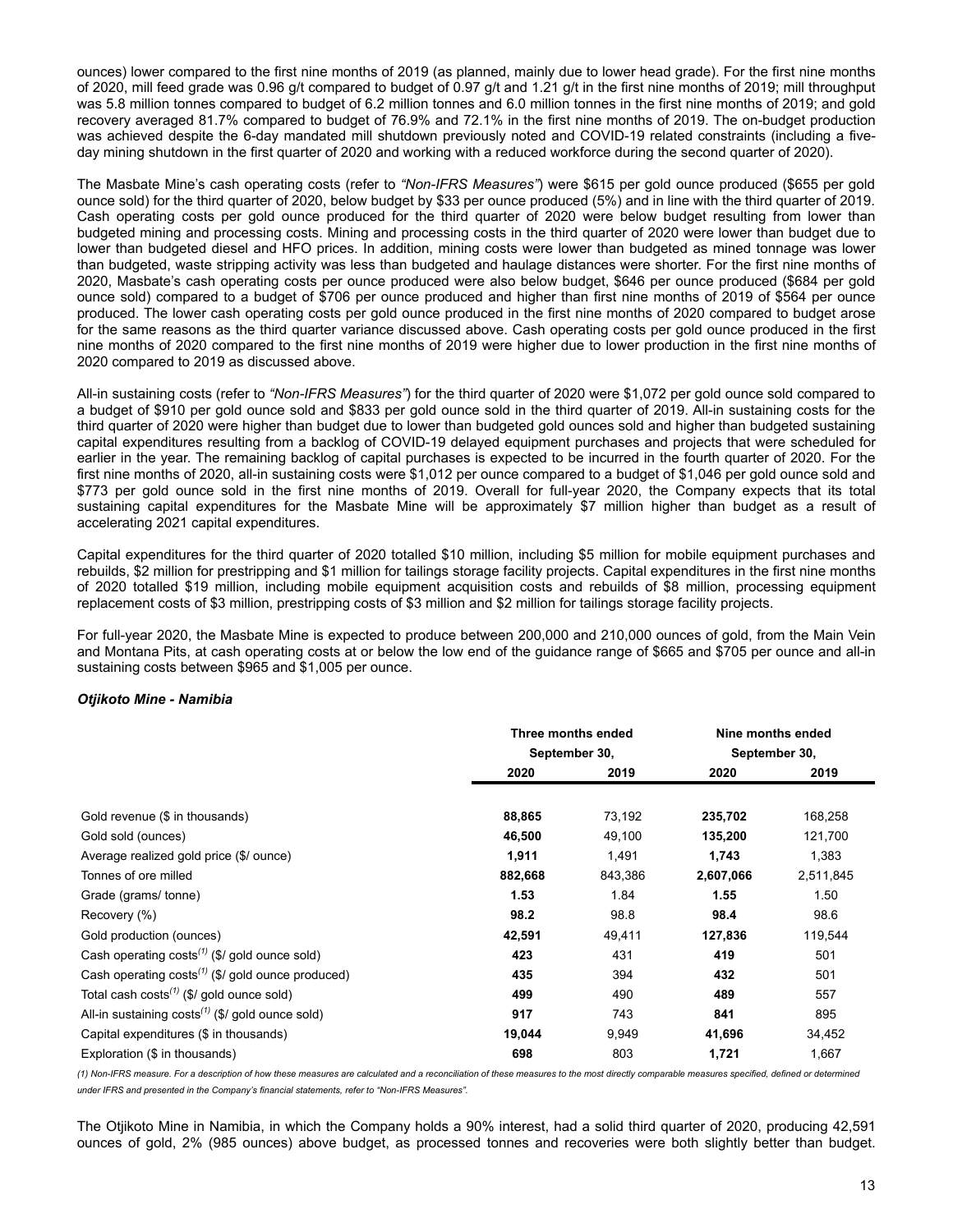ounces) lower compared to the first nine months of 2019 (as planned, mainly due to lower head grade). For the first nine months of 2020, mill feed grade was 0.96 g/t compared to budget of 0.97 g/t and 1.21 g/t in the first nine months of 2019; mill throughput was 5.8 million tonnes compared to budget of 6.2 million tonnes and 6.0 million tonnes in the first nine months of 2019; and gold recovery averaged 81.7% compared to budget of 76.9% and 72.1% in the first nine months of 2019. The on-budget production was achieved despite the 6-day mandated mill shutdown previously noted and COVID-19 related constraints (including a five-day mining shutdown in the first quarter of 2020 and working with a reduced workforce during the second quarter of 2020).

The Masbate Mine's cash operating costs (refer to *"Non-IFRS Measures"*) were $615 per gold ounce produced ($655 per gold ounce sold) for the third quarter of 2020, below budget by $33 per ounce produced (5%) and in line with the third quarter of 2019. Cash operating costs per gold ounce produced for the third quarter of 2020 were below budget resulting from lower than budgeted mining and processing costs. Mining and processing costs in the third quarter of 2020 were lower than budget due to lower than budgeted diesel and HFO prices. In addition, mining costs were lower than budgeted as mined tonnage was lower than budgeted, waste stripping activity was less than budgeted and haulage distances were shorter. For the first nine months of 2020, Masbate's cash operating costs per ounce produced were also below budget, $646 per ounce produced ($684 per gold ounce sold) compared to a budget of $706 per ounce produced and higher than first nine months of 2019 of $564 per ounce produced. The lower cash operating costs per gold ounce produced in the first nine months of 2020 compared to budget arose for the same reasons as the third quarter variance discussed above. Cash operating costs per gold ounce produced in the first nine months of 2020 compared to the first nine months of 2019 were higher due to lower production in the first nine months of 2020 compared to 2019 as discussed above.

All-in sustaining costs (refer to *"Non-IFRS Measures"*) for the third quarter of 2020 were $1,072 per gold ounce sold compared to a budget of $910 per gold ounce sold and $833 per gold ounce sold in the third quarter of 2019. All-in sustaining costs for the third quarter of 2020 were higher than budget due to lower than budgeted gold ounces sold and higher than budgeted sustaining capital expenditures resulting from a backlog of COVID-19 delayed equipment purchases and projects that were scheduled for earlier in the year. The remaining backlog of capital purchases is expected to be incurred in the fourth quarter of 2020. For the first nine months of 2020, all-in sustaining costs were $1,012 per ounce compared to a budget of $1,046 per gold ounce sold and $773 per gold ounce sold in the first nine months of 2019. Overall for full-year 2020, the Company expects that its total sustaining capital expenditures for the Masbate Mine will be approximately $7 million higher than budget as a result of accelerating 2021 capital expenditures.

Capital expenditures for the third quarter of 2020 totalled $10 million, including $5 million for mobile equipment purchases and rebuilds, $2 million for prestripping and $1 million for tailings storage facility projects. Capital expenditures in the first nine months of 2020 totalled $19 million, including mobile equipment acquisition costs and rebuilds of $8 million, processing equipment replacement costs of $3 million, prestripping costs of $3 million and $2 million for tailings storage facility projects.

For full-year 2020, the Masbate Mine is expected to produce between 200,000 and 210,000 ounces of gold, from the Main Vein and Montana Pits, at cash operating costs at or below the low end of the guidance range of $665 and $705 per ounce and all-in sustaining costs between $965 and $1,005 per ounce.

***Otjikoto Mine - Namibia***

| | Three months ended September 30, | | Nine months ended September 30, | |
|---|---|---|---|---|
| | **2020** | 2019 | **2020** | 2019 |
| Gold revenue ($ in thousands) | **88,865** | 73,192 | **235,702** | 168,258 |
| Gold sold (ounces) | **46,500** | 49,100 | **135,200** | 121,700 |
| Average realized gold price ($/ ounce) | **1,911** | 1,491 | **1,743** | 1,383 |
| Tonnes of ore milled | **882,668** | 843,386 | **2,607,066** | 2,511,845 |
| Grade (grams/ tonne) | **1.53** | 1.84 | **1.55** | 1.50 |
| Recovery (%) | **98.2** | 98.8 | **98.4** | 98.6 |
| Gold production (ounces) | **42,591** | 49,411 | **127,836** | 119,544 |
| Cash operating costs[(1)] ($/ gold ounce sold) | **423** | 431 | **419** | 501 |
| Cash operating costs[(1)] ($/ gold ounce produced) | **435** | 394 | **432** | 501 |
| Total cash costs[(1)] ($/ gold ounce sold) | **499** | 490 | **489** | 557 |
| All-in sustaining costs[(1)] ($/ gold ounce sold) | **917** | 743 | **841** | 895 |
| Capital expenditures ($ in thousands) | **19,044** | 9,949 | **41,696** | 34,452 |
| Exploration ($ in thousands) | **698** | 803 | **1,721** | 1,667 |

*(1) Non-IFRS measure. For a description of how these measures are calculated and a reconciliation of these measures to the most directly comparable measures specified, defined or determined under IFRS and presented in the Company's financial statements, refer to "Non-IFRS Measures".*

The Otjikoto Mine in Namibia, in which the Company holds a 90% interest, had a solid third quarter of 2020, producing 42,591 ounces of gold, 2% (985 ounces) above budget, as processed tonnes and recoveries were both slightly better than budget.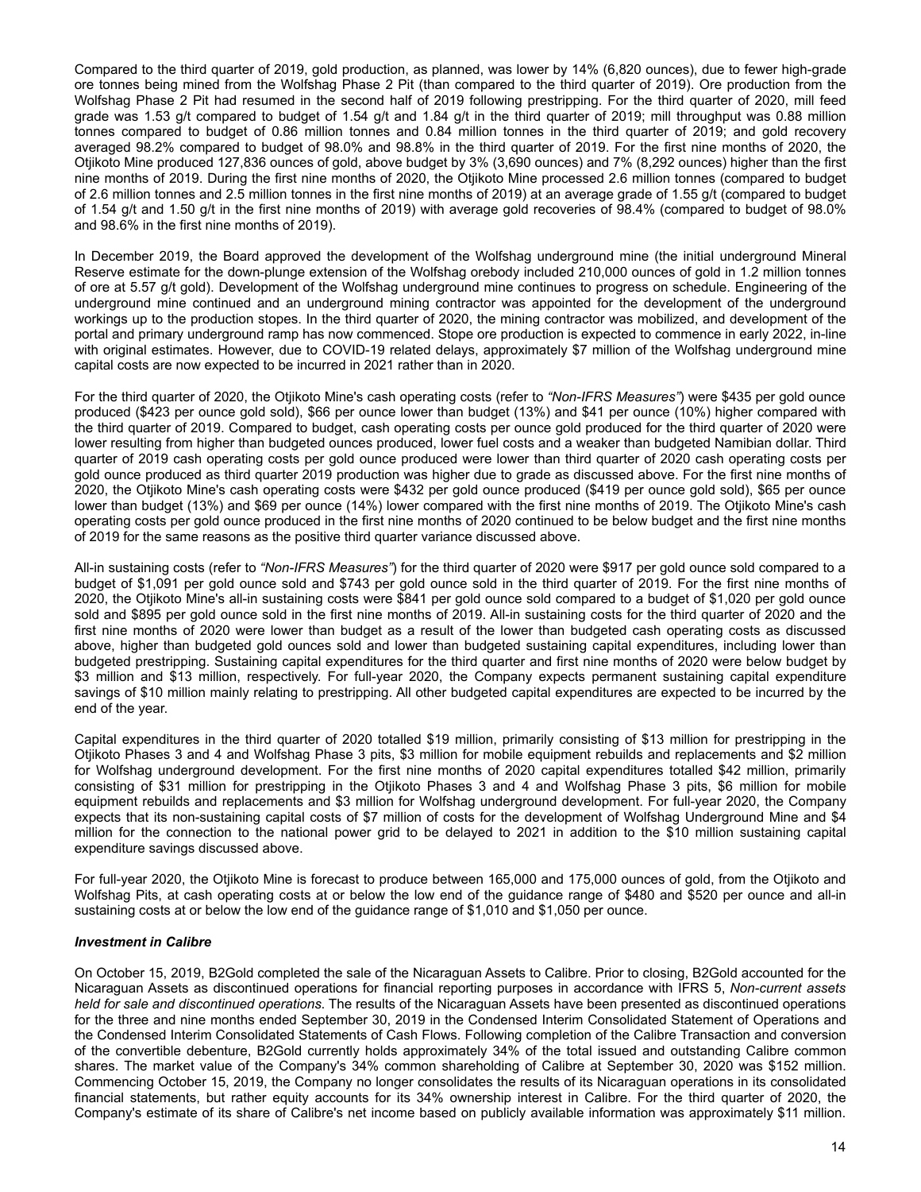Compared to the third quarter of 2019, gold production, as planned, was lower by 14% (6,820 ounces), due to fewer high-grade ore tonnes being mined from the Wolfshag Phase 2 Pit (than compared to the third quarter of 2019). Ore production from the Wolfshag Phase 2 Pit had resumed in the second half of 2019 following prestripping. For the third quarter of 2020, mill feed grade was 1.53 g/t compared to budget of 1.54 g/t and 1.84 g/t in the third quarter of 2019; mill throughput was 0.88 million tonnes compared to budget of 0.86 million tonnes and 0.84 million tonnes in the third quarter of 2019; and gold recovery averaged 98.2% compared to budget of 98.0% and 98.8% in the third quarter of 2019. For the first nine months of 2020, the Otjikoto Mine produced 127,836 ounces of gold, above budget by 3% (3,690 ounces) and 7% (8,292 ounces) higher than the first nine months of 2019. During the first nine months of 2020, the Otjikoto Mine processed 2.6 million tonnes (compared to budget of 2.6 million tonnes and 2.5 million tonnes in the first nine months of 2019) at an average grade of 1.55 g/t (compared to budget of 1.54 g/t and 1.50 g/t in the first nine months of 2019) with average gold recoveries of 98.4% (compared to budget of 98.0% and 98.6% in the first nine months of 2019).

In December 2019, the Board approved the development of the Wolfshag underground mine (the initial underground Mineral Reserve estimate for the down-plunge extension of the Wolfshag orebody included 210,000 ounces of gold in 1.2 million tonnes of ore at 5.57 g/t gold). Development of the Wolfshag underground mine continues to progress on schedule. Engineering of the underground mine continued and an underground mining contractor was appointed for the development of the underground workings up to the production stopes. In the third quarter of 2020, the mining contractor was mobilized, and development of the portal and primary underground ramp has now commenced. Stope ore production is expected to commence in early 2022, in-line with original estimates. However, due to COVID-19 related delays, approximately $7 million of the Wolfshag underground mine capital costs are now expected to be incurred in 2021 rather than in 2020.

For the third quarter of 2020, the Otjikoto Mine's cash operating costs (refer to *"Non-IFRS Measures"*) were $435 per gold ounce produced ($423 per ounce gold sold), $66 per ounce lower than budget (13%) and $41 per ounce (10%) higher compared with the third quarter of 2019. Compared to budget, cash operating costs per ounce gold produced for the third quarter of 2020 were lower resulting from higher than budgeted ounces produced, lower fuel costs and a weaker than budgeted Namibian dollar. Third quarter of 2019 cash operating costs per gold ounce produced were lower than third quarter of 2020 cash operating costs per gold ounce produced as third quarter 2019 production was higher due to grade as discussed above. For the first nine months of 2020, the Otjikoto Mine's cash operating costs were $432 per gold ounce produced ($419 per ounce gold sold), $65 per ounce lower than budget (13%) and $69 per ounce (14%) lower compared with the first nine months of 2019. The Otjikoto Mine's cash operating costs per gold ounce produced in the first nine months of 2020 continued to be below budget and the first nine months of 2019 for the same reasons as the positive third quarter variance discussed above.

All-in sustaining costs (refer to *"Non-IFRS Measures"*) for the third quarter of 2020 were $917 per gold ounce sold compared to a budget of $1,091 per gold ounce sold and $743 per gold ounce sold in the third quarter of 2019. For the first nine months of 2020, the Otjikoto Mine's all-in sustaining costs were $841 per gold ounce sold compared to a budget of $1,020 per gold ounce sold and $895 per gold ounce sold in the first nine months of 2019. All-in sustaining costs for the third quarter of 2020 and the first nine months of 2020 were lower than budget as a result of the lower than budgeted cash operating costs as discussed above, higher than budgeted gold ounces sold and lower than budgeted sustaining capital expenditures, including lower than budgeted prestripping. Sustaining capital expenditures for the third quarter and first nine months of 2020 were below budget by $3 million and $13 million, respectively. For full-year 2020, the Company expects permanent sustaining capital expenditure savings of $10 million mainly relating to prestripping. All other budgeted capital expenditures are expected to be incurred by the end of the year.

Capital expenditures in the third quarter of 2020 totalled $19 million, primarily consisting of $13 million for prestripping in the Otjikoto Phases 3 and 4 and Wolfshag Phase 3 pits, $3 million for mobile equipment rebuilds and replacements and $2 million for Wolfshag underground development. For the first nine months of 2020 capital expenditures totalled $42 million, primarily consisting of $31 million for prestripping in the Otjikoto Phases 3 and 4 and Wolfshag Phase 3 pits, $6 million for mobile equipment rebuilds and replacements and $3 million for Wolfshag underground development. For full-year 2020, the Company expects that its non-sustaining capital costs of $7 million of costs for the development of Wolfshag Underground Mine and $4 million for the connection to the national power grid to be delayed to 2021 in addition to the $10 million sustaining capital expenditure savings discussed above.

For full-year 2020, the Otjikoto Mine is forecast to produce between 165,000 and 175,000 ounces of gold, from the Otjikoto and Wolfshag Pits, at cash operating costs at or below the low end of the guidance range of $480 and $520 per ounce and all-in sustaining costs at or below the low end of the guidance range of $1,010 and $1,050 per ounce.

***Investment in Calibre***

On October 15, 2019, B2Gold completed the sale of the Nicaraguan Assets to Calibre. Prior to closing, B2Gold accounted for the Nicaraguan Assets as discontinued operations for financial reporting purposes in accordance with IFRS 5, *Non-current assets held for sale and discontinued operations*. The results of the Nicaraguan Assets have been presented as discontinued operations for the three and nine months ended September 30, 2019 in the Condensed Interim Consolidated Statement of Operations and the Condensed Interim Consolidated Statements of Cash Flows. Following completion of the Calibre Transaction and conversion of the convertible debenture, B2Gold currently holds approximately 34% of the total issued and outstanding Calibre common shares. The market value of the Company's 34% common shareholding of Calibre at September 30, 2020 was $152 million. Commencing October 15, 2019, the Company no longer consolidates the results of its Nicaraguan operations in its consolidated financial statements, but rather equity accounts for its 34% ownership interest in Calibre. For the third quarter of 2020, the Company's estimate of its share of Calibre's net income based on publicly available information was approximately $11 million.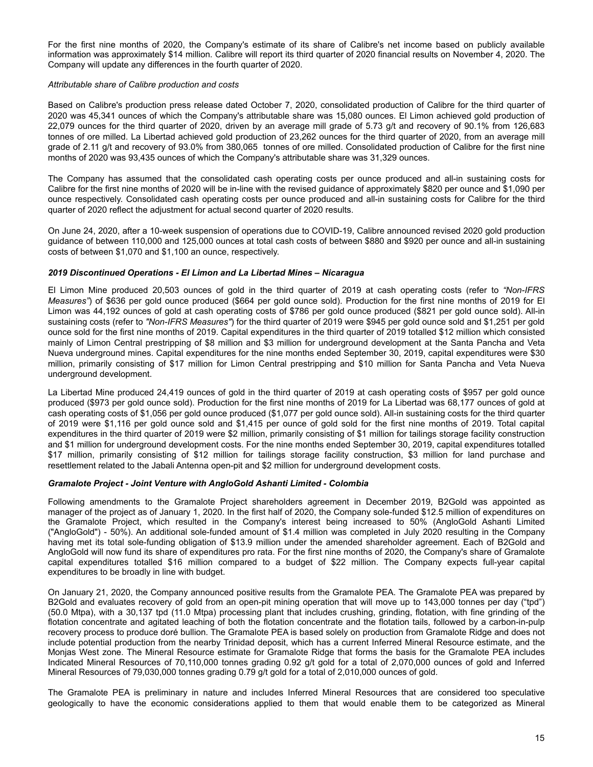For the first nine months of 2020, the Company's estimate of its share of Calibre's net income based on publicly available information was approximately $14 million. Calibre will report its third quarter of 2020 financial results on November 4, 2020. The Company will update any differences in the fourth quarter of 2020.

*Attributable share of Calibre production and costs*

Based on Calibre's production press release dated October 7, 2020, consolidated production of Calibre for the third quarter of 2020 was 45,341 ounces of which the Company's attributable share was 15,080 ounces. El Limon achieved gold production of 22,079 ounces for the third quarter of 2020, driven by an average mill grade of 5.73 g/t and recovery of 90.1% from 126,683 tonnes of ore milled. La Libertad achieved gold production of 23,262 ounces for the third quarter of 2020, from an average mill grade of 2.11 g/t and recovery of 93.0% from 380,065 tonnes of ore milled. Consolidated production of Calibre for the first nine months of 2020 was 93,435 ounces of which the Company's attributable share was 31,329 ounces.

The Company has assumed that the consolidated cash operating costs per ounce produced and all-in sustaining costs for Calibre for the first nine months of 2020 will be in-line with the revised guidance of approximately $820 per ounce and $1,090 per ounce respectively. Consolidated cash operating costs per ounce produced and all-in sustaining costs for Calibre for the third quarter of 2020 reflect the adjustment for actual second quarter of 2020 results.

On June 24, 2020, after a 10-week suspension of operations due to COVID-19, Calibre announced revised 2020 gold production guidance of between 110,000 and 125,000 ounces at total cash costs of between $880 and $920 per ounce and all-in sustaining costs of between $1,070 and $1,100 an ounce, respectively.

***2019 Discontinued Operations - El Limon and La Libertad Mines – Nicaragua***

El Limon Mine produced 20,503 ounces of gold in the third quarter of 2019 at cash operating costs (refer to *"Non-IFRS Measures"*) of $636 per gold ounce produced ($664 per gold ounce sold). Production for the first nine months of 2019 for El Limon was 44,192 ounces of gold at cash operating costs of $786 per gold ounce produced ($821 per gold ounce sold). All-in sustaining costs (refer to *"Non-IFRS Measures"*) for the third quarter of 2019 were $945 per gold ounce sold and $1,251 per gold ounce sold for the first nine months of 2019. Capital expenditures in the third quarter of 2019 totalled $12 million which consisted mainly of Limon Central prestripping of $8 million and $3 million for underground development at the Santa Pancha and Veta Nueva underground mines. Capital expenditures for the nine months ended September 30, 2019, capital expenditures were $30 million, primarily consisting of $17 million for Limon Central prestripping and $10 million for Santa Pancha and Veta Nueva underground development.

La Libertad Mine produced 24,419 ounces of gold in the third quarter of 2019 at cash operating costs of $957 per gold ounce produced ($973 per gold ounce sold). Production for the first nine months of 2019 for La Libertad was 68,177 ounces of gold at cash operating costs of $1,056 per gold ounce produced ($1,077 per gold ounce sold). All-in sustaining costs for the third quarter of 2019 were $1,116 per gold ounce sold and $1,415 per ounce of gold sold for the first nine months of 2019. Total capital expenditures in the third quarter of 2019 were $2 million, primarily consisting of $1 million for tailings storage facility construction and $1 million for underground development costs. For the nine months ended September 30, 2019, capital expenditures totalled $17 million, primarily consisting of $12 million for tailings storage facility construction, $3 million for land purchase and resettlement related to the Jabali Antenna open-pit and $2 million for underground development costs.

***Gramalote Project - Joint Venture with AngloGold Ashanti Limited - Colombia***

Following amendments to the Gramalote Project shareholders agreement in December 2019, B2Gold was appointed as manager of the project as of January 1, 2020. In the first half of 2020, the Company sole-funded $12.5 million of expenditures on the Gramalote Project, which resulted in the Company's interest being increased to 50% (AngloGold Ashanti Limited ("AngloGold") - 50%). An additional sole-funded amount of $1.4 million was completed in July 2020 resulting in the Company having met its total sole-funding obligation of $13.9 million under the amended shareholder agreement. Each of B2Gold and AngloGold will now fund its share of expenditures pro rata. For the first nine months of 2020, the Company's share of Gramalote capital expenditures totalled $16 million compared to a budget of $22 million. The Company expects full-year capital expenditures to be broadly in line with budget.

On January 21, 2020, the Company announced positive results from the Gramalote PEA. The Gramalote PEA was prepared by B2Gold and evaluates recovery of gold from an open-pit mining operation that will move up to 143,000 tonnes per day ("tpd") (50.0 Mtpa), with a 30,137 tpd (11.0 Mtpa) processing plant that includes crushing, grinding, flotation, with fine grinding of the flotation concentrate and agitated leaching of both the flotation concentrate and the flotation tails, followed by a carbon-in-pulp recovery process to produce doré bullion. The Gramalote PEA is based solely on production from Gramalote Ridge and does not include potential production from the nearby Trinidad deposit, which has a current Inferred Mineral Resource estimate, and the Monjas West zone. The Mineral Resource estimate for Gramalote Ridge that forms the basis for the Gramalote PEA includes Indicated Mineral Resources of 70,110,000 tonnes grading 0.92 g/t gold for a total of 2,070,000 ounces of gold and Inferred Mineral Resources of 79,030,000 tonnes grading 0.79 g/t gold for a total of 2,010,000 ounces of gold.

The Gramalote PEA is preliminary in nature and includes Inferred Mineral Resources that are considered too speculative geologically to have the economic considerations applied to them that would enable them to be categorized as Mineral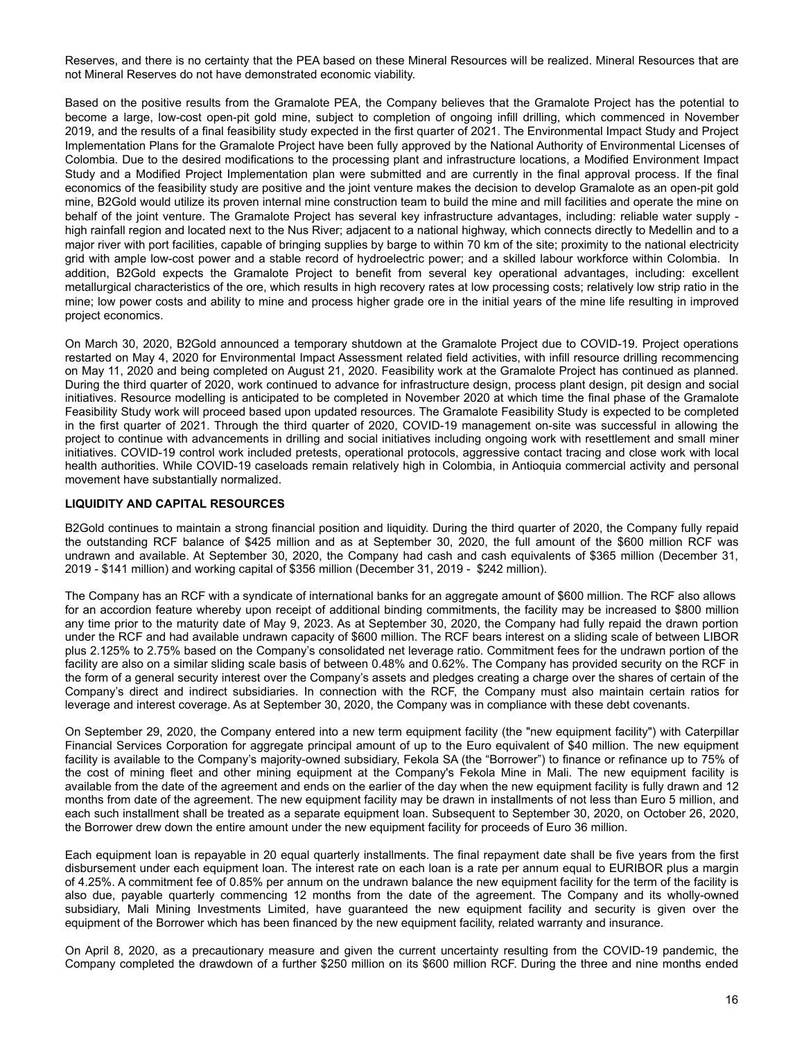Reserves, and there is no certainty that the PEA based on these Mineral Resources will be realized. Mineral Resources that are not Mineral Reserves do not have demonstrated economic viability.

Based on the positive results from the Gramalote PEA, the Company believes that the Gramalote Project has the potential to become a large, low-cost open-pit gold mine, subject to completion of ongoing infill drilling, which commenced in November 2019, and the results of a final feasibility study expected in the first quarter of 2021. The Environmental Impact Study and Project Implementation Plans for the Gramalote Project have been fully approved by the National Authority of Environmental Licenses of Colombia. Due to the desired modifications to the processing plant and infrastructure locations, a Modified Environment Impact Study and a Modified Project Implementation plan were submitted and are currently in the final approval process. If the final economics of the feasibility study are positive and the joint venture makes the decision to develop Gramalote as an open-pit gold mine, B2Gold would utilize its proven internal mine construction team to build the mine and mill facilities and operate the mine on behalf of the joint venture. The Gramalote Project has several key infrastructure advantages, including: reliable water supply - high rainfall region and located next to the Nus River; adjacent to a national highway, which connects directly to Medellin and to a major river with port facilities, capable of bringing supplies by barge to within 70 km of the site; proximity to the national electricity grid with ample low-cost power and a stable record of hydroelectric power; and a skilled labour workforce within Colombia. In addition, B2Gold expects the Gramalote Project to benefit from several key operational advantages, including: excellent metallurgical characteristics of the ore, which results in high recovery rates at low processing costs; relatively low strip ratio in the mine; low power costs and ability to mine and process higher grade ore in the initial years of the mine life resulting in improved project economics.

On March 30, 2020, B2Gold announced a temporary shutdown at the Gramalote Project due to COVID-19. Project operations restarted on May 4, 2020 for Environmental Impact Assessment related field activities, with infill resource drilling recommencing on May 11, 2020 and being completed on August 21, 2020. Feasibility work at the Gramalote Project has continued as planned. During the third quarter of 2020, work continued to advance for infrastructure design, process plant design, pit design and social initiatives. Resource modelling is anticipated to be completed in November 2020 at which time the final phase of the Gramalote Feasibility Study work will proceed based upon updated resources. The Gramalote Feasibility Study is expected to be completed in the first quarter of 2021. Through the third quarter of 2020, COVID-19 management on-site was successful in allowing the project to continue with advancements in drilling and social initiatives including ongoing work with resettlement and small miner initiatives. COVID-19 control work included pretests, operational protocols, aggressive contact tracing and close work with local health authorities. While COVID-19 caseloads remain relatively high in Colombia, in Antioquia commercial activity and personal movement have substantially normalized.

## LIQUIDITY AND CAPITAL RESOURCES

B2Gold continues to maintain a strong financial position and liquidity. During the third quarter of 2020, the Company fully repaid the outstanding RCF balance of $425 million and as at September 30, 2020, the full amount of the $600 million RCF was undrawn and available. At September 30, 2020, the Company had cash and cash equivalents of $365 million (December 31, 2019 - $141 million) and working capital of $356 million (December 31, 2019 - $242 million).

The Company has an RCF with a syndicate of international banks for an aggregate amount of $600 million. The RCF also allows for an accordion feature whereby upon receipt of additional binding commitments, the facility may be increased to $800 million any time prior to the maturity date of May 9, 2023. As at September 30, 2020, the Company had fully repaid the drawn portion under the RCF and had available undrawn capacity of $600 million. The RCF bears interest on a sliding scale of between LIBOR plus 2.125% to 2.75% based on the Company's consolidated net leverage ratio. Commitment fees for the undrawn portion of the facility are also on a similar sliding scale basis of between 0.48% and 0.62%. The Company has provided security on the RCF in the form of a general security interest over the Company's assets and pledges creating a charge over the shares of certain of the Company's direct and indirect subsidiaries. In connection with the RCF, the Company must also maintain certain ratios for leverage and interest coverage. As at September 30, 2020, the Company was in compliance with these debt covenants.

On September 29, 2020, the Company entered into a new term equipment facility (the "new equipment facility") with Caterpillar Financial Services Corporation for aggregate principal amount of up to the Euro equivalent of $40 million. The new equipment facility is available to the Company's majority-owned subsidiary, Fekola SA (the "Borrower") to finance or refinance up to 75% of the cost of mining fleet and other mining equipment at the Company's Fekola Mine in Mali. The new equipment facility is available from the date of the agreement and ends on the earlier of the day when the new equipment facility is fully drawn and 12 months from date of the agreement. The new equipment facility may be drawn in installments of not less than Euro 5 million, and each such installment shall be treated as a separate equipment loan. Subsequent to September 30, 2020, on October 26, 2020, the Borrower drew down the entire amount under the new equipment facility for proceeds of Euro 36 million.

Each equipment loan is repayable in 20 equal quarterly installments. The final repayment date shall be five years from the first disbursement under each equipment loan. The interest rate on each loan is a rate per annum equal to EURIBOR plus a margin of 4.25%. A commitment fee of 0.85% per annum on the undrawn balance the new equipment facility for the term of the facility is also due, payable quarterly commencing 12 months from the date of the agreement. The Company and its wholly-owned subsidiary, Mali Mining Investments Limited, have guaranteed the new equipment facility and security is given over the equipment of the Borrower which has been financed by the new equipment facility, related warranty and insurance.

On April 8, 2020, as a precautionary measure and given the current uncertainty resulting from the COVID-19 pandemic, the Company completed the drawdown of a further $250 million on its $600 million RCF. During the three and nine months ended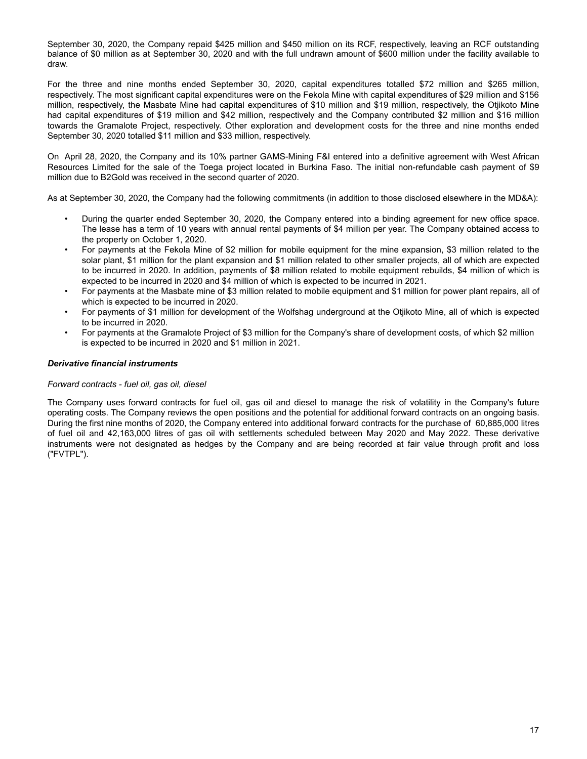September 30, 2020, the Company repaid $425 million and $450 million on its RCF, respectively, leaving an RCF outstanding balance of $0 million as at September 30, 2020 and with the full undrawn amount of $600 million under the facility available to draw.

For the three and nine months ended September 30, 2020, capital expenditures totalled $72 million and $265 million, respectively. The most significant capital expenditures were on the Fekola Mine with capital expenditures of $29 million and $156 million, respectively, the Masbate Mine had capital expenditures of $10 million and $19 million, respectively, the Otjikoto Mine had capital expenditures of $19 million and $42 million, respectively and the Company contributed $2 million and $16 million towards the Gramalote Project, respectively. Other exploration and development costs for the three and nine months ended September 30, 2020 totalled $11 million and $33 million, respectively.

On April 28, 2020, the Company and its 10% partner GAMS-Mining F&I entered into a definitive agreement with West African Resources Limited for the sale of the Toega project located in Burkina Faso. The initial non-refundable cash payment of $9 million due to B2Gold was received in the second quarter of 2020.

As at September 30, 2020, the Company had the following commitments (in addition to those disclosed elsewhere in the MD&A):

- During the quarter ended September 30, 2020, the Company entered into a binding agreement for new office space. The lease has a term of 10 years with annual rental payments of $4 million per year. The Company obtained access to the property on October 1, 2020.
- For payments at the Fekola Mine of $2 million for mobile equipment for the mine expansion, $3 million related to the solar plant, $1 million for the plant expansion and $1 million related to other smaller projects, all of which are expected to be incurred in 2020. In addition, payments of $8 million related to mobile equipment rebuilds, $4 million of which is expected to be incurred in 2020 and $4 million of which is expected to be incurred in 2021.
- For payments at the Masbate mine of $3 million related to mobile equipment and $1 million for power plant repairs, all of which is expected to be incurred in 2020.
- For payments of $1 million for development of the Wolfshag underground at the Otjikoto Mine, all of which is expected to be incurred in 2020.
- For payments at the Gramalote Project of $3 million for the Company's share of development costs, of which $2 million is expected to be incurred in 2020 and $1 million in 2021.

***Derivative financial instruments***

*Forward contracts - fuel oil, gas oil, diesel*

The Company uses forward contracts for fuel oil, gas oil and diesel to manage the risk of volatility in the Company's future operating costs. The Company reviews the open positions and the potential for additional forward contracts on an ongoing basis. During the first nine months of 2020, the Company entered into additional forward contracts for the purchase of 60,885,000 litres of fuel oil and 42,163,000 litres of gas oil with settlements scheduled between May 2020 and May 2022. These derivative instruments were not designated as hedges by the Company and are being recorded at fair value through profit and loss ("FVTPL").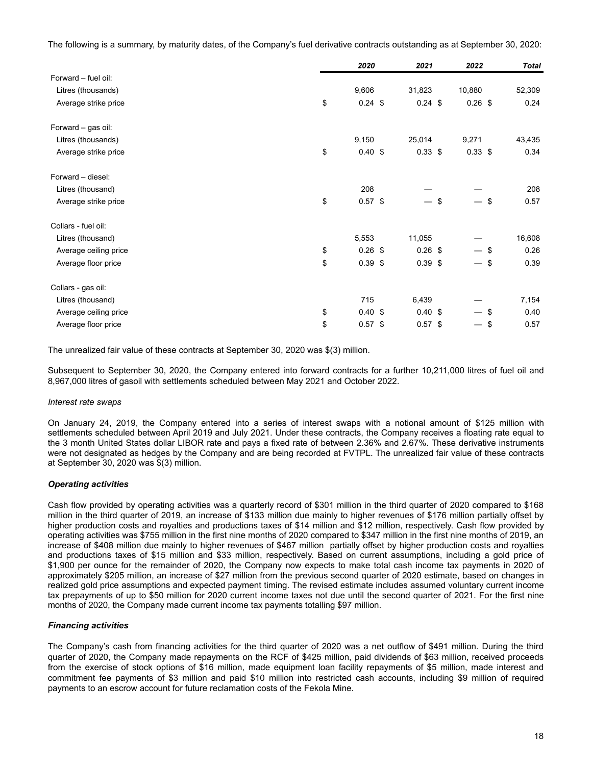The following is a summary, by maturity dates, of the Company's fuel derivative contracts outstanding as at September 30, 2020:

| | *2020* | *2021* | *2022* | *Total* |
|---|---|---|---|---|
| Forward – fuel oil: | | | | |
| Litres (thousands) | 9,606 | 31,823 | 10,880 | 52,309 |
| Average strike price | $ 0.24 | $ 0.24 | $ 0.26 | $ 0.24 |
| Forward – gas oil: | | | | |
| Litres (thousands) | 9,150 | 25,014 | 9,271 | 43,435 |
| Average strike price | $ 0.40 | $ 0.33 | $ 0.33 | $ 0.34 |
| Forward – diesel: | | | | |
| Litres (thousand) | 208 | — | — | 208 |
| Average strike price | $ 0.57 | $ — | $ — | $ 0.57 |
| Collars - fuel oil: | | | | |
| Litres (thousand) | 5,553 | 11,055 | — | 16,608 |
| Average ceiling price | $ 0.26 | $ 0.26 | $ — | $ 0.26 |
| Average floor price | $ 0.39 | $ 0.39 | $ — | $ 0.39 |
| Collars - gas oil: | | | | |
| Litres (thousand) | 715 | 6,439 | — | 7,154 |
| Average ceiling price | $ 0.40 | $ 0.40 | $ — | $ 0.40 |
| Average floor price | $ 0.57 | $ 0.57 | $ — | $ 0.57 |

The unrealized fair value of these contracts at September 30, 2020 was $(3) million.

Subsequent to September 30, 2020, the Company entered into forward contracts for a further 10,211,000 litres of fuel oil and 8,967,000 litres of gasoil with settlements scheduled between May 2021 and October 2022.

*Interest rate swaps*

On January 24, 2019, the Company entered into a series of interest swaps with a notional amount of $125 million with settlements scheduled between April 2019 and July 2021. Under these contracts, the Company receives a floating rate equal to the 3 month United States dollar LIBOR rate and pays a fixed rate of between 2.36% and 2.67%. These derivative instruments were not designated as hedges by the Company and are being recorded at FVTPL. The unrealized fair value of these contracts at September 30, 2020 was $(3) million.

***Operating activities***

Cash flow provided by operating activities was a quarterly record of $301 million in the third quarter of 2020 compared to $168 million in the third quarter of 2019, an increase of $133 million due mainly to higher revenues of $176 million partially offset by higher production costs and royalties and productions taxes of $14 million and $12 million, respectively. Cash flow provided by operating activities was $755 million in the first nine months of 2020 compared to $347 million in the first nine months of 2019, an increase of $408 million due mainly to higher revenues of $467 million partially offset by higher production costs and royalties and productions taxes of $15 million and $33 million, respectively. Based on current assumptions, including a gold price of $1,900 per ounce for the remainder of 2020, the Company now expects to make total cash income tax payments in 2020 of approximately $205 million, an increase of $27 million from the previous second quarter of 2020 estimate, based on changes in realized gold price assumptions and expected payment timing. The revised estimate includes assumed voluntary current income tax prepayments of up to $50 million for 2020 current income taxes not due until the second quarter of 2021. For the first nine months of 2020, the Company made current income tax payments totalling $97 million.

***Financing activities***

The Company's cash from financing activities for the third quarter of 2020 was a net outflow of $491 million. During the third quarter of 2020, the Company made repayments on the RCF of $425 million, paid dividends of $63 million, received proceeds from the exercise of stock options of $16 million, made equipment loan facility repayments of $5 million, made interest and commitment fee payments of $3 million and paid $10 million into restricted cash accounts, including $9 million of required payments to an escrow account for future reclamation costs of the Fekola Mine.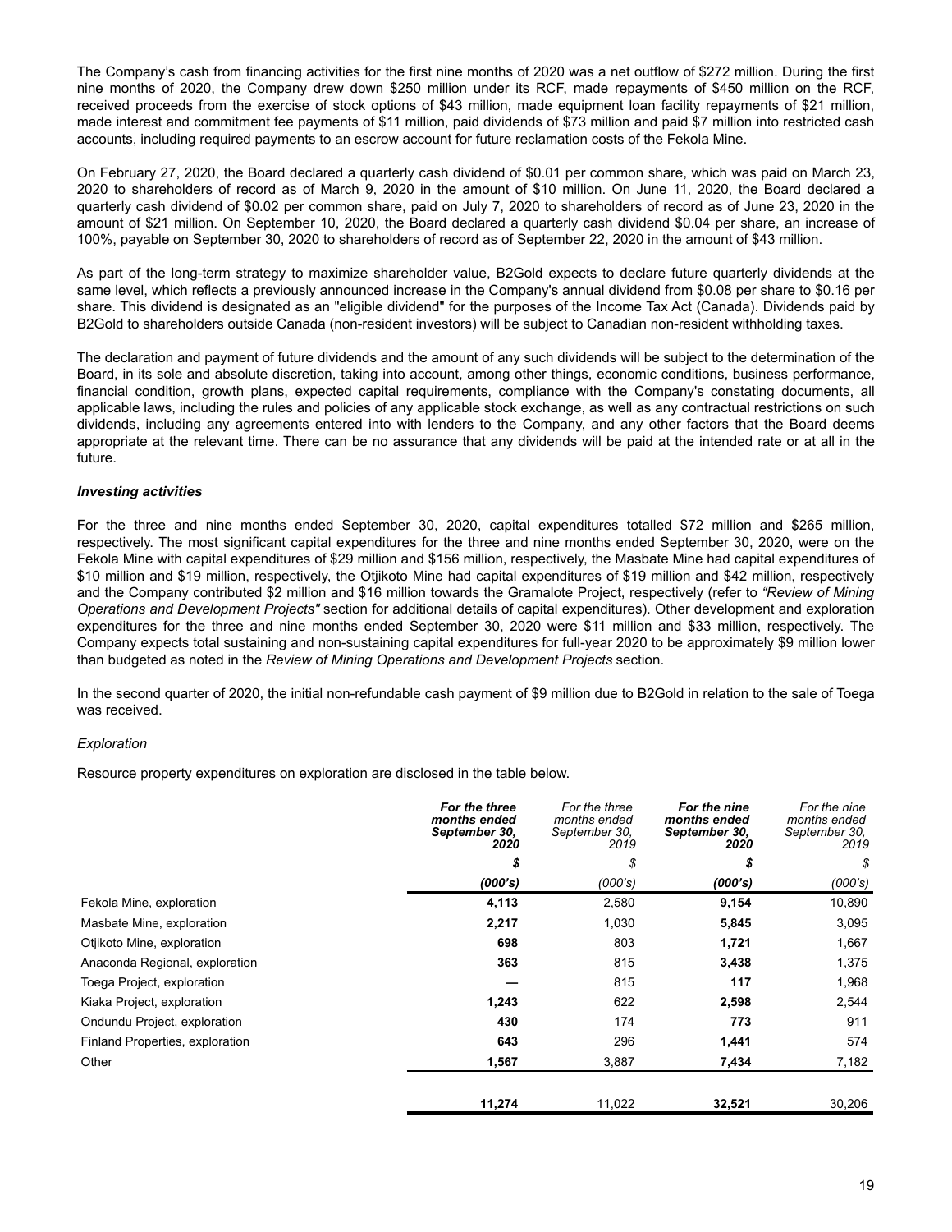The Company's cash from financing activities for the first nine months of 2020 was a net outflow of $272 million. During the first nine months of 2020, the Company drew down $250 million under its RCF, made repayments of $450 million on the RCF, received proceeds from the exercise of stock options of $43 million, made equipment loan facility repayments of $21 million, made interest and commitment fee payments of $11 million, paid dividends of $73 million and paid $7 million into restricted cash accounts, including required payments to an escrow account for future reclamation costs of the Fekola Mine.

On February 27, 2020, the Board declared a quarterly cash dividend of $0.01 per common share, which was paid on March 23, 2020 to shareholders of record as of March 9, 2020 in the amount of $10 million. On June 11, 2020, the Board declared a quarterly cash dividend of $0.02 per common share, paid on July 7, 2020 to shareholders of record as of June 23, 2020 in the amount of $21 million. On September 10, 2020, the Board declared a quarterly cash dividend $0.04 per share, an increase of 100%, payable on September 30, 2020 to shareholders of record as of September 22, 2020 in the amount of $43 million.

As part of the long-term strategy to maximize shareholder value, B2Gold expects to declare future quarterly dividends at the same level, which reflects a previously announced increase in the Company's annual dividend from $0.08 per share to $0.16 per share. This dividend is designated as an "eligible dividend" for the purposes of the Income Tax Act (Canada). Dividends paid by B2Gold to shareholders outside Canada (non-resident investors) will be subject to Canadian non-resident withholding taxes.

The declaration and payment of future dividends and the amount of any such dividends will be subject to the determination of the Board, in its sole and absolute discretion, taking into account, among other things, economic conditions, business performance, financial condition, growth plans, expected capital requirements, compliance with the Company's constating documents, all applicable laws, including the rules and policies of any applicable stock exchange, as well as any contractual restrictions on such dividends, including any agreements entered into with lenders to the Company, and any other factors that the Board deems appropriate at the relevant time. There can be no assurance that any dividends will be paid at the intended rate or at all in the future.

### *Investing activities*

For the three and nine months ended September 30, 2020, capital expenditures totalled $72 million and $265 million, respectively. The most significant capital expenditures for the three and nine months ended September 30, 2020, were on the Fekola Mine with capital expenditures of $29 million and $156 million, respectively, the Masbate Mine had capital expenditures of $10 million and $19 million, respectively, the Otjikoto Mine had capital expenditures of $19 million and $42 million, respectively and the Company contributed $2 million and $16 million towards the Gramalote Project, respectively (refer to *"Review of Mining Operations and Development Projects"* section for additional details of capital expenditures). Other development and exploration expenditures for the three and nine months ended September 30, 2020 were $11 million and $33 million, respectively. The Company expects total sustaining and non-sustaining capital expenditures for full-year 2020 to be approximately $9 million lower than budgeted as noted in the *Review of Mining Operations and Development Projects* section.

In the second quarter of 2020, the initial non-refundable cash payment of $9 million due to B2Gold in relation to the sale of Toega was received.

*Exploration*

Resource property expenditures on exploration are disclosed in the table below.

| | ***For the three months ended September 30, 2020*** | *For the three months ended September 30, 2019* | ***For the nine months ended September 30, 2020*** | *For the nine months ended September 30, 2019* |
|---|---|---|---|---|
| | ***$*** | *$* | ***$*** | *$* |
| | ***(000's)*** | *(000's)* | ***(000's)*** | *(000's)* |
| Fekola Mine, exploration | **4,113** | 2,580 | **9,154** | 10,890 |
| Masbate Mine, exploration | **2,217** | 1,030 | **5,845** | 3,095 |
| Otjikoto Mine, exploration | **698** | 803 | **1,721** | 1,667 |
| Anaconda Regional, exploration | **363** | 815 | **3,438** | 1,375 |
| Toega Project, exploration | **—** | 815 | **117** | 1,968 |
| Kiaka Project, exploration | **1,243** | 622 | **2,598** | 2,544 |
| Ondundu Project, exploration | **430** | 174 | **773** | 911 |
| Finland Properties, exploration | **643** | 296 | **1,441** | 574 |
| Other | **1,567** | 3,887 | **7,434** | 7,182 |
| | **11,274** | 11,022 | **32,521** | 30,206 |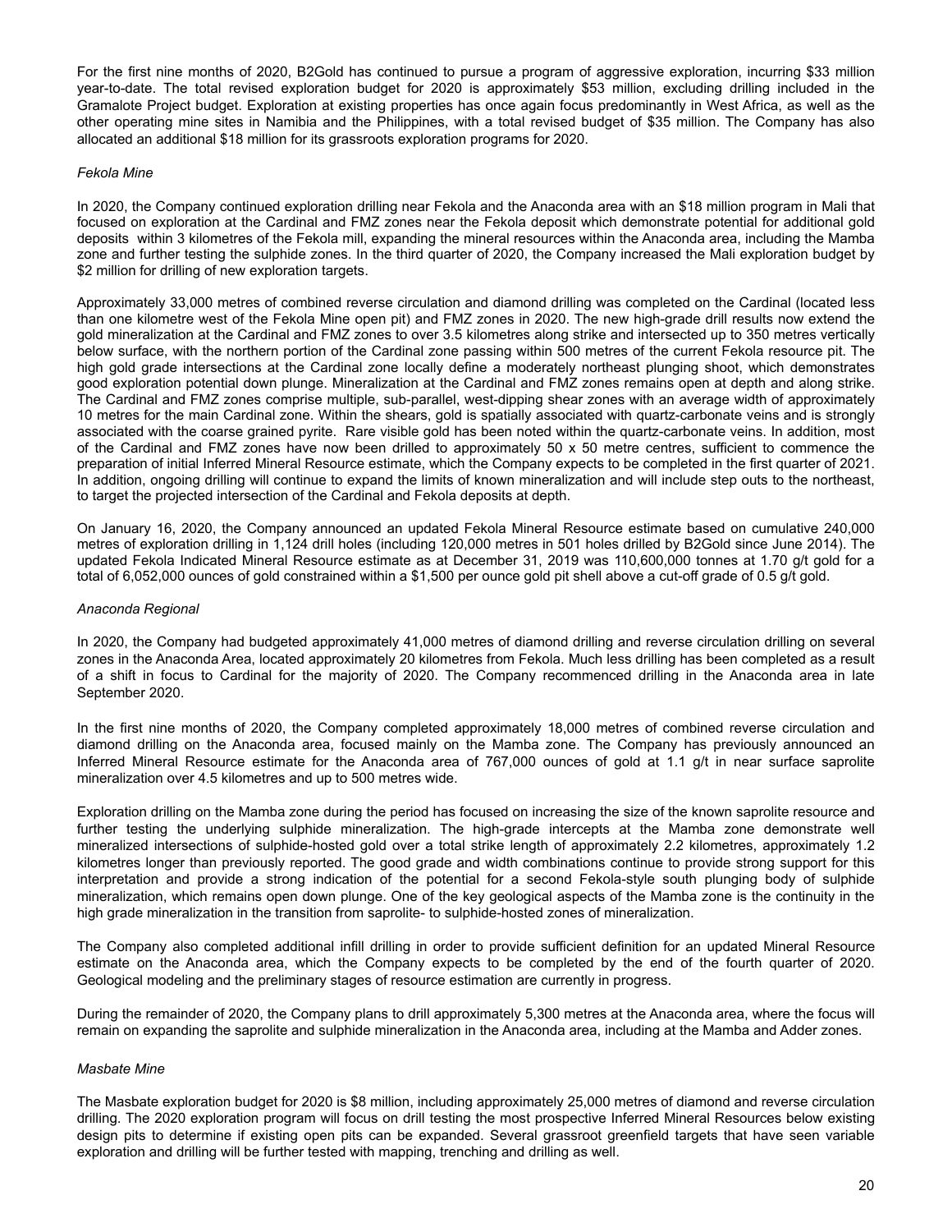For the first nine months of 2020, B2Gold has continued to pursue a program of aggressive exploration, incurring $33 million year-to-date. The total revised exploration budget for 2020 is approximately $53 million, excluding drilling included in the Gramalote Project budget. Exploration at existing properties has once again focus predominantly in West Africa, as well as the other operating mine sites in Namibia and the Philippines, with a total revised budget of $35 million. The Company has also allocated an additional $18 million for its grassroots exploration programs for 2020.

*Fekola Mine*

In 2020, the Company continued exploration drilling near Fekola and the Anaconda area with an $18 million program in Mali that focused on exploration at the Cardinal and FMZ zones near the Fekola deposit which demonstrate potential for additional gold deposits within 3 kilometres of the Fekola mill, expanding the mineral resources within the Anaconda area, including the Mamba zone and further testing the sulphide zones. In the third quarter of 2020, the Company increased the Mali exploration budget by $2 million for drilling of new exploration targets.

Approximately 33,000 metres of combined reverse circulation and diamond drilling was completed on the Cardinal (located less than one kilometre west of the Fekola Mine open pit) and FMZ zones in 2020. The new high-grade drill results now extend the gold mineralization at the Cardinal and FMZ zones to over 3.5 kilometres along strike and intersected up to 350 metres vertically below surface, with the northern portion of the Cardinal zone passing within 500 metres of the current Fekola resource pit. The high gold grade intersections at the Cardinal zone locally define a moderately northeast plunging shoot, which demonstrates good exploration potential down plunge. Mineralization at the Cardinal and FMZ zones remains open at depth and along strike. The Cardinal and FMZ zones comprise multiple, sub-parallel, west-dipping shear zones with an average width of approximately 10 metres for the main Cardinal zone. Within the shears, gold is spatially associated with quartz-carbonate veins and is strongly associated with the coarse grained pyrite. Rare visible gold has been noted within the quartz-carbonate veins. In addition, most of the Cardinal and FMZ zones have now been drilled to approximately 50 x 50 metre centres, sufficient to commence the preparation of initial Inferred Mineral Resource estimate, which the Company expects to be completed in the first quarter of 2021. In addition, ongoing drilling will continue to expand the limits of known mineralization and will include step outs to the northeast, to target the projected intersection of the Cardinal and Fekola deposits at depth.

On January 16, 2020, the Company announced an updated Fekola Mineral Resource estimate based on cumulative 240,000 metres of exploration drilling in 1,124 drill holes (including 120,000 metres in 501 holes drilled by B2Gold since June 2014). The updated Fekola Indicated Mineral Resource estimate as at December 31, 2019 was 110,600,000 tonnes at 1.70 g/t gold for a total of 6,052,000 ounces of gold constrained within a $1,500 per ounce gold pit shell above a cut-off grade of 0.5 g/t gold.

*Anaconda Regional*

In 2020, the Company had budgeted approximately 41,000 metres of diamond drilling and reverse circulation drilling on several zones in the Anaconda Area, located approximately 20 kilometres from Fekola. Much less drilling has been completed as a result of a shift in focus to Cardinal for the majority of 2020. The Company recommenced drilling in the Anaconda area in late September 2020.

In the first nine months of 2020, the Company completed approximately 18,000 metres of combined reverse circulation and diamond drilling on the Anaconda area, focused mainly on the Mamba zone. The Company has previously announced an Inferred Mineral Resource estimate for the Anaconda area of 767,000 ounces of gold at 1.1 g/t in near surface saprolite mineralization over 4.5 kilometres and up to 500 metres wide.

Exploration drilling on the Mamba zone during the period has focused on increasing the size of the known saprolite resource and further testing the underlying sulphide mineralization. The high-grade intercepts at the Mamba zone demonstrate well mineralized intersections of sulphide-hosted gold over a total strike length of approximately 2.2 kilometres, approximately 1.2 kilometres longer than previously reported. The good grade and width combinations continue to provide strong support for this interpretation and provide a strong indication of the potential for a second Fekola-style south plunging body of sulphide mineralization, which remains open down plunge. One of the key geological aspects of the Mamba zone is the continuity in the high grade mineralization in the transition from saprolite- to sulphide-hosted zones of mineralization.

The Company also completed additional infill drilling in order to provide sufficient definition for an updated Mineral Resource estimate on the Anaconda area, which the Company expects to be completed by the end of the fourth quarter of 2020. Geological modeling and the preliminary stages of resource estimation are currently in progress.

During the remainder of 2020, the Company plans to drill approximately 5,300 metres at the Anaconda area, where the focus will remain on expanding the saprolite and sulphide mineralization in the Anaconda area, including at the Mamba and Adder zones.

*Masbate Mine*

The Masbate exploration budget for 2020 is $8 million, including approximately 25,000 metres of diamond and reverse circulation drilling. The 2020 exploration program will focus on drill testing the most prospective Inferred Mineral Resources below existing design pits to determine if existing open pits can be expanded. Several grassroot greenfield targets that have seen variable exploration and drilling will be further tested with mapping, trenching and drilling as well.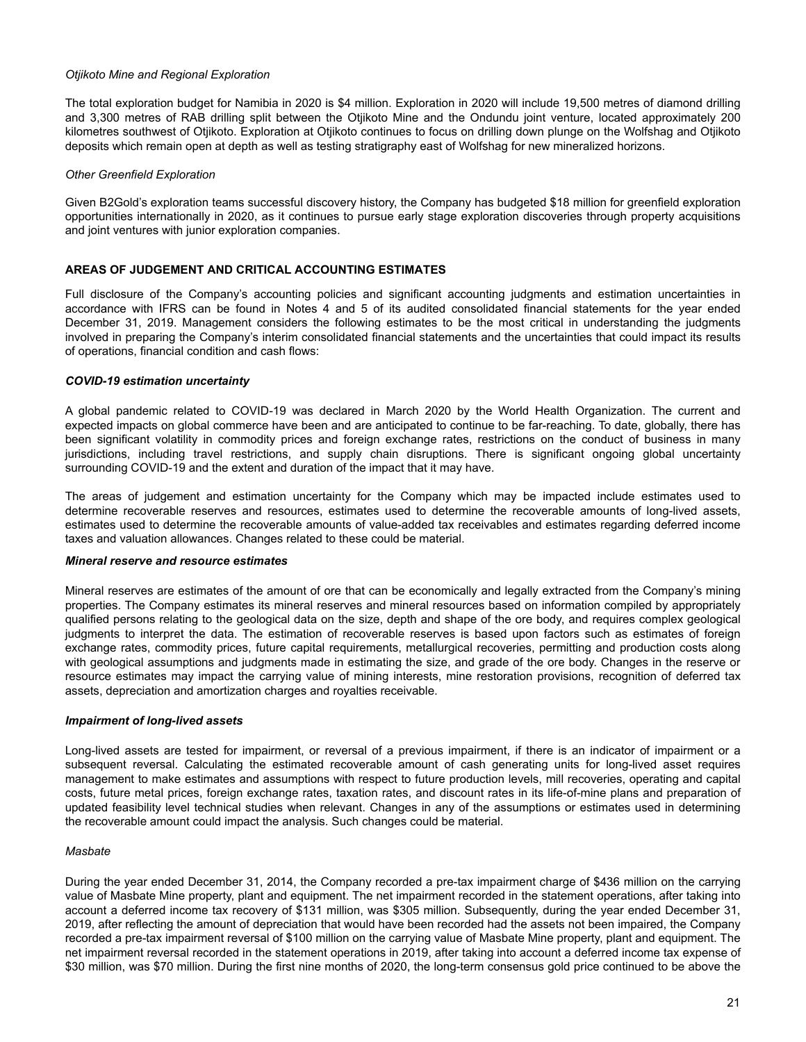*Otjikoto Mine and Regional Exploration*

The total exploration budget for Namibia in 2020 is $4 million. Exploration in 2020 will include 19,500 metres of diamond drilling and 3,300 metres of RAB drilling split between the Otjikoto Mine and the Ondundu joint venture, located approximately 200 kilometres southwest of Otjikoto. Exploration at Otjikoto continues to focus on drilling down plunge on the Wolfshag and Otjikoto deposits which remain open at depth as well as testing stratigraphy east of Wolfshag for new mineralized horizons.

*Other Greenfield Exploration*

Given B2Gold's exploration teams successful discovery history, the Company has budgeted $18 million for greenfield exploration opportunities internationally in 2020, as it continues to pursue early stage exploration discoveries through property acquisitions and joint ventures with junior exploration companies.

## AREAS OF JUDGEMENT AND CRITICAL ACCOUNTING ESTIMATES

Full disclosure of the Company's accounting policies and significant accounting judgments and estimation uncertainties in accordance with IFRS can be found in Notes 4 and 5 of its audited consolidated financial statements for the year ended December 31, 2019. Management considers the following estimates to be the most critical in understanding the judgments involved in preparing the Company's interim consolidated financial statements and the uncertainties that could impact its results of operations, financial condition and cash flows:

***COVID-19 estimation uncertainty***

A global pandemic related to COVID-19 was declared in March 2020 by the World Health Organization. The current and expected impacts on global commerce have been and are anticipated to continue to be far-reaching. To date, globally, there has been significant volatility in commodity prices and foreign exchange rates, restrictions on the conduct of business in many jurisdictions, including travel restrictions, and supply chain disruptions. There is significant ongoing global uncertainty surrounding COVID-19 and the extent and duration of the impact that it may have.

The areas of judgement and estimation uncertainty for the Company which may be impacted include estimates used to determine recoverable reserves and resources, estimates used to determine the recoverable amounts of long-lived assets, estimates used to determine the recoverable amounts of value-added tax receivables and estimates regarding deferred income taxes and valuation allowances. Changes related to these could be material.

***Mineral reserve and resource estimates***

Mineral reserves are estimates of the amount of ore that can be economically and legally extracted from the Company's mining properties. The Company estimates its mineral reserves and mineral resources based on information compiled by appropriately qualified persons relating to the geological data on the size, depth and shape of the ore body, and requires complex geological judgments to interpret the data. The estimation of recoverable reserves is based upon factors such as estimates of foreign exchange rates, commodity prices, future capital requirements, metallurgical recoveries, permitting and production costs along with geological assumptions and judgments made in estimating the size, and grade of the ore body. Changes in the reserve or resource estimates may impact the carrying value of mining interests, mine restoration provisions, recognition of deferred tax assets, depreciation and amortization charges and royalties receivable.

***Impairment of long-lived assets***

Long-lived assets are tested for impairment, or reversal of a previous impairment, if there is an indicator of impairment or a subsequent reversal. Calculating the estimated recoverable amount of cash generating units for long-lived asset requires management to make estimates and assumptions with respect to future production levels, mill recoveries, operating and capital costs, future metal prices, foreign exchange rates, taxation rates, and discount rates in its life-of-mine plans and preparation of updated feasibility level technical studies when relevant. Changes in any of the assumptions or estimates used in determining the recoverable amount could impact the analysis. Such changes could be material.

*Masbate*

During the year ended December 31, 2014, the Company recorded a pre-tax impairment charge of $436 million on the carrying value of Masbate Mine property, plant and equipment. The net impairment recorded in the statement operations, after taking into account a deferred income tax recovery of $131 million, was $305 million. Subsequently, during the year ended December 31, 2019, after reflecting the amount of depreciation that would have been recorded had the assets not been impaired, the Company recorded a pre-tax impairment reversal of $100 million on the carrying value of Masbate Mine property, plant and equipment. The net impairment reversal recorded in the statement operations in 2019, after taking into account a deferred income tax expense of $30 million, was $70 million. During the first nine months of 2020, the long-term consensus gold price continued to be above the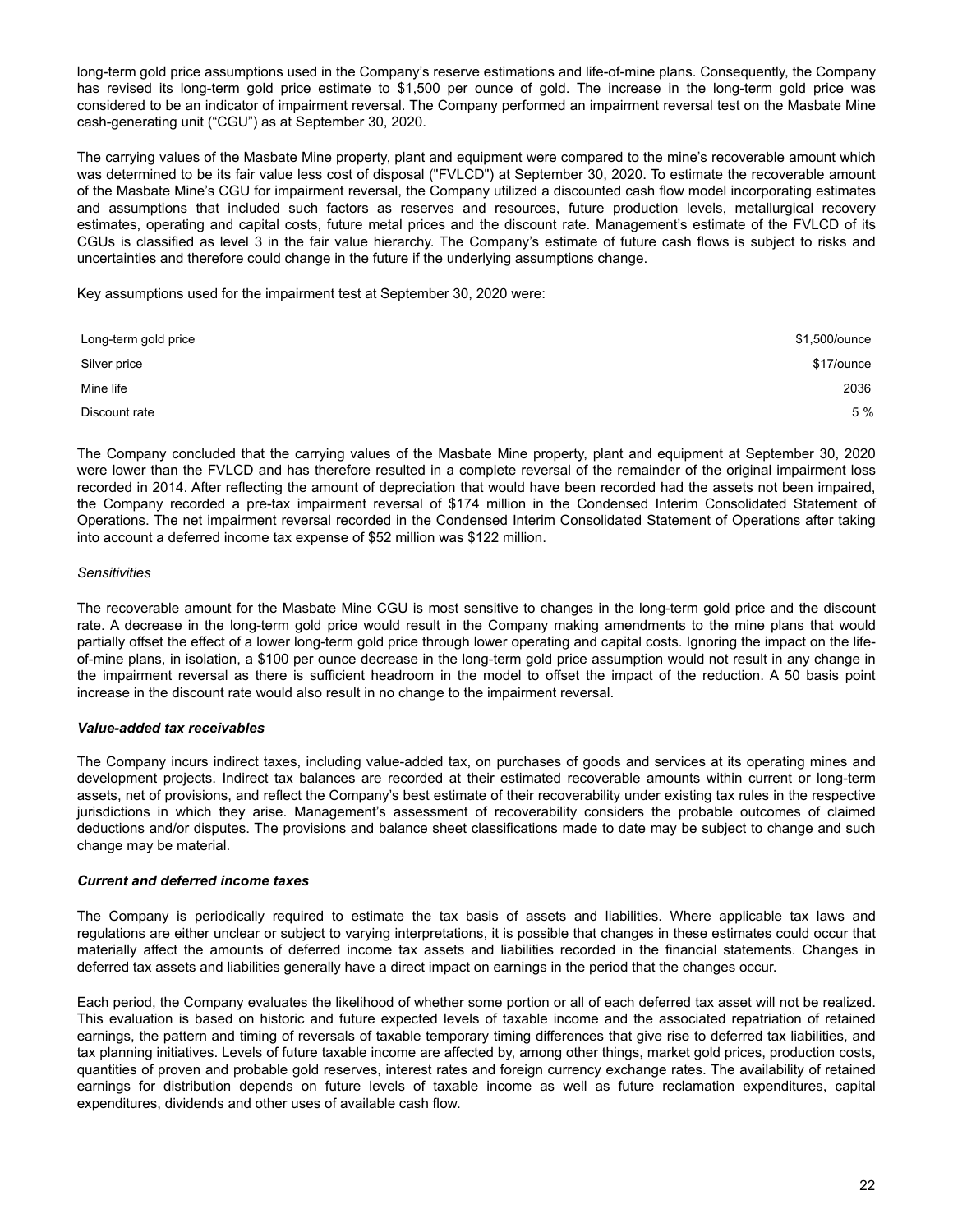long-term gold price assumptions used in the Company's reserve estimations and life-of-mine plans. Consequently, the Company has revised its long-term gold price estimate to $1,500 per ounce of gold. The increase in the long-term gold price was considered to be an indicator of impairment reversal. The Company performed an impairment reversal test on the Masbate Mine cash-generating unit ("CGU") as at September 30, 2020.

The carrying values of the Masbate Mine property, plant and equipment were compared to the mine's recoverable amount which was determined to be its fair value less cost of disposal ("FVLCD") at September 30, 2020. To estimate the recoverable amount of the Masbate Mine's CGU for impairment reversal, the Company utilized a discounted cash flow model incorporating estimates and assumptions that included such factors as reserves and resources, future production levels, metallurgical recovery estimates, operating and capital costs, future metal prices and the discount rate. Management's estimate of the FVLCD of its CGUs is classified as level 3 in the fair value hierarchy. The Company's estimate of future cash flows is subject to risks and uncertainties and therefore could change in the future if the underlying assumptions change.

Key assumptions used for the impairment test at September 30, 2020 were:

| | |
|---|---|
| Long-term gold price | $1,500/ounce |
| Silver price | $17/ounce |
| Mine life | 2036 |
| Discount rate | 5 % |

The Company concluded that the carrying values of the Masbate Mine property, plant and equipment at September 30, 2020 were lower than the FVLCD and has therefore resulted in a complete reversal of the remainder of the original impairment loss recorded in 2014. After reflecting the amount of depreciation that would have been recorded had the assets not been impaired, the Company recorded a pre-tax impairment reversal of $174 million in the Condensed Interim Consolidated Statement of Operations. The net impairment reversal recorded in the Condensed Interim Consolidated Statement of Operations after taking into account a deferred income tax expense of $52 million was $122 million.

*Sensitivities*

The recoverable amount for the Masbate Mine CGU is most sensitive to changes in the long-term gold price and the discount rate. A decrease in the long-term gold price would result in the Company making amendments to the mine plans that would partially offset the effect of a lower long-term gold price through lower operating and capital costs. Ignoring the impact on the life-of-mine plans, in isolation, a $100 per ounce decrease in the long-term gold price assumption would not result in any change in the impairment reversal as there is sufficient headroom in the model to offset the impact of the reduction. A 50 basis point increase in the discount rate would also result in no change to the impairment reversal.

***Value-added tax receivables***

The Company incurs indirect taxes, including value-added tax, on purchases of goods and services at its operating mines and development projects. Indirect tax balances are recorded at their estimated recoverable amounts within current or long-term assets, net of provisions, and reflect the Company's best estimate of their recoverability under existing tax rules in the respective jurisdictions in which they arise. Management's assessment of recoverability considers the probable outcomes of claimed deductions and/or disputes. The provisions and balance sheet classifications made to date may be subject to change and such change may be material.

***Current and deferred income taxes***

The Company is periodically required to estimate the tax basis of assets and liabilities. Where applicable tax laws and regulations are either unclear or subject to varying interpretations, it is possible that changes in these estimates could occur that materially affect the amounts of deferred income tax assets and liabilities recorded in the financial statements. Changes in deferred tax assets and liabilities generally have a direct impact on earnings in the period that the changes occur.

Each period, the Company evaluates the likelihood of whether some portion or all of each deferred tax asset will not be realized. This evaluation is based on historic and future expected levels of taxable income and the associated repatriation of retained earnings, the pattern and timing of reversals of taxable temporary timing differences that give rise to deferred tax liabilities, and tax planning initiatives. Levels of future taxable income are affected by, among other things, market gold prices, production costs, quantities of proven and probable gold reserves, interest rates and foreign currency exchange rates. The availability of retained earnings for distribution depends on future levels of taxable income as well as future reclamation expenditures, capital expenditures, dividends and other uses of available cash flow.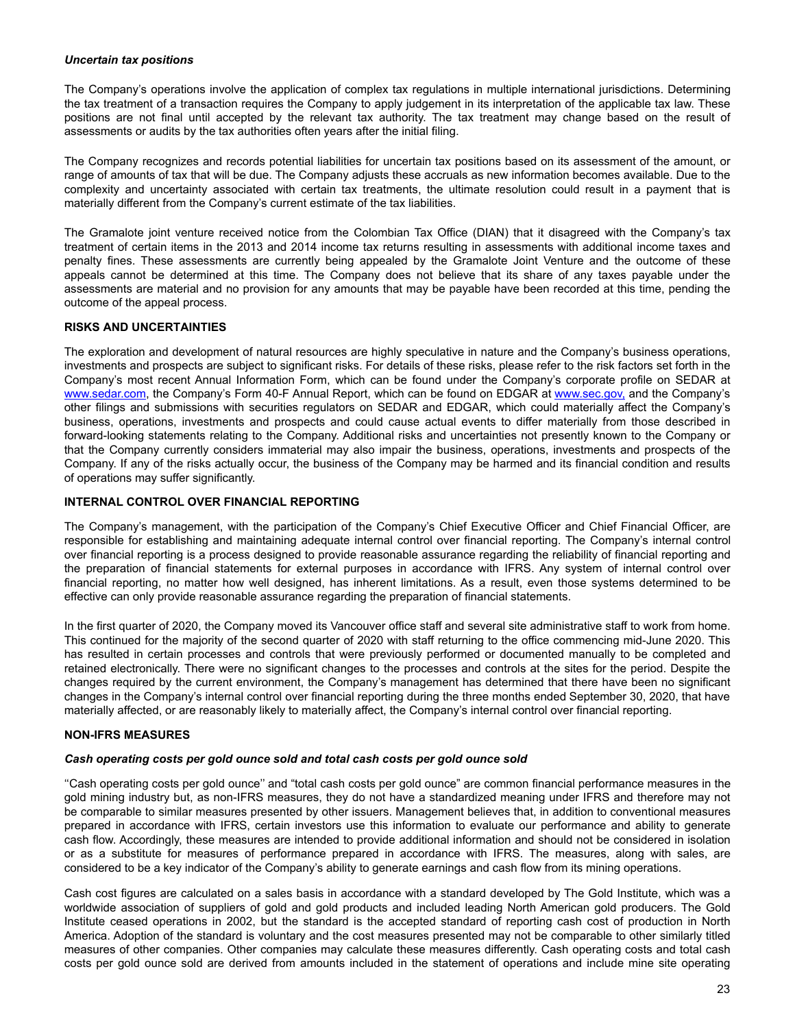***Uncertain tax positions***

The Company's operations involve the application of complex tax regulations in multiple international jurisdictions. Determining the tax treatment of a transaction requires the Company to apply judgement in its interpretation of the applicable tax law. These positions are not final until accepted by the relevant tax authority. The tax treatment may change based on the result of assessments or audits by the tax authorities often years after the initial filing.

The Company recognizes and records potential liabilities for uncertain tax positions based on its assessment of the amount, or range of amounts of tax that will be due. The Company adjusts these accruals as new information becomes available. Due to the complexity and uncertainty associated with certain tax treatments, the ultimate resolution could result in a payment that is materially different from the Company's current estimate of the tax liabilities.

The Gramalote joint venture received notice from the Colombian Tax Office (DIAN) that it disagreed with the Company's tax treatment of certain items in the 2013 and 2014 income tax returns resulting in assessments with additional income taxes and penalty fines. These assessments are currently being appealed by the Gramalote Joint Venture and the outcome of these appeals cannot be determined at this time. The Company does not believe that its share of any taxes payable under the assessments are material and no provision for any amounts that may be payable have been recorded at this time, pending the outcome of the appeal process.

## RISKS AND UNCERTAINTIES

The exploration and development of natural resources are highly speculative in nature and the Company's business operations, investments and prospects are subject to significant risks. For details of these risks, please refer to the risk factors set forth in the Company's most recent Annual Information Form, which can be found under the Company's corporate profile on SEDAR at www.sedar.com, the Company's Form 40-F Annual Report, which can be found on EDGAR at www.sec.gov, and the Company's other filings and submissions with securities regulators on SEDAR and EDGAR, which could materially affect the Company's business, operations, investments and prospects and could cause actual events to differ materially from those described in forward-looking statements relating to the Company. Additional risks and uncertainties not presently known to the Company or that the Company currently considers immaterial may also impair the business, operations, investments and prospects of the Company. If any of the risks actually occur, the business of the Company may be harmed and its financial condition and results of operations may suffer significantly.

## INTERNAL CONTROL OVER FINANCIAL REPORTING

The Company's management, with the participation of the Company's Chief Executive Officer and Chief Financial Officer, are responsible for establishing and maintaining adequate internal control over financial reporting. The Company's internal control over financial reporting is a process designed to provide reasonable assurance regarding the reliability of financial reporting and the preparation of financial statements for external purposes in accordance with IFRS. Any system of internal control over financial reporting, no matter how well designed, has inherent limitations. As a result, even those systems determined to be effective can only provide reasonable assurance regarding the preparation of financial statements.

In the first quarter of 2020, the Company moved its Vancouver office staff and several site administrative staff to work from home. This continued for the majority of the second quarter of 2020 with staff returning to the office commencing mid-June 2020. This has resulted in certain processes and controls that were previously performed or documented manually to be completed and retained electronically. There were no significant changes to the processes and controls at the sites for the period. Despite the changes required by the current environment, the Company's management has determined that there have been no significant changes in the Company's internal control over financial reporting during the three months ended September 30, 2020, that have materially affected, or are reasonably likely to materially affect, the Company's internal control over financial reporting.

## NON-IFRS MEASURES

***Cash operating costs per gold ounce sold and total cash costs per gold ounce sold***

''Cash operating costs per gold ounce'' and "total cash costs per gold ounce" are common financial performance measures in the gold mining industry but, as non-IFRS measures, they do not have a standardized meaning under IFRS and therefore may not be comparable to similar measures presented by other issuers. Management believes that, in addition to conventional measures prepared in accordance with IFRS, certain investors use this information to evaluate our performance and ability to generate cash flow. Accordingly, these measures are intended to provide additional information and should not be considered in isolation or as a substitute for measures of performance prepared in accordance with IFRS. The measures, along with sales, are considered to be a key indicator of the Company's ability to generate earnings and cash flow from its mining operations.

Cash cost figures are calculated on a sales basis in accordance with a standard developed by The Gold Institute, which was a worldwide association of suppliers of gold and gold products and included leading North American gold producers. The Gold Institute ceased operations in 2002, but the standard is the accepted standard of reporting cash cost of production in North America. Adoption of the standard is voluntary and the cost measures presented may not be comparable to other similarly titled measures of other companies. Other companies may calculate these measures differently. Cash operating costs and total cash costs per gold ounce sold are derived from amounts included in the statement of operations and include mine site operating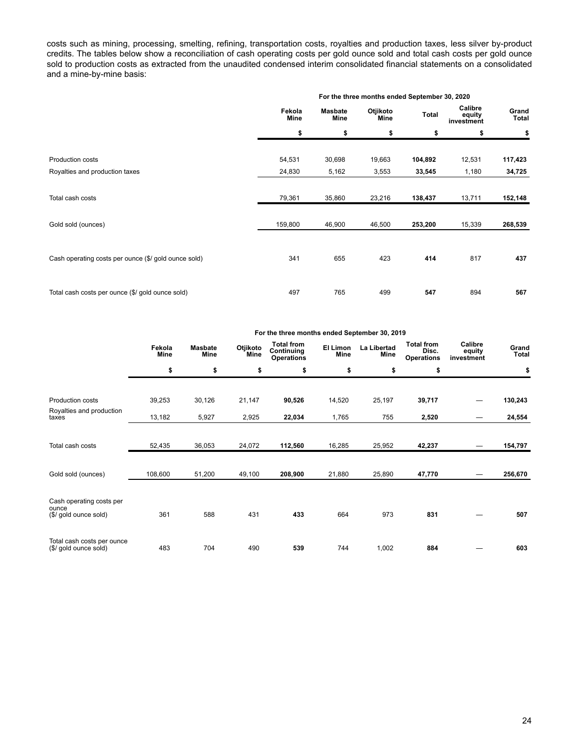costs such as mining, processing, smelting, refining, transportation costs, royalties and production taxes, less silver by-product credits. The tables below show a reconciliation of cash operating costs per gold ounce sold and total cash costs per gold ounce sold to production costs as extracted from the unaudited condensed interim consolidated financial statements on a consolidated and a mine-by-mine basis:

| | For the three months ended September 30, 2020 | | | | | |
|---|---|---|---|---|---|---|
| | Fekola Mine | Masbate Mine | Otjikoto Mine | Total | Calibre equity investment | Grand Total |
| | $ | $ | $ | $ | $ | $ |
| Production costs | 54,531 | 30,698 | 19,663 | **104,892** | 12,531 | **117,423** |
| Royalties and production taxes | 24,830 | 5,162 | 3,553 | **33,545** | 1,180 | **34,725** |
| Total cash costs | 79,361 | 35,860 | 23,216 | **138,437** | 13,711 | **152,148** |
| Gold sold (ounces) | 159,800 | 46,900 | 46,500 | **253,200** | 15,339 | **268,539** |
| Cash operating costs per ounce ($/ gold ounce sold) | 341 | 655 | 423 | **414** | 817 | **437** |
| Total cash costs per ounce ($/ gold ounce sold) | 497 | 765 | 499 | **547** | 894 | **567** |

| | For the three months ended September 30, 2019 | | | | | | | | |
|---|---|---|---|---|---|---|---|---|---|
| | Fekola Mine | Masbate Mine | Otjikoto Mine | Total from Continuing Operations | El Limon Mine | La Libertad Mine | Total from Disc. Operations | Calibre equity investment | Grand Total |
| | $ | $ | $ | $ | $ | $ | $ | | $ |
| Production costs | 39,253 | 30,126 | 21,147 | **90,526** | 14,520 | 25,197 | **39,717** | — | **130,243** |
| Royalties and production taxes | 13,182 | 5,927 | 2,925 | **22,034** | 1,765 | 755 | **2,520** | — | **24,554** |
| Total cash costs | 52,435 | 36,053 | 24,072 | **112,560** | 16,285 | 25,952 | **42,237** | — | **154,797** |
| Gold sold (ounces) | 108,600 | 51,200 | 49,100 | **208,900** | 21,880 | 25,890 | **47,770** | — | **256,670** |
| Cash operating costs per ounce ($/ gold ounce sold) | 361 | 588 | 431 | **433** | 664 | 973 | **831** | — | **507** |
| Total cash costs per ounce ($/ gold ounce sold) | 483 | 704 | 490 | **539** | 744 | 1,002 | **884** | — | **603** |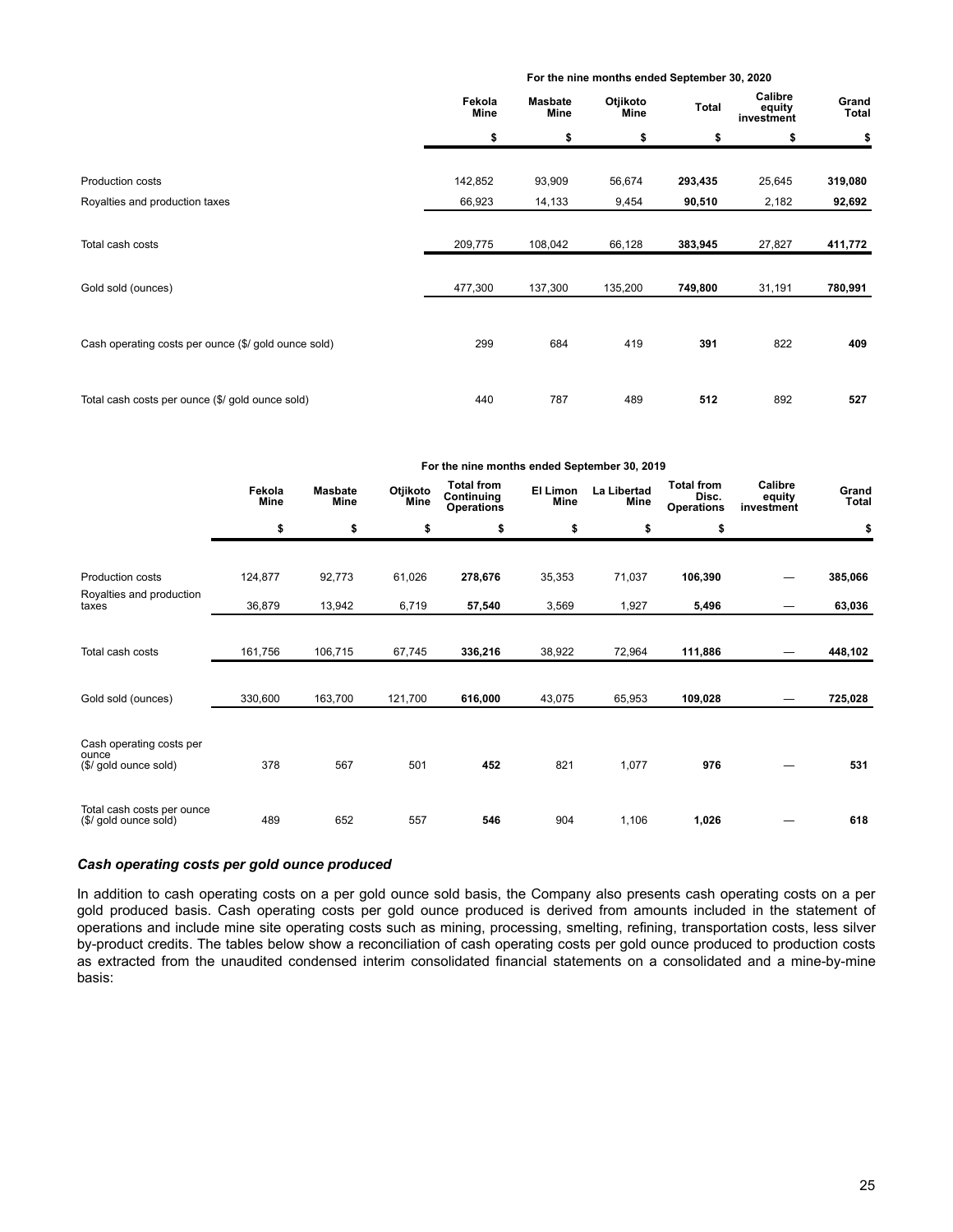| | For the nine months ended September 30, 2020 | | | | | |
|---|---|---|---|---|---|---|
| | Fekola Mine | Masbate Mine | Otjikoto Mine | Total | Calibre equity investment | Grand Total |
| | $ | $ | $ | $ | $ | $ |
| Production costs | 142,852 | 93,909 | 56,674 | **293,435** | 25,645 | **319,080** |
| Royalties and production taxes | 66,923 | 14,133 | 9,454 | **90,510** | 2,182 | **92,692** |
| Total cash costs | 209,775 | 108,042 | 66,128 | **383,945** | 27,827 | **411,772** |
| Gold sold (ounces) | 477,300 | 137,300 | 135,200 | **749,800** | 31,191 | **780,991** |
| Cash operating costs per ounce ($/ gold ounce sold) | 299 | 684 | 419 | **391** | 822 | **409** |
| Total cash costs per ounce ($/ gold ounce sold) | 440 | 787 | 489 | **512** | 892 | **527** |

| | For the nine months ended September 30, 2019 | | | | | | | | |
|---|---|---|---|---|---|---|---|---|---|
| | Fekola Mine | Masbate Mine | Otjikoto Mine | Total from Continuing Operations | El Limon Mine | La Libertad Mine | Total from Disc. Operations | Calibre equity investment | Grand Total |
| | $ | $ | $ | $ | $ | $ | $ | | $ |
| Production costs | 124,877 | 92,773 | 61,026 | **278,676** | 35,353 | 71,037 | **106,390** | — | **385,066** |
| Royalties and production taxes | 36,879 | 13,942 | 6,719 | **57,540** | 3,569 | 1,927 | **5,496** | — | **63,036** |
| Total cash costs | 161,756 | 106,715 | 67,745 | **336,216** | 38,922 | 72,964 | **111,886** | — | **448,102** |
| Gold sold (ounces) | 330,600 | 163,700 | 121,700 | **616,000** | 43,075 | 65,953 | **109,028** | — | **725,028** |
| Cash operating costs per ounce ($/ gold ounce sold) | 378 | 567 | 501 | **452** | 821 | 1,077 | **976** | — | **531** |
| Total cash costs per ounce ($/ gold ounce sold) | 489 | 652 | 557 | **546** | 904 | 1,106 | **1,026** | — | **618** |

### *Cash operating costs per gold ounce produced*

In addition to cash operating costs on a per gold ounce sold basis, the Company also presents cash operating costs on a per gold produced basis. Cash operating costs per gold ounce produced is derived from amounts included in the statement of operations and include mine site operating costs such as mining, processing, smelting, refining, transportation costs, less silver by-product credits. The tables below show a reconciliation of cash operating costs per gold ounce produced to production costs as extracted from the unaudited condensed interim consolidated financial statements on a consolidated and a mine-by-mine basis: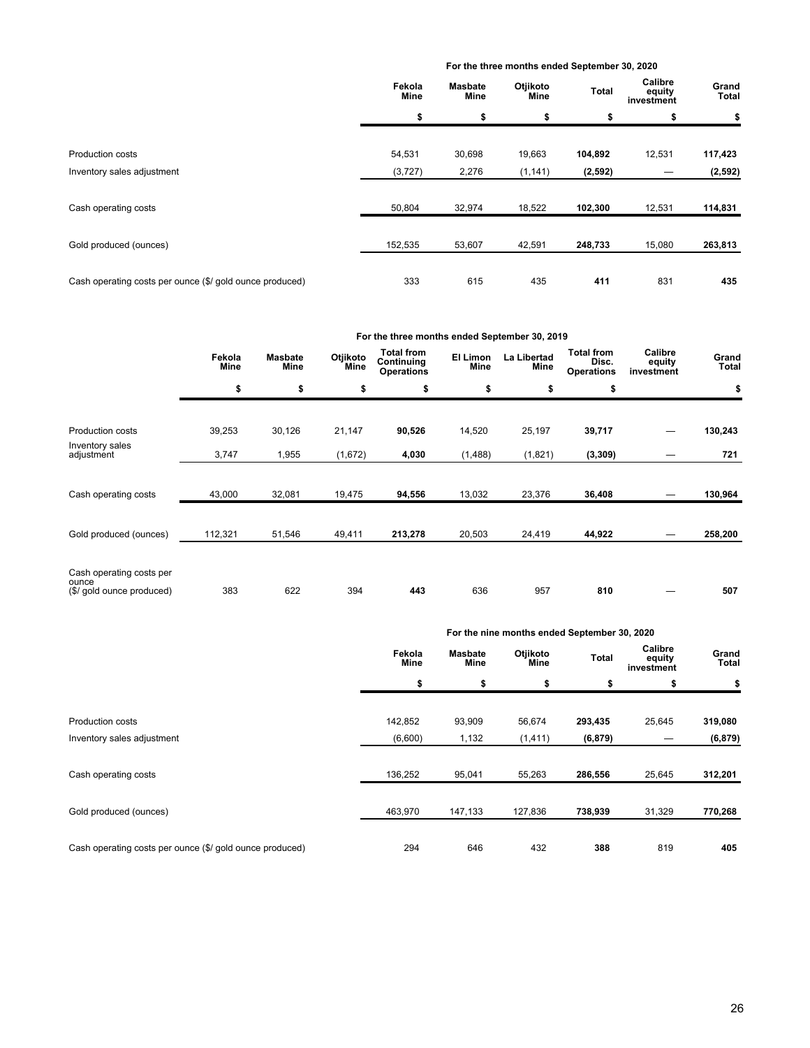| | For the three months ended September 30, 2020 | | | | | |
|---|---|---|---|---|---|---|
| | Fekola Mine | Masbate Mine | Otjikoto Mine | Total | Calibre equity investment | Grand Total |
| | $ | $ | $ | $ | $ | $ |
| Production costs | 54,531 | 30,698 | 19,663 | **104,892** | 12,531 | **117,423** |
| Inventory sales adjustment | (3,727) | 2,276 | (1,141) | **(2,592)** | — | **(2,592)** |
| Cash operating costs | 50,804 | 32,974 | 18,522 | **102,300** | 12,531 | **114,831** |
| Gold produced (ounces) | 152,535 | 53,607 | 42,591 | **248,733** | 15,080 | **263,813** |
| Cash operating costs per ounce ($/ gold ounce produced) | 333 | 615 | 435 | **411** | 831 | **435** |

| | For the three months ended September 30, 2019 | | | | | | | | |
|---|---|---|---|---|---|---|---|---|---|
| | Fekola Mine | Masbate Mine | Otjikoto Mine | Total from Continuing Operations | El Limon Mine | La Libertad Mine | Total from Disc. Operations | Calibre equity investment | Grand Total |
| | $ | $ | $ | $ | $ | $ | $ | | $ |
| Production costs | 39,253 | 30,126 | 21,147 | **90,526** | 14,520 | 25,197 | **39,717** | — | **130,243** |
| Inventory sales adjustment | 3,747 | 1,955 | (1,672) | **4,030** | (1,488) | (1,821) | **(3,309)** | — | **721** |
| Cash operating costs | 43,000 | 32,081 | 19,475 | **94,556** | 13,032 | 23,376 | **36,408** | — | **130,964** |
| Gold produced (ounces) | 112,321 | 51,546 | 49,411 | **213,278** | 20,503 | 24,419 | **44,922** | — | **258,200** |
| Cash operating costs per ounce ($/ gold ounce produced) | 383 | 622 | 394 | **443** | 636 | 957 | **810** | — | **507** |

| | For the nine months ended September 30, 2020 | | | | | |
|---|---|---|---|---|---|---|
| | Fekola Mine | Masbate Mine | Otjikoto Mine | Total | Calibre equity investment | Grand Total |
| | $ | $ | $ | $ | $ | $ |
| Production costs | 142,852 | 93,909 | 56,674 | **293,435** | 25,645 | **319,080** |
| Inventory sales adjustment | (6,600) | 1,132 | (1,411) | **(6,879)** | — | **(6,879)** |
| Cash operating costs | 136,252 | 95,041 | 55,263 | **286,556** | 25,645 | **312,201** |
| Gold produced (ounces) | 463,970 | 147,133 | 127,836 | **738,939** | 31,329 | **770,268** |
| Cash operating costs per ounce ($/ gold ounce produced) | 294 | 646 | 432 | **388** | 819 | **405** |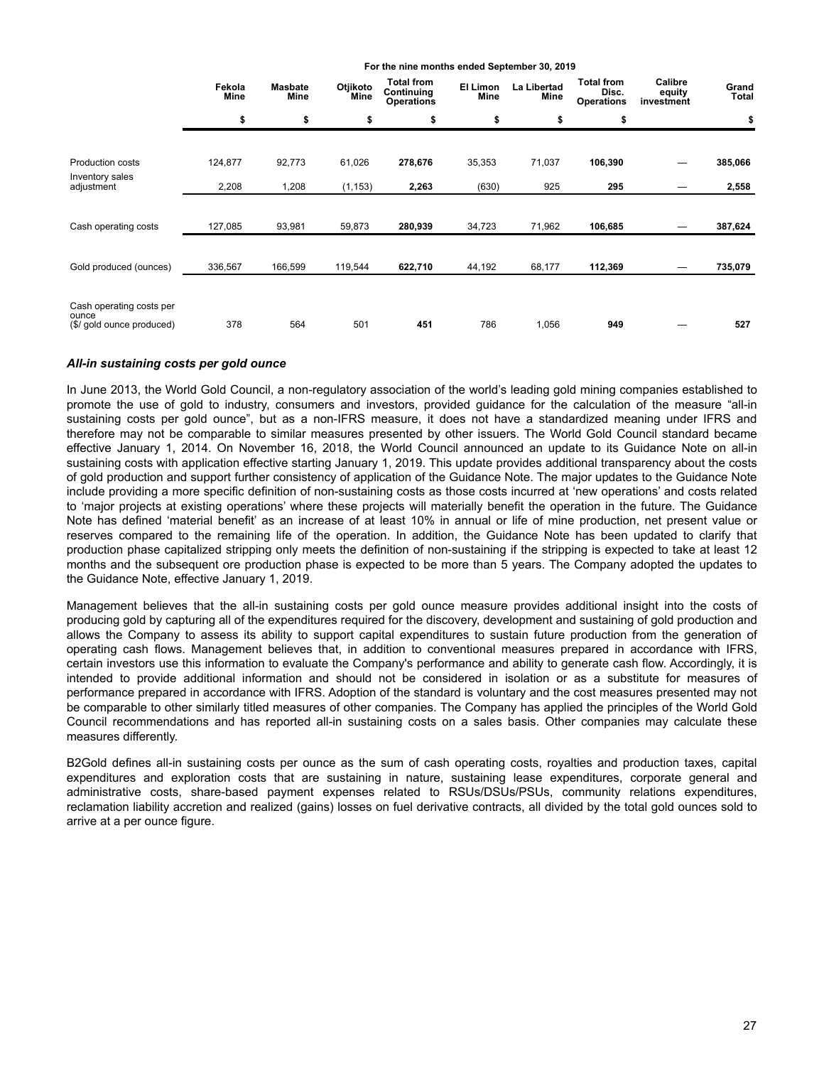| | For the nine months ended September 30, 2019 | | | | | | | | |
|---|---|---|---|---|---|---|---|---|---|
| | Fekola Mine | Masbate Mine | Otjikoto Mine | Total from Continuing Operations | El Limon Mine | La Libertad Mine | Total from Disc. Operations | Calibre equity investment | Grand Total |
| | $ | $ | $ | $ | $ | $ | $ | | $ |
| Production costs | 124,877 | 92,773 | 61,026 | **278,676** | 35,353 | 71,037 | **106,390** | — | **385,066** |
| Inventory sales adjustment | 2,208 | 1,208 | (1,153) | **2,263** | (630) | 925 | **295** | — | **2,558** |
| Cash operating costs | 127,085 | 93,981 | 59,873 | **280,939** | 34,723 | 71,962 | **106,685** | — | **387,624** |
| Gold produced (ounces) | 336,567 | 166,599 | 119,544 | **622,710** | 44,192 | 68,177 | **112,369** | — | **735,079** |
| Cash operating costs per ounce ($/ gold ounce produced) | 378 | 564 | 501 | **451** | 786 | 1,056 | **949** | — | **527** |

### *All-in sustaining costs per gold ounce*

In June 2013, the World Gold Council, a non-regulatory association of the world's leading gold mining companies established to promote the use of gold to industry, consumers and investors, provided guidance for the calculation of the measure "all-in sustaining costs per gold ounce", but as a non-IFRS measure, it does not have a standardized meaning under IFRS and therefore may not be comparable to similar measures presented by other issuers. The World Gold Council standard became effective January 1, 2014. On November 16, 2018, the World Council announced an update to its Guidance Note on all-in sustaining costs with application effective starting January 1, 2019. This update provides additional transparency about the costs of gold production and support further consistency of application of the Guidance Note. The major updates to the Guidance Note include providing a more specific definition of non-sustaining costs as those costs incurred at 'new operations' and costs related to 'major projects at existing operations' where these projects will materially benefit the operation in the future. The Guidance Note has defined 'material benefit' as an increase of at least 10% in annual or life of mine production, net present value or reserves compared to the remaining life of the operation. In addition, the Guidance Note has been updated to clarify that production phase capitalized stripping only meets the definition of non-sustaining if the stripping is expected to take at least 12 months and the subsequent ore production phase is expected to be more than 5 years. The Company adopted the updates to the Guidance Note, effective January 1, 2019.

Management believes that the all-in sustaining costs per gold ounce measure provides additional insight into the costs of producing gold by capturing all of the expenditures required for the discovery, development and sustaining of gold production and allows the Company to assess its ability to support capital expenditures to sustain future production from the generation of operating cash flows. Management believes that, in addition to conventional measures prepared in accordance with IFRS, certain investors use this information to evaluate the Company's performance and ability to generate cash flow. Accordingly, it is intended to provide additional information and should not be considered in isolation or as a substitute for measures of performance prepared in accordance with IFRS. Adoption of the standard is voluntary and the cost measures presented may not be comparable to other similarly titled measures of other companies. The Company has applied the principles of the World Gold Council recommendations and has reported all-in sustaining costs on a sales basis. Other companies may calculate these measures differently.

B2Gold defines all-in sustaining costs per ounce as the sum of cash operating costs, royalties and production taxes, capital expenditures and exploration costs that are sustaining in nature, sustaining lease expenditures, corporate general and administrative costs, share-based payment expenses related to RSUs/DSUs/PSUs, community relations expenditures, reclamation liability accretion and realized (gains) losses on fuel derivative contracts, all divided by the total gold ounces sold to arrive at a per ounce figure.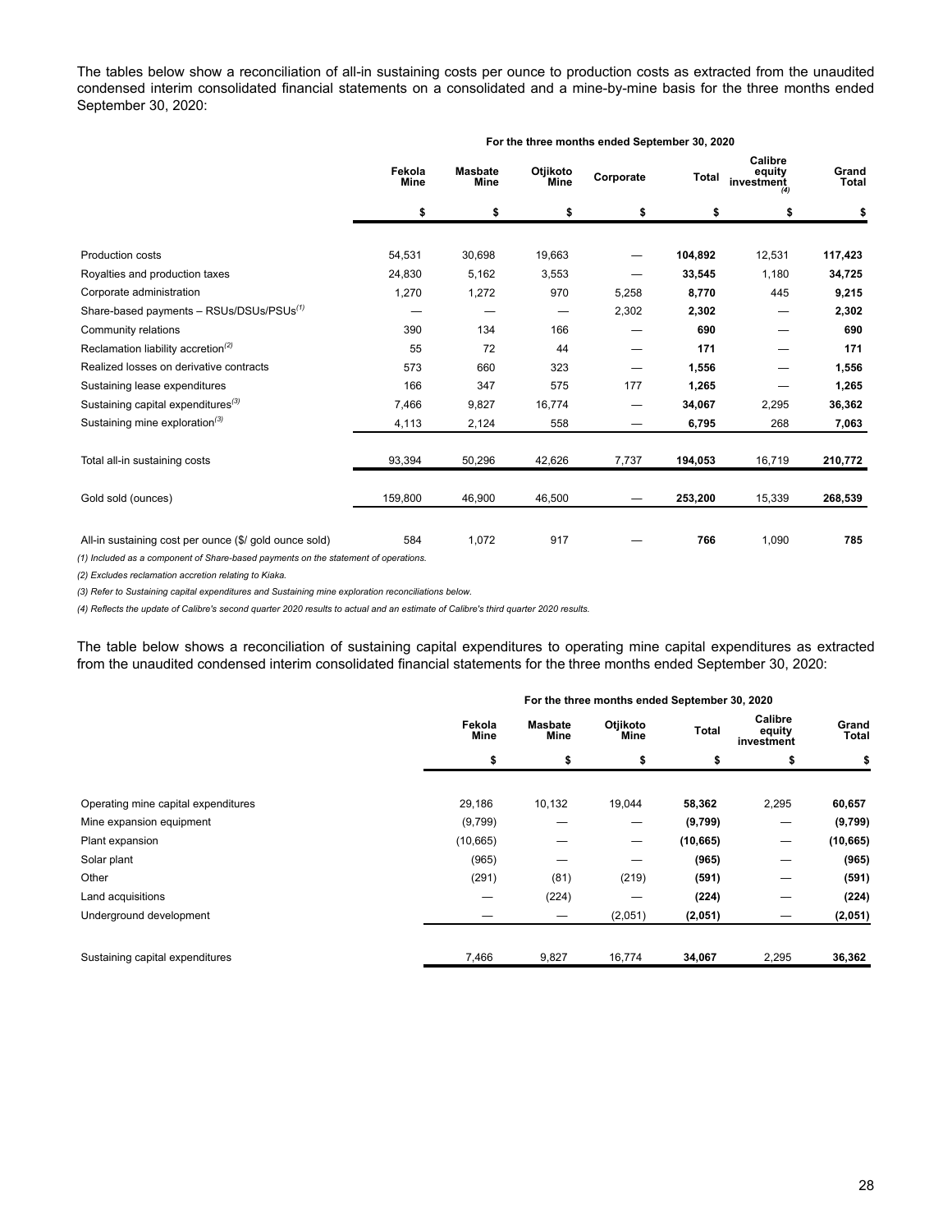The tables below show a reconciliation of all-in sustaining costs per ounce to production costs as extracted from the unaudited condensed interim consolidated financial statements on a consolidated and a mine-by-mine basis for the three months ended September 30, 2020:

| | For the three months ended September 30, 2020 | | | | | | |
|---|---|---|---|---|---|---|---|
| | Fekola Mine | Masbate Mine | Otjikoto Mine | Corporate | Total | Calibre equity investment[(4)] | Grand Total |
| | $ | $ | $ | $ | $ | $ | $ |
| Production costs | 54,531 | 30,698 | 19,663 | — | **104,892** | 12,531 | **117,423** |
| Royalties and production taxes | 24,830 | 5,162 | 3,553 | — | **33,545** | 1,180 | **34,725** |
| Corporate administration | 1,270 | 1,272 | 970 | 5,258 | **8,770** | 445 | **9,215** |
| Share-based payments – RSUs/DSUs/PSUs[(1)] | — | — | — | 2,302 | **2,302** | — | **2,302** |
| Community relations | 390 | 134 | 166 | — | **690** | — | **690** |
| Reclamation liability accretion[(2)] | 55 | 72 | 44 | — | **171** | — | **171** |
| Realized losses on derivative contracts | 573 | 660 | 323 | — | **1,556** | — | **1,556** |
| Sustaining lease expenditures | 166 | 347 | 575 | 177 | **1,265** | — | **1,265** |
| Sustaining capital expenditures[(3)] | 7,466 | 9,827 | 16,774 | — | **34,067** | 2,295 | **36,362** |
| Sustaining mine exploration[(3)] | 4,113 | 2,124 | 558 | — | **6,795** | 268 | **7,063** |
| Total all-in sustaining costs | 93,394 | 50,296 | 42,626 | 7,737 | **194,053** | 16,719 | **210,772** |
| Gold sold (ounces) | 159,800 | 46,900 | 46,500 | — | **253,200** | 15,339 | **268,539** |
| All-in sustaining cost per ounce ($/ gold ounce sold) | 584 | 1,072 | 917 | — | **766** | 1,090 | **785** |

*(1) Included as a component of Share-based payments on the statement of operations.*

*(2) Excludes reclamation accretion relating to Kiaka.*

*(3) Refer to Sustaining capital expenditures and Sustaining mine exploration reconciliations below.*

*(4) Reflects the update of Calibre's second quarter 2020 results to actual and an estimate of Calibre's third quarter 2020 results.*

The table below shows a reconciliation of sustaining capital expenditures to operating mine capital expenditures as extracted from the unaudited condensed interim consolidated financial statements for the three months ended September 30, 2020:

| | For the three months ended September 30, 2020 | | | | | |
|---|---|---|---|---|---|---|
| | Fekola Mine | Masbate Mine | Otjikoto Mine | Total | Calibre equity investment | Grand Total |
| | $ | $ | $ | $ | $ | $ |
| Operating mine capital expenditures | 29,186 | 10,132 | 19,044 | **58,362** | 2,295 | **60,657** |
| Mine expansion equipment | (9,799) | — | — | **(9,799)** | — | **(9,799)** |
| Plant expansion | (10,665) | — | — | **(10,665)** | — | **(10,665)** |
| Solar plant | (965) | — | — | **(965)** | — | **(965)** |
| Other | (291) | (81) | (219) | **(591)** | — | **(591)** |
| Land acquisitions | — | (224) | — | **(224)** | — | **(224)** |
| Underground development | — | — | (2,051) | **(2,051)** | — | **(2,051)** |
| Sustaining capital expenditures | 7,466 | 9,827 | 16,774 | **34,067** | 2,295 | **36,362** |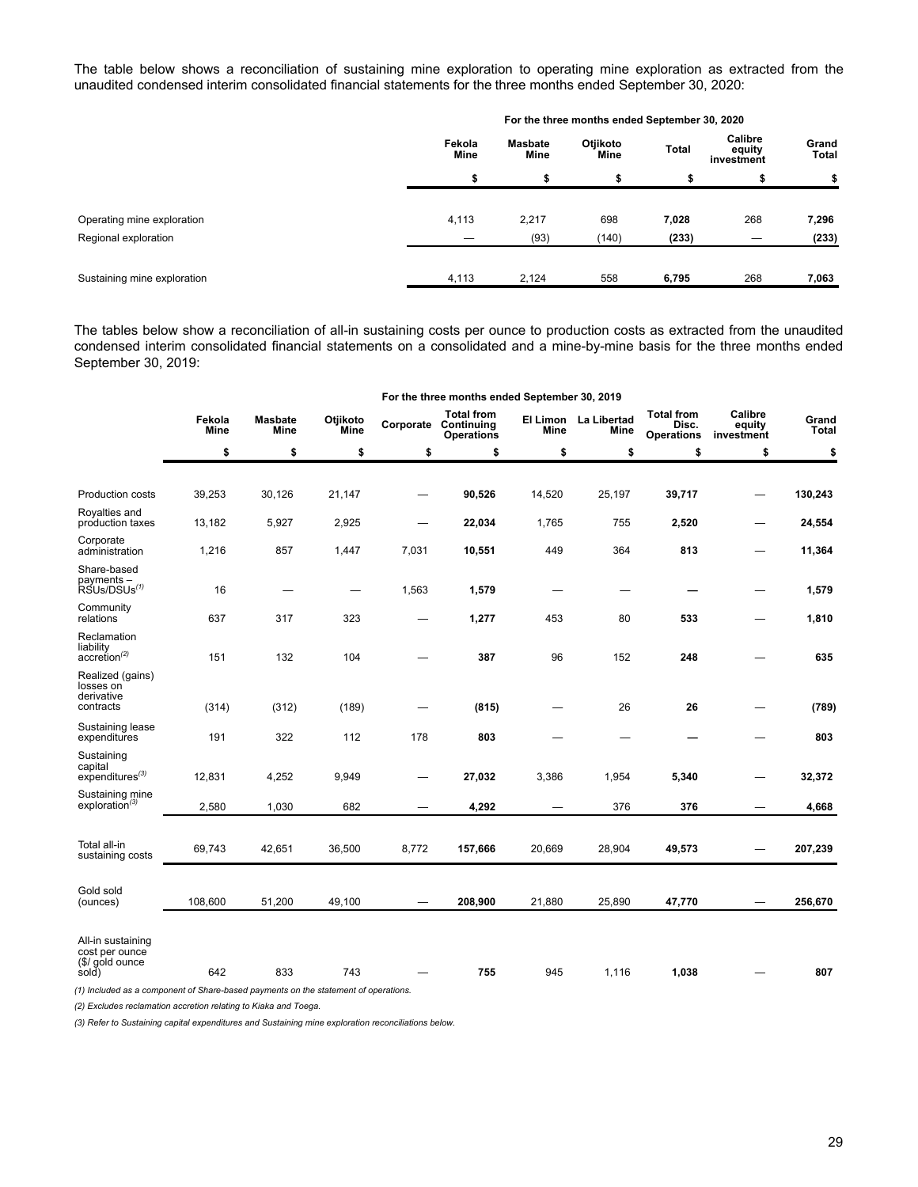The table below shows a reconciliation of sustaining mine exploration to operating mine exploration as extracted from the unaudited condensed interim consolidated financial statements for the three months ended September 30, 2020:

| | For the three months ended September 30, 2020 | | | | | |
|---|---|---|---|---|---|---|
| | Fekola Mine | Masbate Mine | Otjikoto Mine | Total | Calibre equity investment | Grand Total |
| | $ | $ | $ | $ | $ | $ |
| Operating mine exploration | 4,113 | 2,217 | 698 | **7,028** | 268 | **7,296** |
| Regional exploration | — | (93) | (140) | **(233)** | — | **(233)** |
| Sustaining mine exploration | 4,113 | 2,124 | 558 | **6,795** | 268 | **7,063** |

The tables below show a reconciliation of all-in sustaining costs per ounce to production costs as extracted from the unaudited condensed interim consolidated financial statements on a consolidated and a mine-by-mine basis for the three months ended September 30, 2019:

| | For the three months ended September 30, 2019 | | | | | | | | | |
|---|---|---|---|---|---|---|---|---|---|---|
| | Fekola Mine | Masbate Mine | Otjikoto Mine | Corporate | Total from Continuing Operations | El Limon Mine | La Libertad Mine | Total from Disc. Operations | Calibre equity investment | Grand Total |
| | $ | $ | $ | $ | $ | $ | $ | $ | $ | $ |
| Production costs | 39,253 | 30,126 | 21,147 | — | **90,526** | 14,520 | 25,197 | **39,717** | — | **130,243** |
| Royalties and production taxes | 13,182 | 5,927 | 2,925 | — | **22,034** | 1,765 | 755 | **2,520** | — | **24,554** |
| Corporate administration | 1,216 | 857 | 1,447 | 7,031 | **10,551** | 449 | 364 | **813** | — | **11,364** |
| Share-based payments – RSUs/DSUs(1) | 16 | — | — | 1,563 | **1,579** | — | — | **—** | — | **1,579** |
| Community relations | 637 | 317 | 323 | — | **1,277** | 453 | 80 | **533** | — | **1,810** |
| Reclamation liability accretion(2) | 151 | 132 | 104 | — | **387** | 96 | 152 | **248** | — | **635** |
| Realized (gains) losses on derivative contracts | (314) | (312) | (189) | — | **(815)** | — | 26 | **26** | — | **(789)** |
| Sustaining lease expenditures | 191 | 322 | 112 | 178 | **803** | — | — | **—** | — | **803** |
| Sustaining capital expenditures(3) | 12,831 | 4,252 | 9,949 | — | **27,032** | 3,386 | 1,954 | **5,340** | — | **32,372** |
| Sustaining mine exploration(3) | 2,580 | 1,030 | 682 | — | **4,292** | — | 376 | **376** | — | **4,668** |
| Total all-in sustaining costs | 69,743 | 42,651 | 36,500 | 8,772 | **157,666** | 20,669 | 28,904 | **49,573** | — | **207,239** |
| Gold sold (ounces) | 108,600 | 51,200 | 49,100 | — | **208,900** | 21,880 | 25,890 | **47,770** | — | **256,670** |
| All-in sustaining cost per ounce ($/ gold ounce sold) | 642 | 833 | 743 | — | **755** | 945 | 1,116 | **1,038** | — | **807** |

*(1) Included as a component of Share-based payments on the statement of operations.*

*(2) Excludes reclamation accretion relating to Kiaka and Toega.*

*(3) Refer to Sustaining capital expenditures and Sustaining mine exploration reconciliations below.*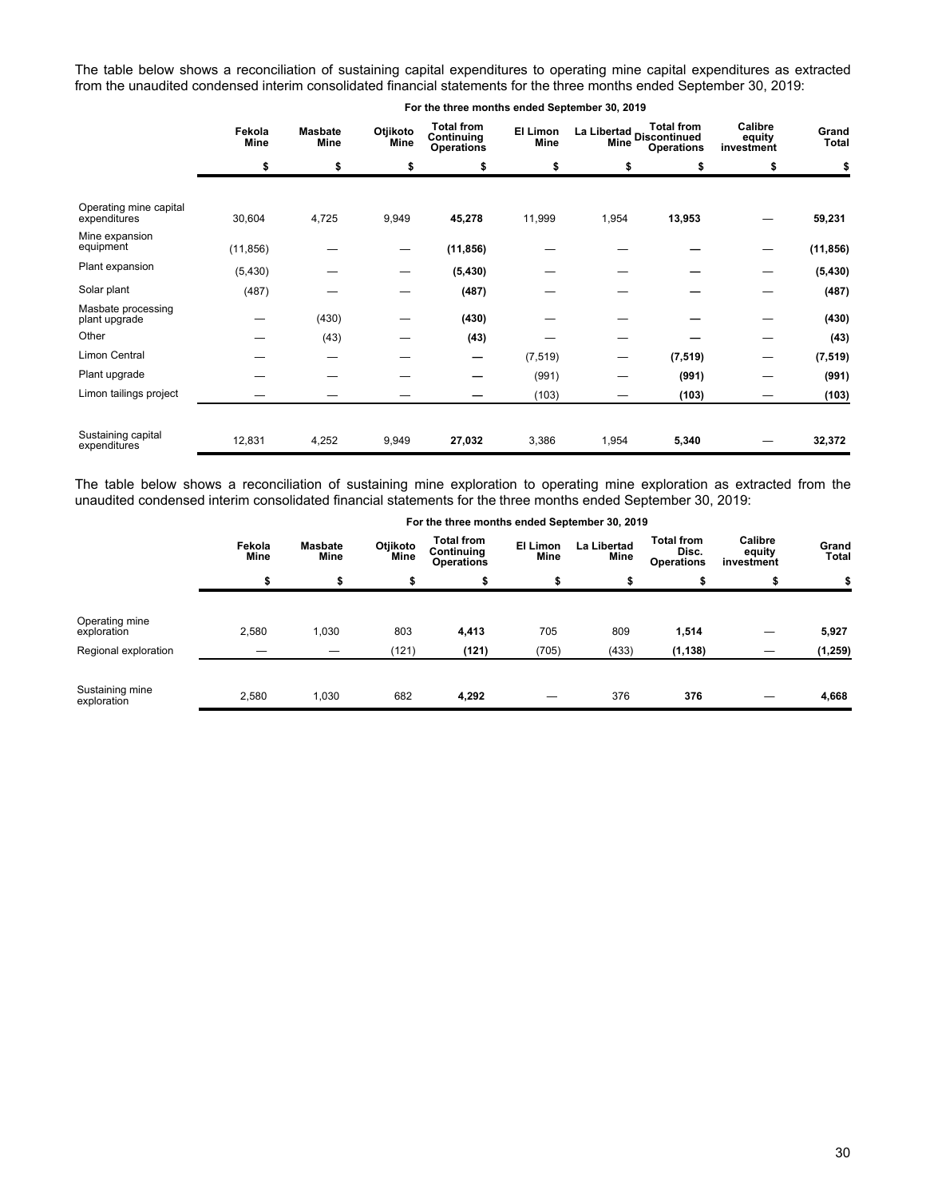The table below shows a reconciliation of sustaining capital expenditures to operating mine capital expenditures as extracted from the unaudited condensed interim consolidated financial statements for the three months ended September 30, 2019:

| | For the three months ended September 30, 2019 | | | | | | | | |
|---|---|---|---|---|---|---|---|---|---|
| | Fekola Mine | Masbate Mine | Otjikoto Mine | Total from Continuing Operations | El Limon Mine | La Libertad Mine | Total from Discontinued Operations | Calibre equity investment | Grand Total |
| | $ | $ | $ | $ | $ | $ | $ | $ | $ |
| Operating mine capital expenditures | 30,604 | 4,725 | 9,949 | **45,278** | 11,999 | 1,954 | **13,953** | — | **59,231** |
| Mine expansion equipment | (11,856) | — | — | **(11,856)** | — | — | **—** | — | **(11,856)** |
| Plant expansion | (5,430) | — | — | **(5,430)** | — | — | **—** | — | **(5,430)** |
| Solar plant | (487) | — | — | **(487)** | — | — | **—** | — | **(487)** |
| Masbate processing plant upgrade | — | (430) | — | **(430)** | — | — | **—** | — | **(430)** |
| Other | — | (43) | — | **(43)** | — | — | **—** | — | **(43)** |
| Limon Central | — | — | — | **—** | (7,519) | — | **(7,519)** | — | **(7,519)** |
| Plant upgrade | — | — | — | **—** | (991) | — | **(991)** | — | **(991)** |
| Limon tailings project | — | — | — | **—** | (103) | — | **(103)** | — | **(103)** |
| Sustaining capital expenditures | 12,831 | 4,252 | 9,949 | **27,032** | 3,386 | 1,954 | **5,340** | — | **32,372** |

The table below shows a reconciliation of sustaining mine exploration to operating mine exploration as extracted from the unaudited condensed interim consolidated financial statements for the three months ended September 30, 2019:

| | For the three months ended September 30, 2019 | | | | | | | | |
|---|---|---|---|---|---|---|---|---|---|
| | Fekola Mine | Masbate Mine | Otjikoto Mine | Total from Continuing Operations | El Limon Mine | La Libertad Mine | Total from Disc. Operations | Calibre equity investment | Grand Total |
| | $ | $ | $ | $ | $ | $ | $ | $ | $ |
| Operating mine exploration | 2,580 | 1,030 | 803 | **4,413** | 705 | 809 | **1,514** | — | **5,927** |
| Regional exploration | — | — | (121) | **(121)** | (705) | (433) | **(1,138)** | — | **(1,259)** |
| Sustaining mine exploration | 2,580 | 1,030 | 682 | **4,292** | — | 376 | **376** | — | **4,668** |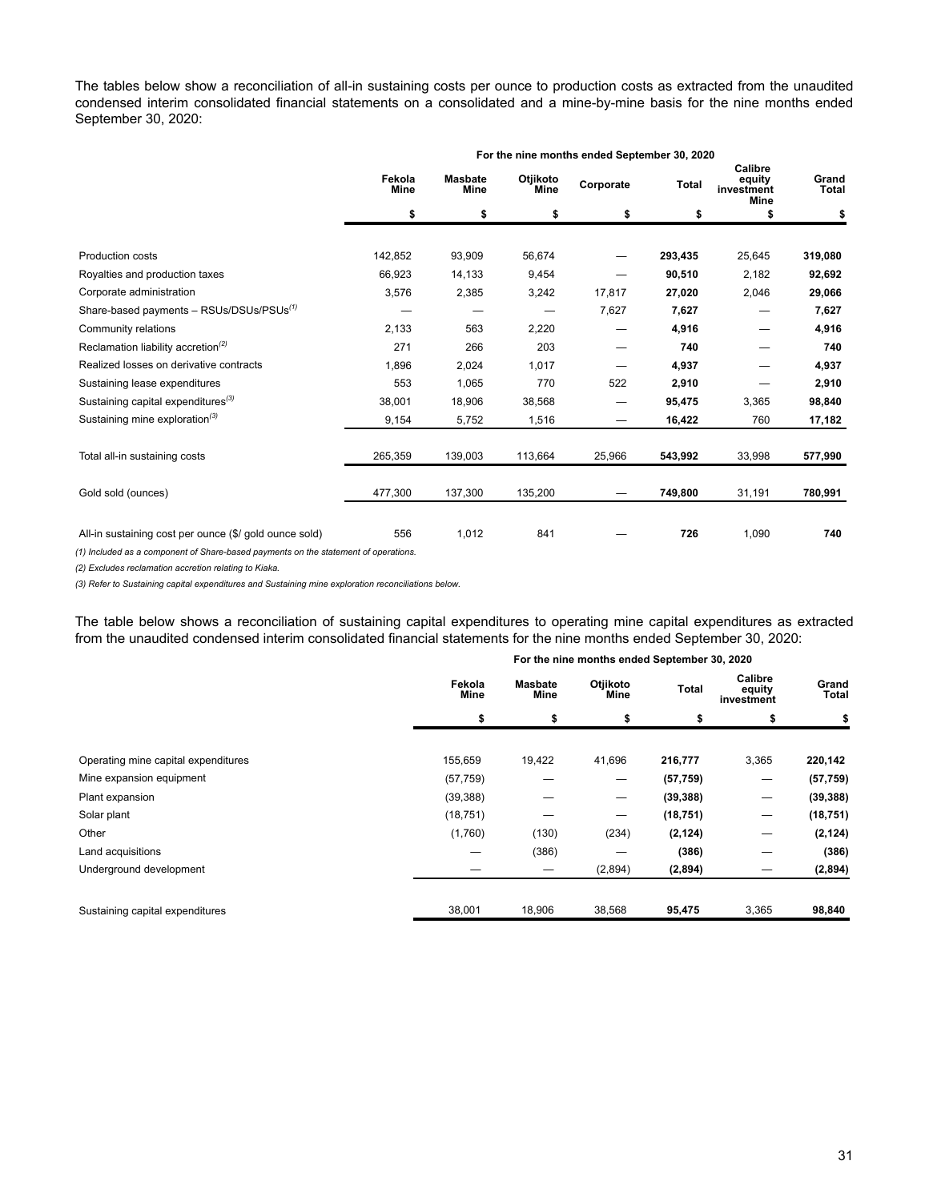The tables below show a reconciliation of all-in sustaining costs per ounce to production costs as extracted from the unaudited condensed interim consolidated financial statements on a consolidated and a mine-by-mine basis for the nine months ended September 30, 2020:

| | For the nine months ended September 30, 2020 | | | | | | |
|---|---|---|---|---|---|---|---|
| | Fekola Mine | Masbate Mine | Otjikoto Mine | Corporate | Total | Calibre equity investment Mine | Grand Total |
| | $ | $ | $ | $ | $ | $ | $ |
| Production costs | 142,852 | 93,909 | 56,674 | — | **293,435** | 25,645 | **319,080** |
| Royalties and production taxes | 66,923 | 14,133 | 9,454 | — | **90,510** | 2,182 | **92,692** |
| Corporate administration | 3,576 | 2,385 | 3,242 | 17,817 | **27,020** | 2,046 | **29,066** |
| Share-based payments – RSUs/DSUs/PSUs(1) | — | — | — | 7,627 | **7,627** | — | **7,627** |
| Community relations | 2,133 | 563 | 2,220 | — | **4,916** | — | **4,916** |
| Reclamation liability accretion(2) | 271 | 266 | 203 | — | **740** | — | **740** |
| Realized losses on derivative contracts | 1,896 | 2,024 | 1,017 | — | **4,937** | — | **4,937** |
| Sustaining lease expenditures | 553 | 1,065 | 770 | 522 | **2,910** | — | **2,910** |
| Sustaining capital expenditures(3) | 38,001 | 18,906 | 38,568 | — | **95,475** | 3,365 | **98,840** |
| Sustaining mine exploration(3) | 9,154 | 5,752 | 1,516 | — | **16,422** | 760 | **17,182** |
| Total all-in sustaining costs | 265,359 | 139,003 | 113,664 | 25,966 | **543,992** | 33,998 | **577,990** |
| Gold sold (ounces) | 477,300 | 137,300 | 135,200 | — | **749,800** | 31,191 | **780,991** |
| All-in sustaining cost per ounce ($/ gold ounce sold) | 556 | 1,012 | 841 | — | **726** | 1,090 | **740** |

*(1) Included as a component of Share-based payments on the statement of operations.*

*(2) Excludes reclamation accretion relating to Kiaka.*

*(3) Refer to Sustaining capital expenditures and Sustaining mine exploration reconciliations below.*

The table below shows a reconciliation of sustaining capital expenditures to operating mine capital expenditures as extracted from the unaudited condensed interim consolidated financial statements for the nine months ended September 30, 2020:

| | For the nine months ended September 30, 2020 | | | | | |
|---|---|---|---|---|---|---|
| | Fekola Mine | Masbate Mine | Otjikoto Mine | Total | Calibre equity investment | Grand Total |
| | $ | $ | $ | $ | $ | $ |
| Operating mine capital expenditures | 155,659 | 19,422 | 41,696 | **216,777** | 3,365 | **220,142** |
| Mine expansion equipment | (57,759) | — | — | **(57,759)** | — | **(57,759)** |
| Plant expansion | (39,388) | — | — | **(39,388)** | — | **(39,388)** |
| Solar plant | (18,751) | — | — | **(18,751)** | — | **(18,751)** |
| Other | (1,760) | (130) | (234) | **(2,124)** | — | **(2,124)** |
| Land acquisitions | — | (386) | — | **(386)** | — | **(386)** |
| Underground development | — | — | (2,894) | **(2,894)** | — | **(2,894)** |
| Sustaining capital expenditures | 38,001 | 18,906 | 38,568 | **95,475** | 3,365 | **98,840** |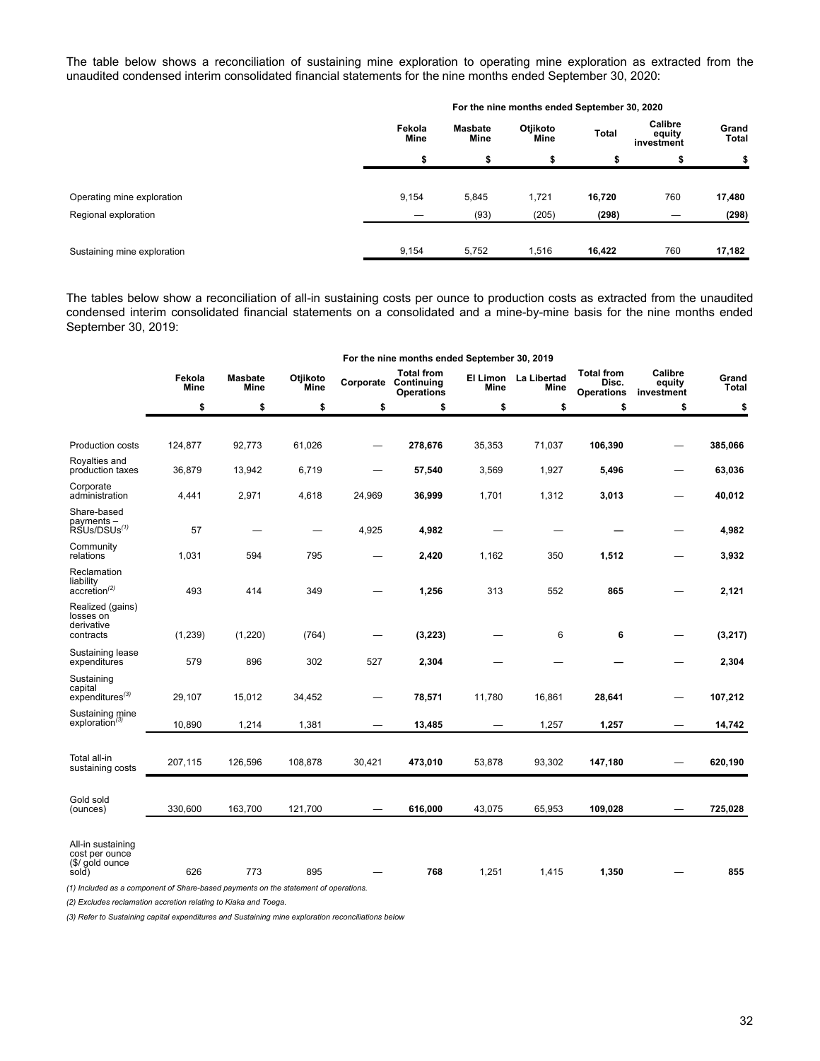The table below shows a reconciliation of sustaining mine exploration to operating mine exploration as extracted from the unaudited condensed interim consolidated financial statements for the nine months ended September 30, 2020:

| | For the nine months ended September 30, 2020 | | | | | |
|---|---|---|---|---|---|---|
| | Fekola Mine | Masbate Mine | Otjikoto Mine | Total | Calibre equity investment | Grand Total |
| | $ | $ | $ | $ | $ | $ |
| Operating mine exploration | 9,154 | 5,845 | 1,721 | **16,720** | 760 | **17,480** |
| Regional exploration | — | (93) | (205) | **(298)** | — | **(298)** |
| Sustaining mine exploration | 9,154 | 5,752 | 1,516 | **16,422** | 760 | **17,182** |

The tables below show a reconciliation of all-in sustaining costs per ounce to production costs as extracted from the unaudited condensed interim consolidated financial statements on a consolidated and a mine-by-mine basis for the nine months ended September 30, 2019:

| | For the nine months ended September 30, 2019 | | | | | | | | | |
|---|---|---|---|---|---|---|---|---|---|---|
| | Fekola Mine | Masbate Mine | Otjikoto Mine | Corporate | Total from Continuing Operations | El Limon Mine | La Libertad Mine | Total from Disc. Operations | Calibre equity investment | Grand Total |
| | $ | $ | $ | $ | $ | $ | $ | $ | $ | $ |
| Production costs | 124,877 | 92,773 | 61,026 | — | **278,676** | 35,353 | 71,037 | **106,390** | — | **385,066** |
| Royalties and production taxes | 36,879 | 13,942 | 6,719 | — | **57,540** | 3,569 | 1,927 | **5,496** | — | **63,036** |
| Corporate administration | 4,441 | 2,971 | 4,618 | 24,969 | **36,999** | 1,701 | 1,312 | **3,013** | — | **40,012** |
| Share-based payments – RSUs/DSUs(1) | 57 | — | — | 4,925 | **4,982** | — | — | **—** | — | **4,982** |
| Community relations | 1,031 | 594 | 795 | — | **2,420** | 1,162 | 350 | **1,512** | — | **3,932** |
| Reclamation liability accretion(2) | 493 | 414 | 349 | — | **1,256** | 313 | 552 | **865** | — | **2,121** |
| Realized (gains) losses on derivative contracts | (1,239) | (1,220) | (764) | — | **(3,223)** | — | 6 | **6** | — | **(3,217)** |
| Sustaining lease expenditures | 579 | 896 | 302 | 527 | **2,304** | — | — | **—** | — | **2,304** |
| Sustaining capital expenditures(3) | 29,107 | 15,012 | 34,452 | — | **78,571** | 11,780 | 16,861 | **28,641** | — | **107,212** |
| Sustaining mine exploration(3) | 10,890 | 1,214 | 1,381 | — | **13,485** | — | 1,257 | **1,257** | — | **14,742** |
| Total all-in sustaining costs | 207,115 | 126,596 | 108,878 | 30,421 | **473,010** | 53,878 | 93,302 | **147,180** | — | **620,190** |
| Gold sold (ounces) | 330,600 | 163,700 | 121,700 | — | **616,000** | 43,075 | 65,953 | **109,028** | — | **725,028** |
| All-in sustaining cost per ounce ($/ gold ounce sold) | 626 | 773 | 895 | — | **768** | 1,251 | 1,415 | **1,350** | — | **855** |

*(1) Included as a component of Share-based payments on the statement of operations.*

*(2) Excludes reclamation accretion relating to Kiaka and Toega.*

*(3) Refer to Sustaining capital expenditures and Sustaining mine exploration reconciliations below*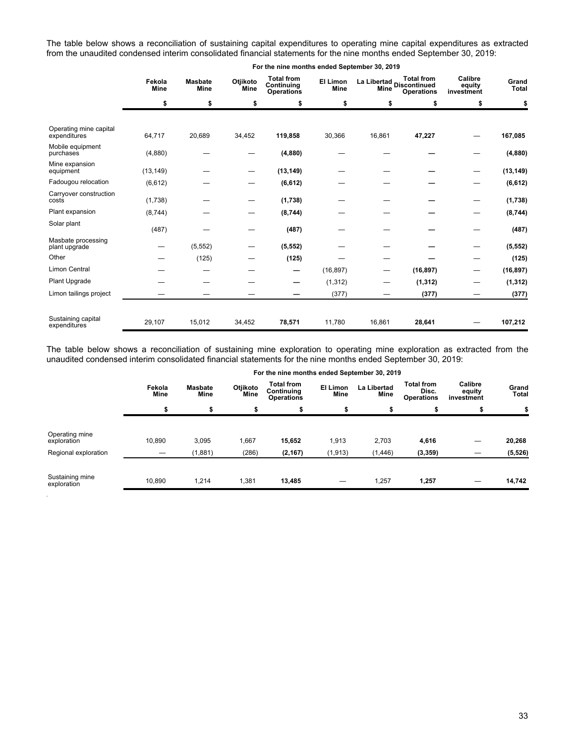The table below shows a reconciliation of sustaining capital expenditures to operating mine capital expenditures as extracted from the unaudited condensed interim consolidated financial statements for the nine months ended September 30, 2019:

| | For the nine months ended September 30, 2019 | | | | | | | | |
|---|---|---|---|---|---|---|---|---|---|
| | Fekola Mine | Masbate Mine | Otjikoto Mine | Total from Continuing Operations | El Limon Mine | La Libertad Mine | Total from Discontinued Operations | Calibre equity investment | Grand Total |
| | $ | $ | $ | $ | $ | $ | $ | $ | $ |
| Operating mine capital expenditures | 64,717 | 20,689 | 34,452 | **119,858** | 30,366 | 16,861 | **47,227** | — | **167,085** |
| Mobile equipment purchases | (4,880) | — | — | **(4,880)** | — | — | **—** | — | **(4,880)** |
| Mine expansion equipment | (13,149) | — | — | **(13,149)** | — | — | **—** | — | **(13,149)** |
| Fadougou relocation | (6,612) | — | — | **(6,612)** | — | — | **—** | — | **(6,612)** |
| Carryover construction costs | (1,738) | — | — | **(1,738)** | — | — | **—** | — | **(1,738)** |
| Plant expansion | (8,744) | — | — | **(8,744)** | — | — | **—** | — | **(8,744)** |
| Solar plant | (487) | — | — | **(487)** | — | — | **—** | — | **(487)** |
| Masbate processing plant upgrade | — | (5,552) | — | **(5,552)** | — | — | **—** | — | **(5,552)** |
| Other | — | (125) | — | **(125)** | — | — | **—** | — | **(125)** |
| Limon Central | — | — | — | **—** | (16,897) | — | **(16,897)** | — | **(16,897)** |
| Plant Upgrade | — | — | — | **—** | (1,312) | — | **(1,312)** | — | **(1,312)** |
| Limon tailings project | — | — | — | **—** | (377) | — | **(377)** | — | **(377)** |
| Sustaining capital expenditures | 29,107 | 15,012 | 34,452 | **78,571** | 11,780 | 16,861 | **28,641** | — | **107,212** |

The table below shows a reconciliation of sustaining mine exploration to operating mine exploration as extracted from the unaudited condensed interim consolidated financial statements for the nine months ended September 30, 2019:

| | For the nine months ended September 30, 2019 | | | | | | | | |
|---|---|---|---|---|---|---|---|---|---|
| | Fekola Mine | Masbate Mine | Otjikoto Mine | Total from Continuing Operations | El Limon Mine | La Libertad Mine | Total from Disc. Operations | Calibre equity investment | Grand Total |
| | $ | $ | $ | $ | $ | $ | $ | $ | $ |
| Operating mine exploration | 10,890 | 3,095 | 1,667 | **15,652** | 1,913 | 2,703 | **4,616** | — | **20,268** |
| Regional exploration | — | (1,881) | (286) | **(2,167)** | (1,913) | (1,446) | **(3,359)** | — | **(5,526)** |
| Sustaining mine exploration | 10,890 | 1,214 | 1,381 | **13,485** | — | 1,257 | **1,257** | — | **14,742** |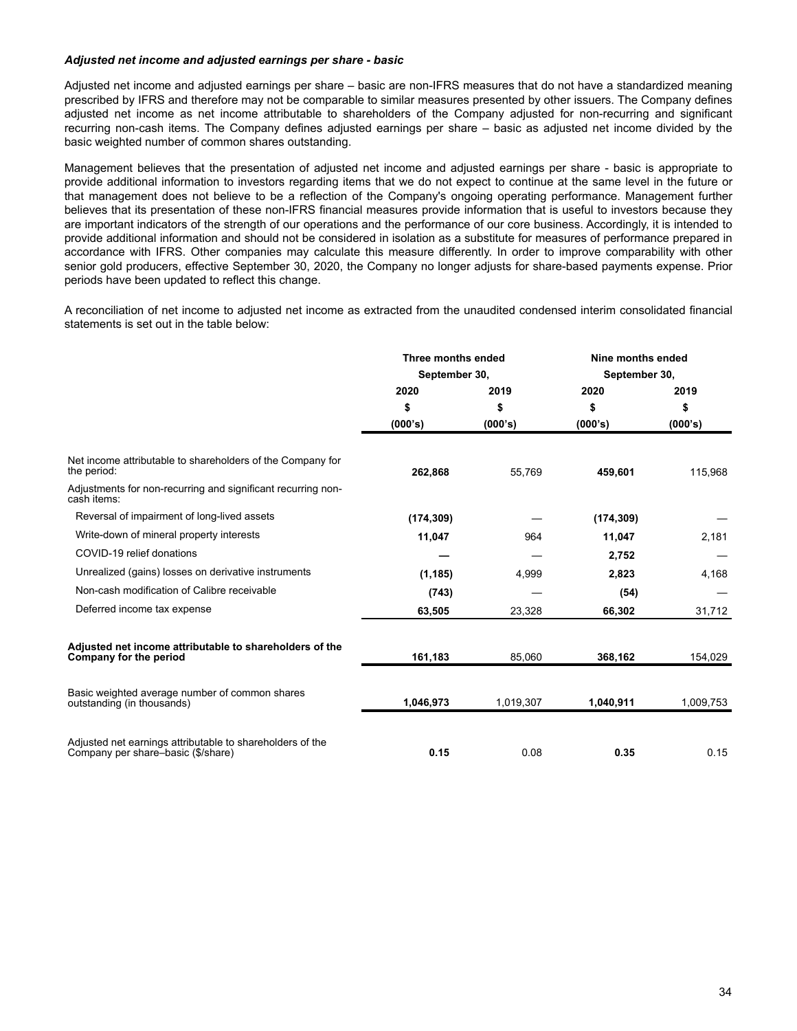### *Adjusted net income and adjusted earnings per share - basic*

Adjusted net income and adjusted earnings per share – basic are non-IFRS measures that do not have a standardized meaning prescribed by IFRS and therefore may not be comparable to similar measures presented by other issuers. The Company defines adjusted net income as net income attributable to shareholders of the Company adjusted for non-recurring and significant recurring non-cash items. The Company defines adjusted earnings per share – basic as adjusted net income divided by the basic weighted number of common shares outstanding.

Management believes that the presentation of adjusted net income and adjusted earnings per share - basic is appropriate to provide additional information to investors regarding items that we do not expect to continue at the same level in the future or that management does not believe to be a reflection of the Company's ongoing operating performance. Management further believes that its presentation of these non-IFRS financial measures provide information that is useful to investors because they are important indicators of the strength of our operations and the performance of our core business. Accordingly, it is intended to provide additional information and should not be considered in isolation as a substitute for measures of performance prepared in accordance with IFRS. Other companies may calculate this measure differently. In order to improve comparability with other senior gold producers, effective September 30, 2020, the Company no longer adjusts for share-based payments expense. Prior periods have been updated to reflect this change.

A reconciliation of net income to adjusted net income as extracted from the unaudited condensed interim consolidated financial statements is set out in the table below:

| | Three months ended September 30, | | Nine months ended September 30, | |
|---|---|---|---|---|
| | 2020 | 2019 | 2020 | 2019 |
| | $ | $ | $ | $ |
| | (000's) | (000's) | (000's) | (000's) |
| Net income attributable to shareholders of the Company for the period: | **262,868** | 55,769 | **459,601** | 115,968 |
| Adjustments for non-recurring and significant recurring non-cash items: | | | | |
| Reversal of impairment of long-lived assets | **(174,309)** | — | **(174,309)** | — |
| Write-down of mineral property interests | **11,047** | 964 | **11,047** | 2,181 |
| COVID-19 relief donations | **—** | — | **2,752** | — |
| Unrealized (gains) losses on derivative instruments | **(1,185)** | 4,999 | **2,823** | 4,168 |
| Non-cash modification of Calibre receivable | **(743)** | — | **(54)** | — |
| Deferred income tax expense | **63,505** | 23,328 | **66,302** | 31,712 |
| **Adjusted net income attributable to shareholders of the Company for the period** | **161,183** | 85,060 | **368,162** | 154,029 |
| Basic weighted average number of common shares outstanding (in thousands) | **1,046,973** | 1,019,307 | **1,040,911** | 1,009,753 |
| Adjusted net earnings attributable to shareholders of the Company per share–basic ($/share) | **0.15** | 0.08 | **0.35** | 0.15 |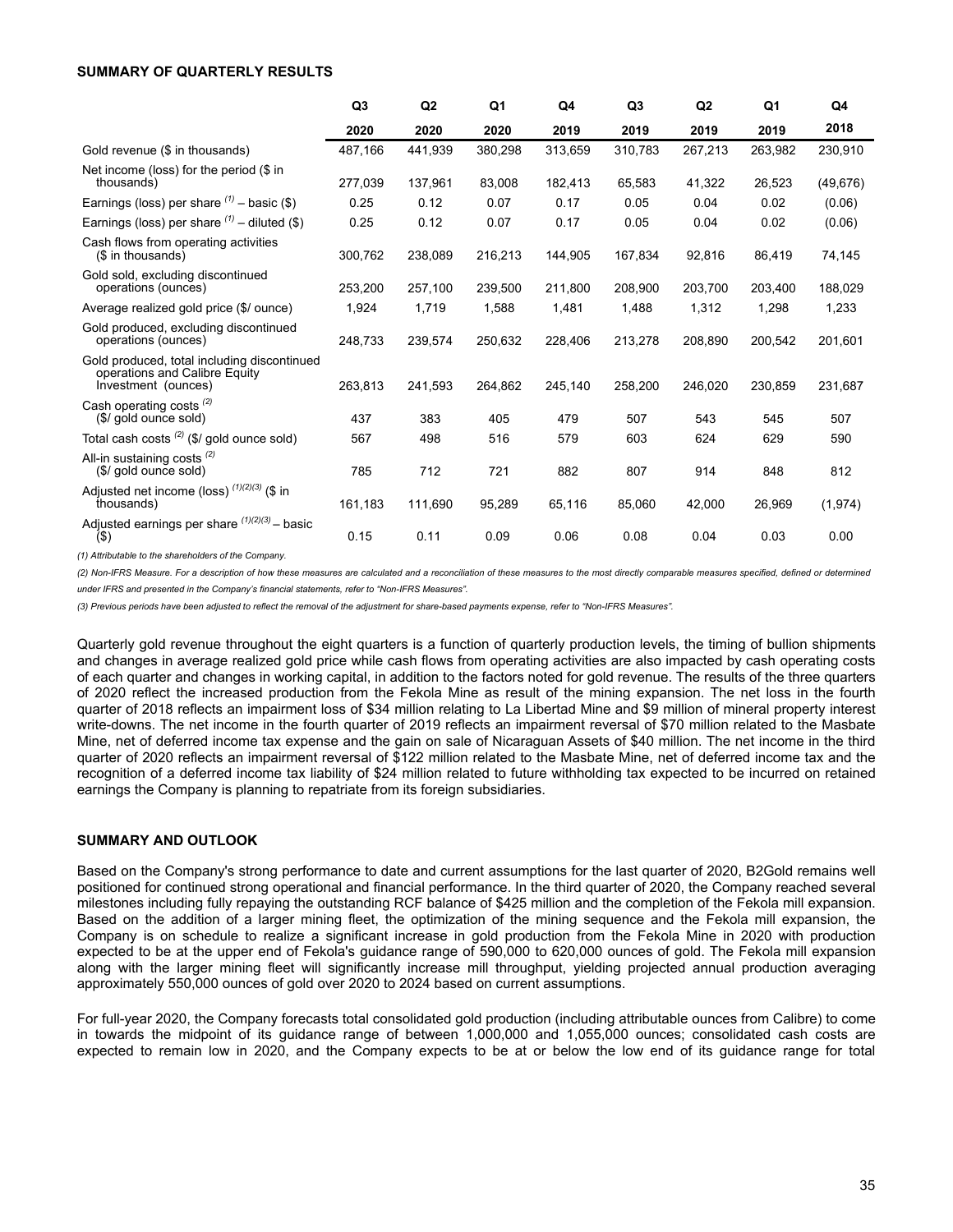**SUMMARY OF QUARTERLY RESULTS**

| | Q3 2020 | Q2 2020 | Q1 2020 | Q4 2019 | Q3 2019 | Q2 2019 | Q1 2019 | Q4 2018 |
|---|---|---|---|---|---|---|---|---|
| Gold revenue ($ in thousands) | 487,166 | 441,939 | 380,298 | 313,659 | 310,783 | 267,213 | 263,982 | 230,910 |
| Net income (loss) for the period ($ in thousands) | 277,039 | 137,961 | 83,008 | 182,413 | 65,583 | 41,322 | 26,523 | (49,676) |
| Earnings (loss) per share [(1)] – basic ($) | 0.25 | 0.12 | 0.07 | 0.17 | 0.05 | 0.04 | 0.02 | (0.06) |
| Earnings (loss) per share [(1)] – diluted ($) | 0.25 | 0.12 | 0.07 | 0.17 | 0.05 | 0.04 | 0.02 | (0.06) |
| Cash flows from operating activities ($ in thousands) | 300,762 | 238,089 | 216,213 | 144,905 | 167,834 | 92,816 | 86,419 | 74,145 |
| Gold sold, excluding discontinued operations (ounces) | 253,200 | 257,100 | 239,500 | 211,800 | 208,900 | 203,700 | 203,400 | 188,029 |
| Average realized gold price ($/ ounce) | 1,924 | 1,719 | 1,588 | 1,481 | 1,488 | 1,312 | 1,298 | 1,233 |
| Gold produced, excluding discontinued operations (ounces) | 248,733 | 239,574 | 250,632 | 228,406 | 213,278 | 208,890 | 200,542 | 201,601 |
| Gold produced, total including discontinued operations and Calibre Equity Investment (ounces) | 263,813 | 241,593 | 264,862 | 245,140 | 258,200 | 246,020 | 230,859 | 231,687 |
| Cash operating costs [(2)] ($/ gold ounce sold) | 437 | 383 | 405 | 479 | 507 | 543 | 545 | 507 |
| Total cash costs [(2)] ($/ gold ounce sold) | 567 | 498 | 516 | 579 | 603 | 624 | 629 | 590 |
| All-in sustaining costs [(2)] ($/ gold ounce sold) | 785 | 712 | 721 | 882 | 807 | 914 | 848 | 812 |
| Adjusted net income (loss) [(1)(2)(3)] ($ in thousands) | 161,183 | 111,690 | 95,289 | 65,116 | 85,060 | 42,000 | 26,969 | (1,974) |
| Adjusted earnings per share [(1)(2)(3)] – basic ($) | 0.15 | 0.11 | 0.09 | 0.06 | 0.08 | 0.04 | 0.03 | 0.00 |

*(1) Attributable to the shareholders of the Company.*

*(2) Non-IFRS Measure. For a description of how these measures are calculated and a reconciliation of these measures to the most directly comparable measures specified, defined or determined under IFRS and presented in the Company's financial statements, refer to "Non-IFRS Measures".*

*(3) Previous periods have been adjusted to reflect the removal of the adjustment for share-based payments expense, refer to "Non-IFRS Measures".*

Quarterly gold revenue throughout the eight quarters is a function of quarterly production levels, the timing of bullion shipments and changes in average realized gold price while cash flows from operating activities are also impacted by cash operating costs of each quarter and changes in working capital, in addition to the factors noted for gold revenue. The results of the three quarters of 2020 reflect the increased production from the Fekola Mine as result of the mining expansion. The net loss in the fourth quarter of 2018 reflects an impairment loss of $34 million relating to La Libertad Mine and $9 million of mineral property interest write-downs. The net income in the fourth quarter of 2019 reflects an impairment reversal of $70 million related to the Masbate Mine, net of deferred income tax expense and the gain on sale of Nicaraguan Assets of $40 million. The net income in the third quarter of 2020 reflects an impairment reversal of $122 million related to the Masbate Mine, net of deferred income tax and the recognition of a deferred income tax liability of $24 million related to future withholding tax expected to be incurred on retained earnings the Company is planning to repatriate from its foreign subsidiaries.

**SUMMARY AND OUTLOOK**

Based on the Company's strong performance to date and current assumptions for the last quarter of 2020, B2Gold remains well positioned for continued strong operational and financial performance. In the third quarter of 2020, the Company reached several milestones including fully repaying the outstanding RCF balance of $425 million and the completion of the Fekola mill expansion. Based on the addition of a larger mining fleet, the optimization of the mining sequence and the Fekola mill expansion, the Company is on schedule to realize a significant increase in gold production from the Fekola Mine in 2020 with production expected to be at the upper end of Fekola's guidance range of 590,000 to 620,000 ounces of gold. The Fekola mill expansion along with the larger mining fleet will significantly increase mill throughput, yielding projected annual production averaging approximately 550,000 ounces of gold over 2020 to 2024 based on current assumptions.

For full-year 2020, the Company forecasts total consolidated gold production (including attributable ounces from Calibre) to come in towards the midpoint of its guidance range of between 1,000,000 and 1,055,000 ounces; consolidated cash costs are expected to remain low in 2020, and the Company expects to be at or below the low end of its guidance range for total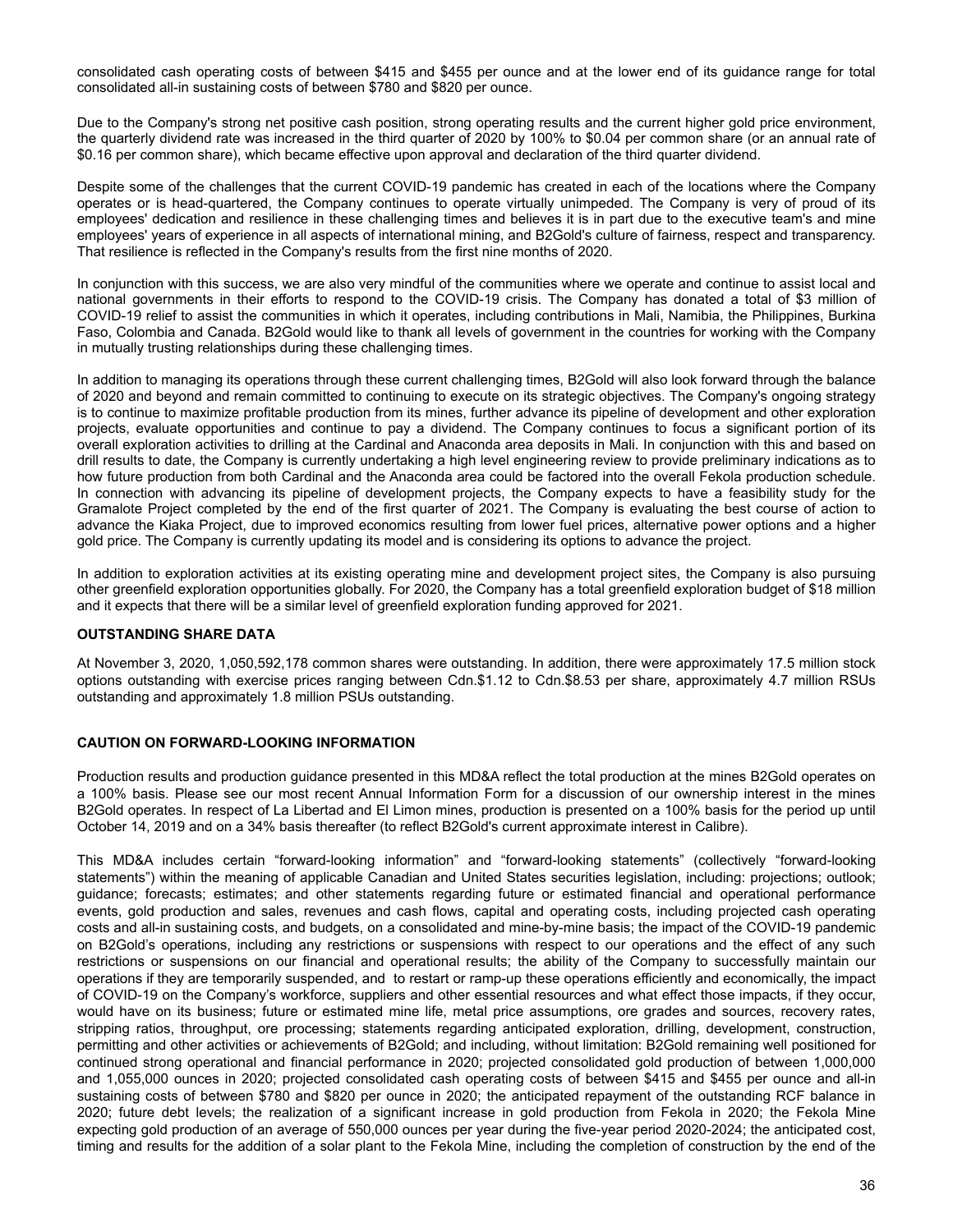consolidated cash operating costs of between $415 and $455 per ounce and at the lower end of its guidance range for total consolidated all-in sustaining costs of between $780 and $820 per ounce.

Due to the Company's strong net positive cash position, strong operating results and the current higher gold price environment, the quarterly dividend rate was increased in the third quarter of 2020 by 100% to $0.04 per common share (or an annual rate of $0.16 per common share), which became effective upon approval and declaration of the third quarter dividend.

Despite some of the challenges that the current COVID-19 pandemic has created in each of the locations where the Company operates or is head-quartered, the Company continues to operate virtually unimpeded. The Company is very of proud of its employees' dedication and resilience in these challenging times and believes it is in part due to the executive team's and mine employees' years of experience in all aspects of international mining, and B2Gold's culture of fairness, respect and transparency. That resilience is reflected in the Company's results from the first nine months of 2020.

In conjunction with this success, we are also very mindful of the communities where we operate and continue to assist local and national governments in their efforts to respond to the COVID-19 crisis. The Company has donated a total of $3 million of COVID-19 relief to assist the communities in which it operates, including contributions in Mali, Namibia, the Philippines, Burkina Faso, Colombia and Canada. B2Gold would like to thank all levels of government in the countries for working with the Company in mutually trusting relationships during these challenging times.

In addition to managing its operations through these current challenging times, B2Gold will also look forward through the balance of 2020 and beyond and remain committed to continuing to execute on its strategic objectives. The Company's ongoing strategy is to continue to maximize profitable production from its mines, further advance its pipeline of development and other exploration projects, evaluate opportunities and continue to pay a dividend. The Company continues to focus a significant portion of its overall exploration activities to drilling at the Cardinal and Anaconda area deposits in Mali. In conjunction with this and based on drill results to date, the Company is currently undertaking a high level engineering review to provide preliminary indications as to how future production from both Cardinal and the Anaconda area could be factored into the overall Fekola production schedule. In connection with advancing its pipeline of development projects, the Company expects to have a feasibility study for the Gramalote Project completed by the end of the first quarter of 2021. The Company is evaluating the best course of action to advance the Kiaka Project, due to improved economics resulting from lower fuel prices, alternative power options and a higher gold price. The Company is currently updating its model and is considering its options to advance the project.

In addition to exploration activities at its existing operating mine and development project sites, the Company is also pursuing other greenfield exploration opportunities globally. For 2020, the Company has a total greenfield exploration budget of $18 million and it expects that there will be a similar level of greenfield exploration funding approved for 2021.

## OUTSTANDING SHARE DATA

At November 3, 2020, 1,050,592,178 common shares were outstanding. In addition, there were approximately 17.5 million stock options outstanding with exercise prices ranging between Cdn.$1.12 to Cdn.$8.53 per share, approximately 4.7 million RSUs outstanding and approximately 1.8 million PSUs outstanding.

## CAUTION ON FORWARD-LOOKING INFORMATION

Production results and production guidance presented in this MD&A reflect the total production at the mines B2Gold operates on a 100% basis. Please see our most recent Annual Information Form for a discussion of our ownership interest in the mines B2Gold operates. In respect of La Libertad and El Limon mines, production is presented on a 100% basis for the period up until October 14, 2019 and on a 34% basis thereafter (to reflect B2Gold's current approximate interest in Calibre).

This MD&A includes certain "forward-looking information" and "forward-looking statements" (collectively "forward-looking statements") within the meaning of applicable Canadian and United States securities legislation, including: projections; outlook; guidance; forecasts; estimates; and other statements regarding future or estimated financial and operational performance events, gold production and sales, revenues and cash flows, capital and operating costs, including projected cash operating costs and all-in sustaining costs, and budgets, on a consolidated and mine-by-mine basis; the impact of the COVID-19 pandemic on B2Gold's operations, including any restrictions or suspensions with respect to our operations and the effect of any such restrictions or suspensions on our financial and operational results; the ability of the Company to successfully maintain our operations if they are temporarily suspended, and to restart or ramp-up these operations efficiently and economically, the impact of COVID-19 on the Company's workforce, suppliers and other essential resources and what effect those impacts, if they occur, would have on its business; future or estimated mine life, metal price assumptions, ore grades and sources, recovery rates, stripping ratios, throughput, ore processing; statements regarding anticipated exploration, drilling, development, construction, permitting and other activities or achievements of B2Gold; and including, without limitation: B2Gold remaining well positioned for continued strong operational and financial performance in 2020; projected consolidated gold production of between 1,000,000 and 1,055,000 ounces in 2020; projected consolidated cash operating costs of between $415 and $455 per ounce and all-in sustaining costs of between $780 and $820 per ounce in 2020; the anticipated repayment of the outstanding RCF balance in 2020; future debt levels; the realization of a significant increase in gold production from Fekola in 2020; the Fekola Mine expecting gold production of an average of 550,000 ounces per year during the five-year period 2020-2024; the anticipated cost, timing and results for the addition of a solar plant to the Fekola Mine, including the completion of construction by the end of the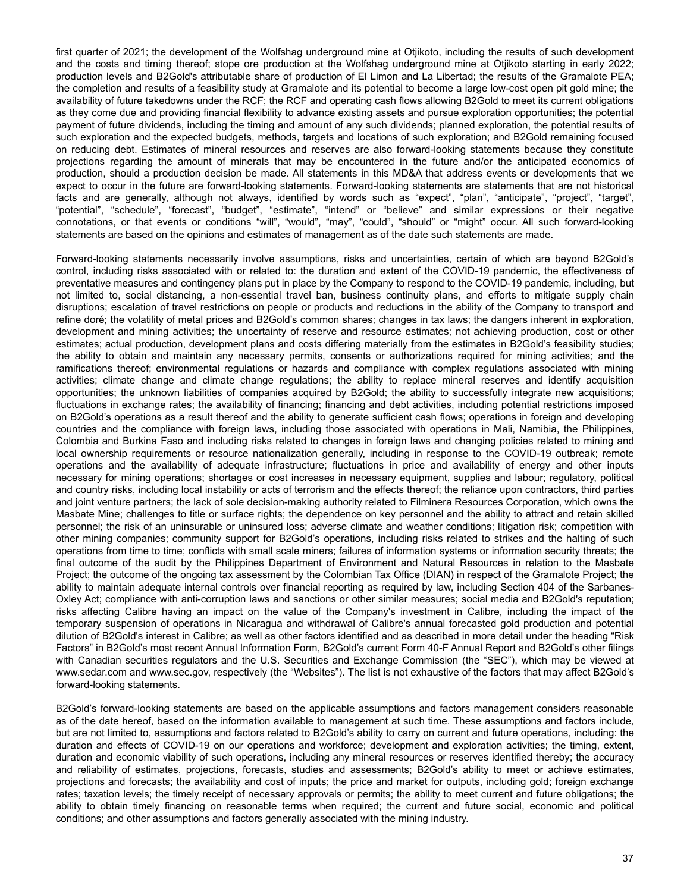first quarter of 2021; the development of the Wolfshag underground mine at Otjikoto, including the results of such development and the costs and timing thereof; stope ore production at the Wolfshag underground mine at Otjikoto starting in early 2022; production levels and B2Gold's attributable share of production of El Limon and La Libertad; the results of the Gramalote PEA; the completion and results of a feasibility study at Gramalote and its potential to become a large low-cost open pit gold mine; the availability of future takedowns under the RCF; the RCF and operating cash flows allowing B2Gold to meet its current obligations as they come due and providing financial flexibility to advance existing assets and pursue exploration opportunities; the potential payment of future dividends, including the timing and amount of any such dividends; planned exploration, the potential results of such exploration and the expected budgets, methods, targets and locations of such exploration; and B2Gold remaining focused on reducing debt. Estimates of mineral resources and reserves are also forward-looking statements because they constitute projections regarding the amount of minerals that may be encountered in the future and/or the anticipated economics of production, should a production decision be made. All statements in this MD&A that address events or developments that we expect to occur in the future are forward-looking statements. Forward-looking statements are statements that are not historical facts and are generally, although not always, identified by words such as "expect", "plan", "anticipate", "project", "target", "potential", "schedule", "forecast", "budget", "estimate", "intend" or "believe" and similar expressions or their negative connotations, or that events or conditions "will", "would", "may", "could", "should" or "might" occur. All such forward-looking statements are based on the opinions and estimates of management as of the date such statements are made.

Forward-looking statements necessarily involve assumptions, risks and uncertainties, certain of which are beyond B2Gold's control, including risks associated with or related to: the duration and extent of the COVID-19 pandemic, the effectiveness of preventative measures and contingency plans put in place by the Company to respond to the COVID-19 pandemic, including, but not limited to, social distancing, a non-essential travel ban, business continuity plans, and efforts to mitigate supply chain disruptions; escalation of travel restrictions on people or products and reductions in the ability of the Company to transport and refine doré; the volatility of metal prices and B2Gold's common shares; changes in tax laws; the dangers inherent in exploration, development and mining activities; the uncertainty of reserve and resource estimates; not achieving production, cost or other estimates; actual production, development plans and costs differing materially from the estimates in B2Gold's feasibility studies; the ability to obtain and maintain any necessary permits, consents or authorizations required for mining activities; and the ramifications thereof; environmental regulations or hazards and compliance with complex regulations associated with mining activities; climate change and climate change regulations; the ability to replace mineral reserves and identify acquisition opportunities; the unknown liabilities of companies acquired by B2Gold; the ability to successfully integrate new acquisitions; fluctuations in exchange rates; the availability of financing; financing and debt activities, including potential restrictions imposed on B2Gold's operations as a result thereof and the ability to generate sufficient cash flows; operations in foreign and developing countries and the compliance with foreign laws, including those associated with operations in Mali, Namibia, the Philippines, Colombia and Burkina Faso and including risks related to changes in foreign laws and changing policies related to mining and local ownership requirements or resource nationalization generally, including in response to the COVID-19 outbreak; remote operations and the availability of adequate infrastructure; fluctuations in price and availability of energy and other inputs necessary for mining operations; shortages or cost increases in necessary equipment, supplies and labour; regulatory, political and country risks, including local instability or acts of terrorism and the effects thereof; the reliance upon contractors, third parties and joint venture partners; the lack of sole decision-making authority related to Filminera Resources Corporation, which owns the Masbate Mine; challenges to title or surface rights; the dependence on key personnel and the ability to attract and retain skilled personnel; the risk of an uninsurable or uninsured loss; adverse climate and weather conditions; litigation risk; competition with other mining companies; community support for B2Gold's operations, including risks related to strikes and the halting of such operations from time to time; conflicts with small scale miners; failures of information systems or information security threats; the final outcome of the audit by the Philippines Department of Environment and Natural Resources in relation to the Masbate Project; the outcome of the ongoing tax assessment by the Colombian Tax Office (DIAN) in respect of the Gramalote Project; the ability to maintain adequate internal controls over financial reporting as required by law, including Section 404 of the Sarbanes-Oxley Act; compliance with anti-corruption laws and sanctions or other similar measures; social media and B2Gold's reputation; risks affecting Calibre having an impact on the value of the Company's investment in Calibre, including the impact of the temporary suspension of operations in Nicaragua and withdrawal of Calibre's annual forecasted gold production and potential dilution of B2Gold's interest in Calibre; as well as other factors identified and as described in more detail under the heading "Risk Factors" in B2Gold's most recent Annual Information Form, B2Gold's current Form 40-F Annual Report and B2Gold's other filings with Canadian securities regulators and the U.S. Securities and Exchange Commission (the "SEC"), which may be viewed at www.sedar.com and www.sec.gov, respectively (the "Websites"). The list is not exhaustive of the factors that may affect B2Gold's forward-looking statements.

B2Gold's forward-looking statements are based on the applicable assumptions and factors management considers reasonable as of the date hereof, based on the information available to management at such time. These assumptions and factors include, but are not limited to, assumptions and factors related to B2Gold's ability to carry on current and future operations, including: the duration and effects of COVID-19 on our operations and workforce; development and exploration activities; the timing, extent, duration and economic viability of such operations, including any mineral resources or reserves identified thereby; the accuracy and reliability of estimates, projections, forecasts, studies and assessments; B2Gold's ability to meet or achieve estimates, projections and forecasts; the availability and cost of inputs; the price and market for outputs, including gold; foreign exchange rates; taxation levels; the timely receipt of necessary approvals or permits; the ability to meet current and future obligations; the ability to obtain timely financing on reasonable terms when required; the current and future social, economic and political conditions; and other assumptions and factors generally associated with the mining industry.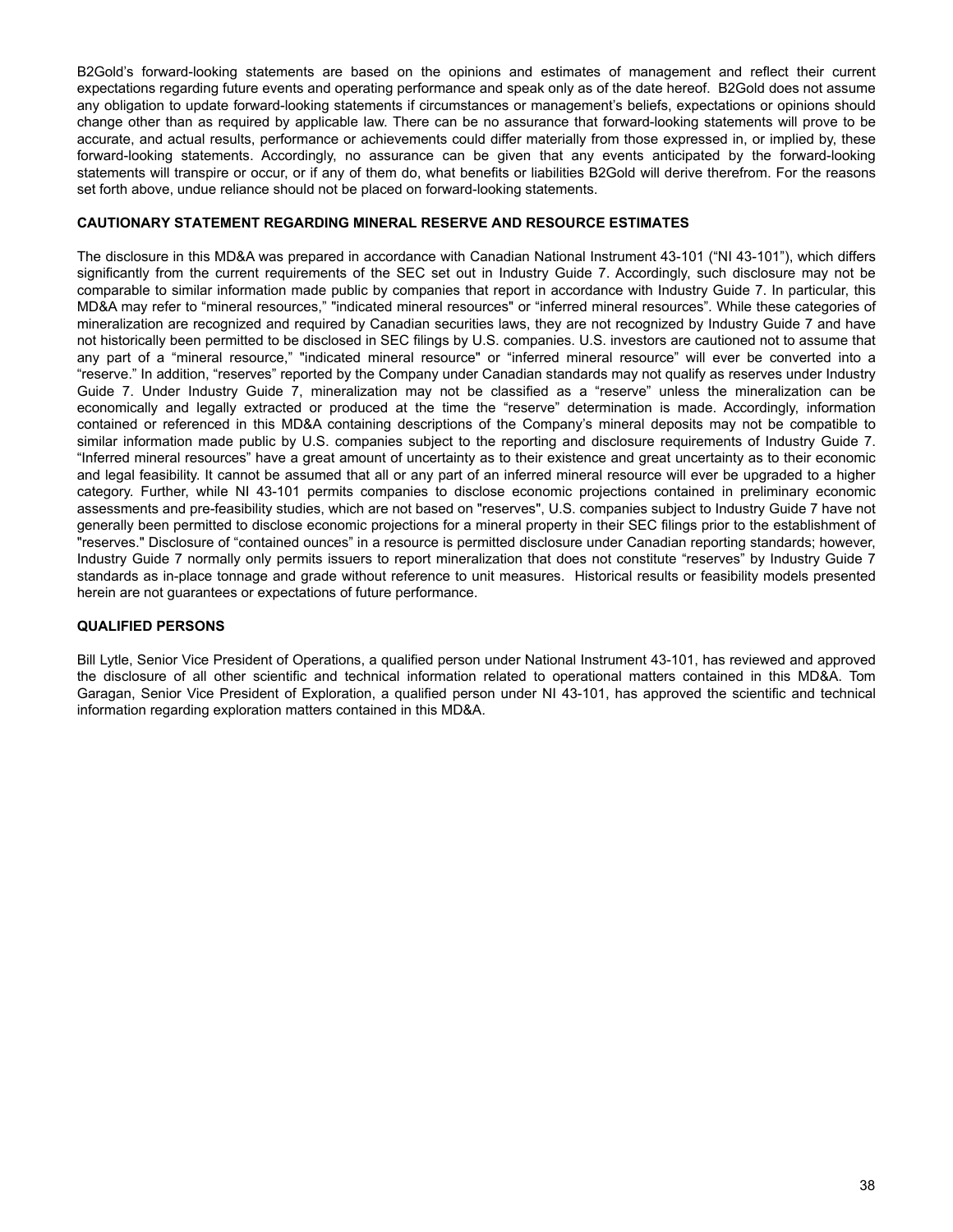B2Gold's forward-looking statements are based on the opinions and estimates of management and reflect their current expectations regarding future events and operating performance and speak only as of the date hereof. B2Gold does not assume any obligation to update forward-looking statements if circumstances or management's beliefs, expectations or opinions should change other than as required by applicable law. There can be no assurance that forward-looking statements will prove to be accurate, and actual results, performance or achievements could differ materially from those expressed in, or implied by, these forward-looking statements. Accordingly, no assurance can be given that any events anticipated by the forward-looking statements will transpire or occur, or if any of them do, what benefits or liabilities B2Gold will derive therefrom. For the reasons set forth above, undue reliance should not be placed on forward-looking statements.

## CAUTIONARY STATEMENT REGARDING MINERAL RESERVE AND RESOURCE ESTIMATES

The disclosure in this MD&A was prepared in accordance with Canadian National Instrument 43-101 ("NI 43-101"), which differs significantly from the current requirements of the SEC set out in Industry Guide 7. Accordingly, such disclosure may not be comparable to similar information made public by companies that report in accordance with Industry Guide 7. In particular, this MD&A may refer to "mineral resources," "indicated mineral resources" or "inferred mineral resources". While these categories of mineralization are recognized and required by Canadian securities laws, they are not recognized by Industry Guide 7 and have not historically been permitted to be disclosed in SEC filings by U.S. companies. U.S. investors are cautioned not to assume that any part of a "mineral resource," "indicated mineral resource" or "inferred mineral resource" will ever be converted into a "reserve." In addition, "reserves" reported by the Company under Canadian standards may not qualify as reserves under Industry Guide 7. Under Industry Guide 7, mineralization may not be classified as a "reserve" unless the mineralization can be economically and legally extracted or produced at the time the "reserve" determination is made. Accordingly, information contained or referenced in this MD&A containing descriptions of the Company's mineral deposits may not be compatible to similar information made public by U.S. companies subject to the reporting and disclosure requirements of Industry Guide 7. "Inferred mineral resources" have a great amount of uncertainty as to their existence and great uncertainty as to their economic and legal feasibility. It cannot be assumed that all or any part of an inferred mineral resource will ever be upgraded to a higher category. Further, while NI 43-101 permits companies to disclose economic projections contained in preliminary economic assessments and pre-feasibility studies, which are not based on "reserves", U.S. companies subject to Industry Guide 7 have not generally been permitted to disclose economic projections for a mineral property in their SEC filings prior to the establishment of "reserves." Disclosure of "contained ounces" in a resource is permitted disclosure under Canadian reporting standards; however, Industry Guide 7 normally only permits issuers to report mineralization that does not constitute "reserves" by Industry Guide 7 standards as in-place tonnage and grade without reference to unit measures. Historical results or feasibility models presented herein are not guarantees or expectations of future performance.

## QUALIFIED PERSONS

Bill Lytle, Senior Vice President of Operations, a qualified person under National Instrument 43-101, has reviewed and approved the disclosure of all other scientific and technical information related to operational matters contained in this MD&A. Tom Garagan, Senior Vice President of Exploration, a qualified person under NI 43-101, has approved the scientific and technical information regarding exploration matters contained in this MD&A.